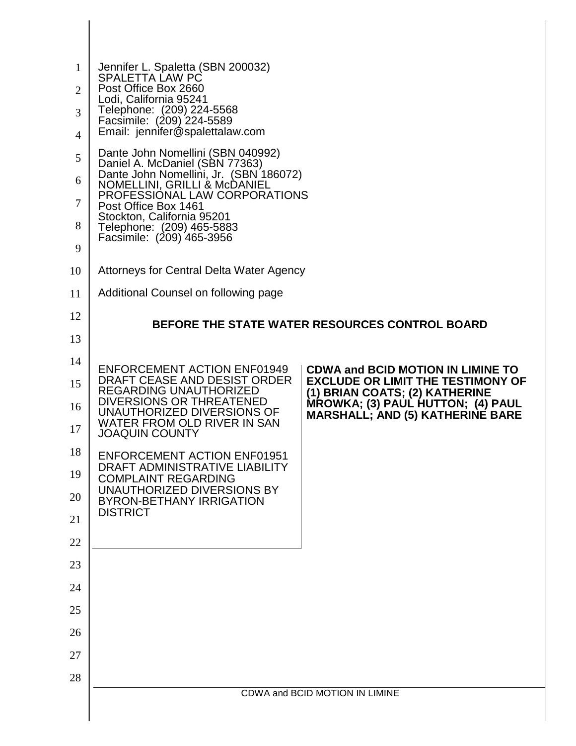Jennifer L. Spaletta (SBN 200032)
SPALETTA LAW PC
Post Office Box 2660
Lodi, California 95241
Telephone: (209) 224-5568
Facsimile: (209) 224-5589
Email: jennifer@spalettalaw.com

Dante John Nomellini (SBN 040992)
Daniel A. McDaniel (SBN 77363)
Dante John Nomellini, Jr. (SBN 186072)
NOMELLINI, GRILLI & McDANIEL
PROFESSIONAL LAW CORPORATIONS
Post Office Box 1461
Stockton, California 95201
Telephone: (209) 465-5883
Facsimile: (209) 465-3956

Attorneys for Central Delta Water Agency

Additional Counsel on following page

## BEFORE THE STATE WATER RESOURCES CONTROL BOARD

ENFORCEMENT ACTION ENF01949
DRAFT CEASE AND DESIST ORDER REGARDING UNAUTHORIZED DIVERSIONS OR THREATENED UNAUTHORIZED DIVERSIONS OF WATER FROM OLD RIVER IN SAN JOAQUIN COUNTY

ENFORCEMENT ACTION ENF01951
DRAFT ADMINISTRATIVE LIABILITY COMPLAINT REGARDING UNAUTHORIZED DIVERSIONS BY BYRON-BETHANY IRRIGATION DISTRICT

**CDWA and BCID MOTION IN LIMINE TO EXCLUDE OR LIMIT THE TESTIMONY OF (1) BRIAN COATS; (2) KATHERINE MROWKA; (3) PAUL HUTTON; (4) PAUL MARSHALL; AND (5) KATHERINE BARE**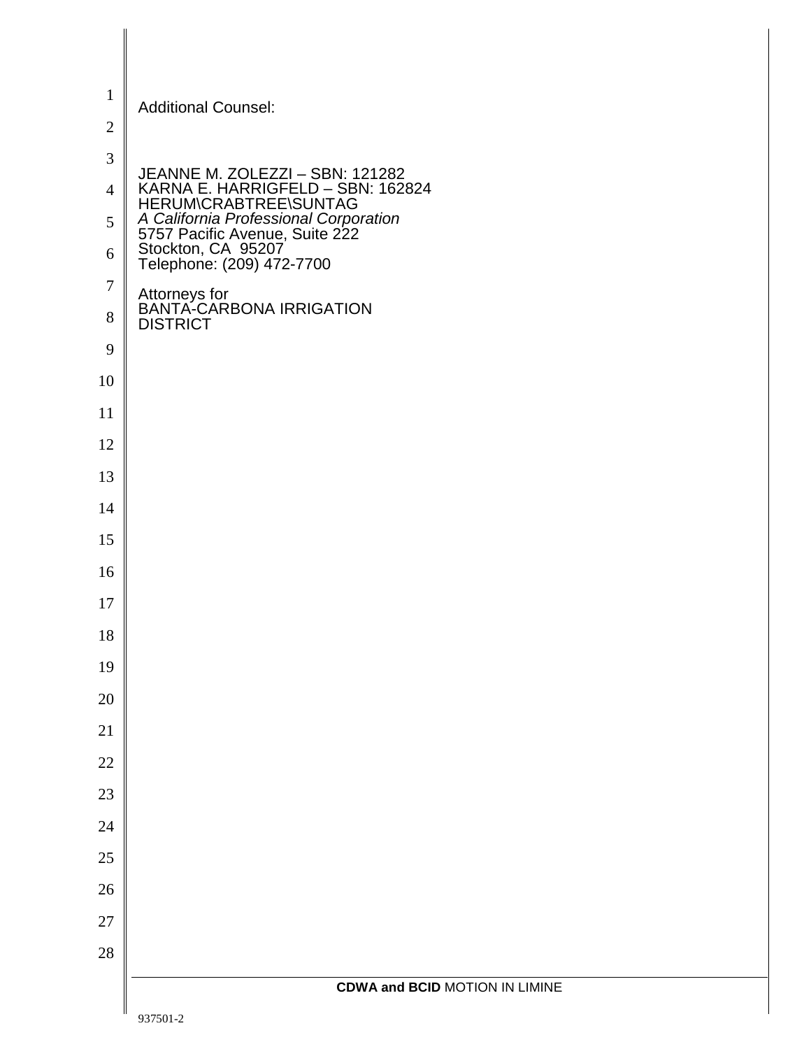Additional Counsel:

JEANNE M. ZOLEZZI – SBN: 121282
KARNA E. HARRIGFELD – SBN: 162824
HERUM\CRABTREE\SUNTAG
*A California Professional Corporation*
5757 Pacific Avenue, Suite 222
Stockton, CA 95207
Telephone: (209) 472-7700

Attorneys for
BANTA-CARBONA IRRIGATION
DISTRICT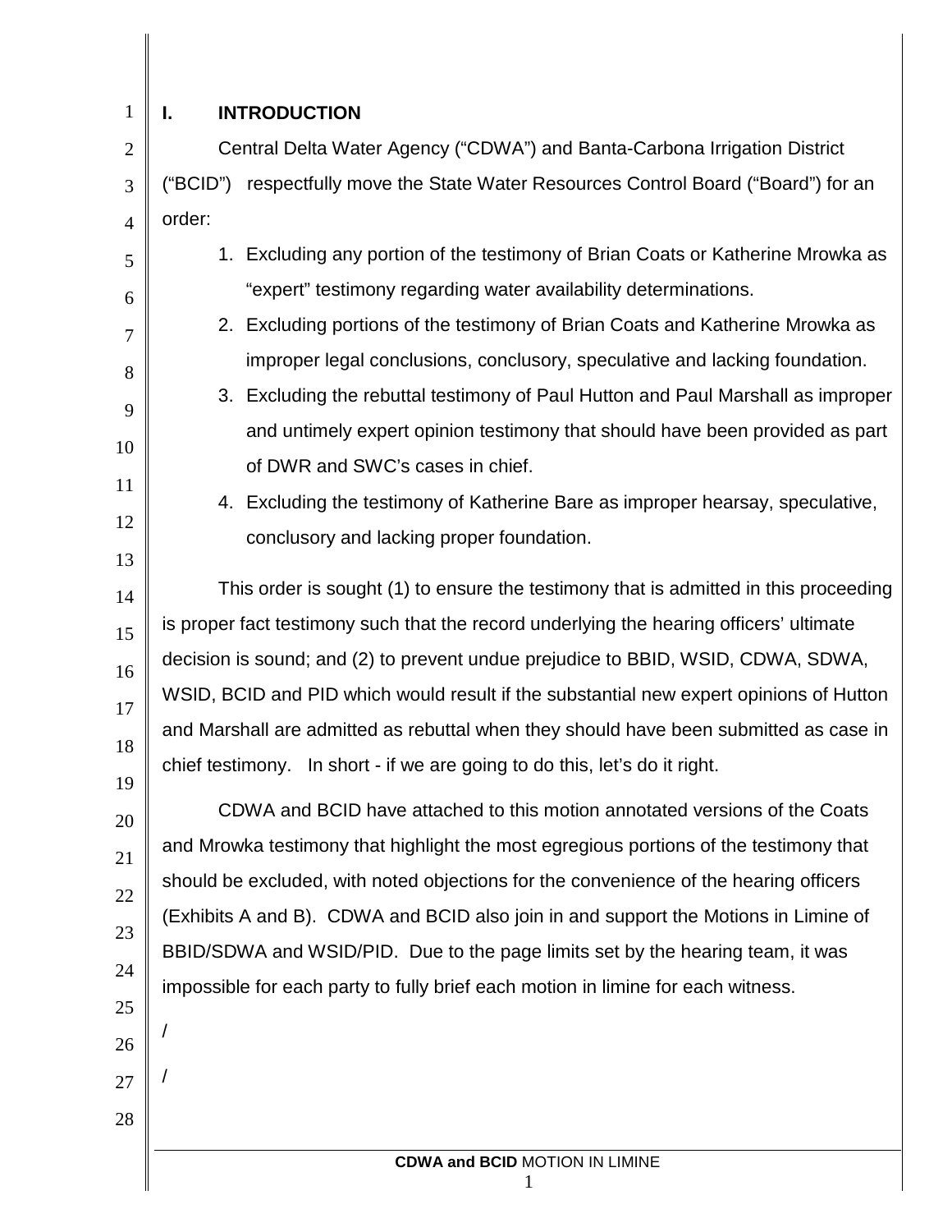## I. INTRODUCTION

Central Delta Water Agency ("CDWA") and Banta-Carbona Irrigation District ("BCID") respectfully move the State Water Resources Control Board ("Board") for an order:

1. Excluding any portion of the testimony of Brian Coats or Katherine Mrowka as "expert" testimony regarding water availability determinations.
2. Excluding portions of the testimony of Brian Coats and Katherine Mrowka as improper legal conclusions, conclusory, speculative and lacking foundation.
3. Excluding the rebuttal testimony of Paul Hutton and Paul Marshall as improper and untimely expert opinion testimony that should have been provided as part of DWR and SWC's cases in chief.
4. Excluding the testimony of Katherine Bare as improper hearsay, speculative, conclusory and lacking proper foundation.

This order is sought (1) to ensure the testimony that is admitted in this proceeding is proper fact testimony such that the record underlying the hearing officers' ultimate decision is sound; and (2) to prevent undue prejudice to BBID, WSID, CDWA, SDWA, WSID, BCID and PID which would result if the substantial new expert opinions of Hutton and Marshall are admitted as rebuttal when they should have been submitted as case in chief testimony. In short - if we are going to do this, let's do it right.

CDWA and BCID have attached to this motion annotated versions of the Coats and Mrowka testimony that highlight the most egregious portions of the testimony that should be excluded, with noted objections for the convenience of the hearing officers (Exhibits A and B). CDWA and BCID also join in and support the Motions in Limine of BBID/SDWA and WSID/PID. Due to the page limits set by the hearing team, it was impossible for each party to fully brief each motion in limine for each witness.

/

/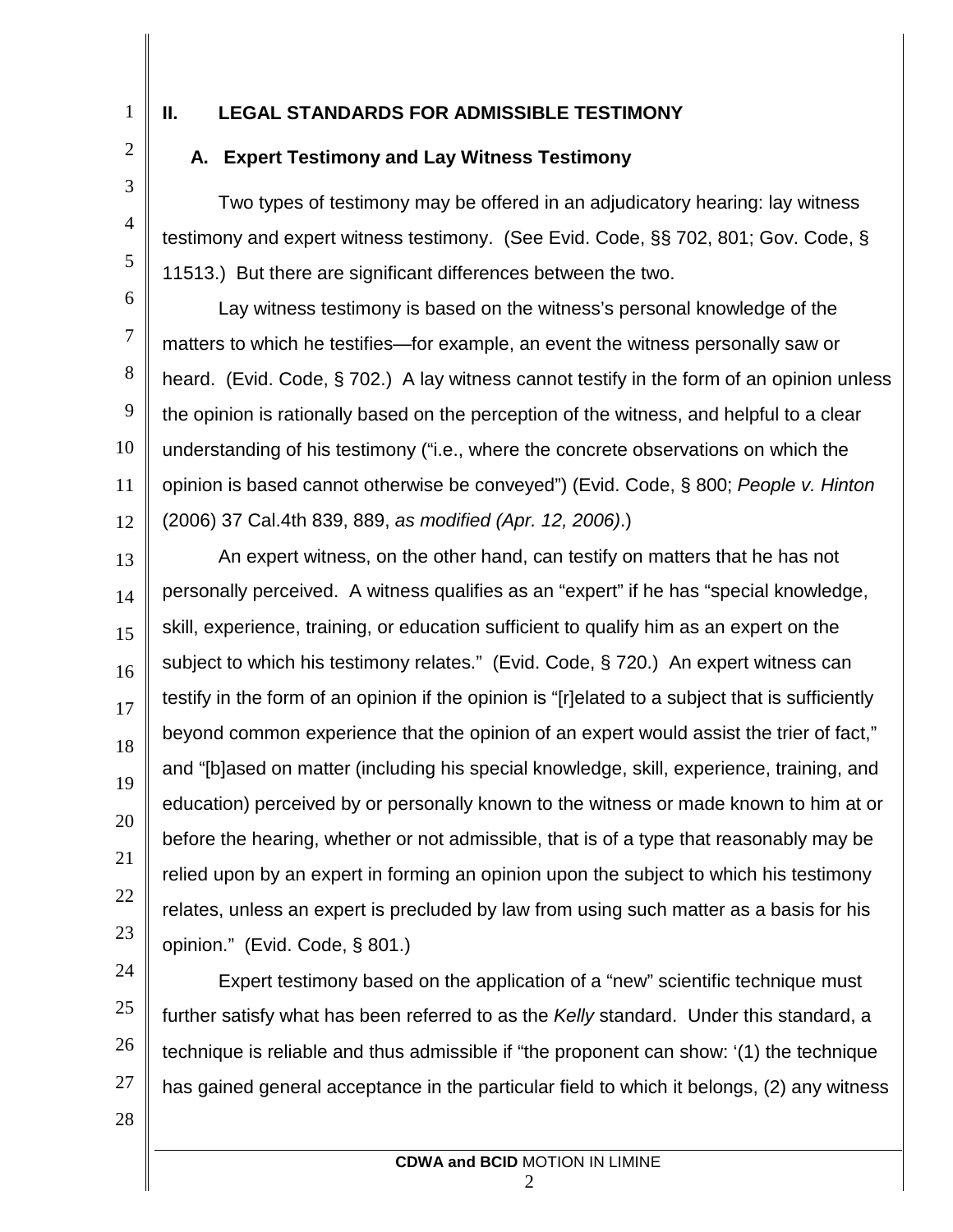## II. LEGAL STANDARDS FOR ADMISSIBLE TESTIMONY

### A. Expert Testimony and Lay Witness Testimony

Two types of testimony may be offered in an adjudicatory hearing: lay witness testimony and expert witness testimony. (See Evid. Code, §§ 702, 801; Gov. Code, § 11513.) But there are significant differences between the two.

Lay witness testimony is based on the witness's personal knowledge of the matters to which he testifies—for example, an event the witness personally saw or heard. (Evid. Code, § 702.) A lay witness cannot testify in the form of an opinion unless the opinion is rationally based on the perception of the witness, and helpful to a clear understanding of his testimony ("i.e., where the concrete observations on which the opinion is based cannot otherwise be conveyed") (Evid. Code, § 800; *People v. Hinton* (2006) 37 Cal.4th 839, 889, *as modified (Apr. 12, 2006)*.)

An expert witness, on the other hand, can testify on matters that he has not personally perceived. A witness qualifies as an "expert" if he has "special knowledge, skill, experience, training, or education sufficient to qualify him as an expert on the subject to which his testimony relates." (Evid. Code, § 720.) An expert witness can testify in the form of an opinion if the opinion is "[r]elated to a subject that is sufficiently beyond common experience that the opinion of an expert would assist the trier of fact," and "[b]ased on matter (including his special knowledge, skill, experience, training, and education) perceived by or personally known to the witness or made known to him at or before the hearing, whether or not admissible, that is of a type that reasonably may be relied upon by an expert in forming an opinion upon the subject to which his testimony relates, unless an expert is precluded by law from using such matter as a basis for his opinion." (Evid. Code, § 801.)

Expert testimony based on the application of a "new" scientific technique must further satisfy what has been referred to as the *Kelly* standard. Under this standard, a technique is reliable and thus admissible if "the proponent can show: '(1) the technique has gained general acceptance in the particular field to which it belongs, (2) any witness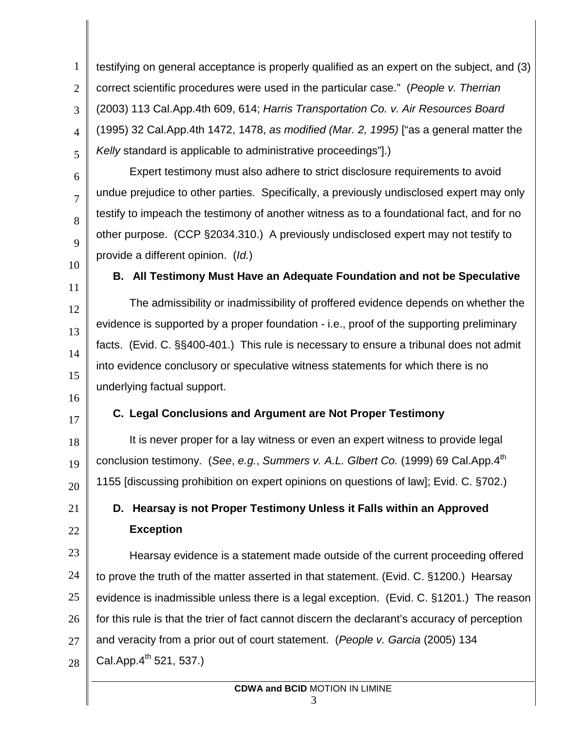testifying on general acceptance is properly qualified as an expert on the subject, and (3) correct scientific procedures were used in the particular case." (*People v. Therrian* (2003) 113 Cal.App.4th 609, 614; *Harris Transportation Co. v. Air Resources Board* (1995) 32 Cal.App.4th 1472, 1478, *as modified (Mar. 2, 1995)* ["as a general matter the *Kelly* standard is applicable to administrative proceedings"].)

Expert testimony must also adhere to strict disclosure requirements to avoid undue prejudice to other parties. Specifically, a previously undisclosed expert may only testify to impeach the testimony of another witness as to a foundational fact, and for no other purpose. (CCP §2034.310.) A previously undisclosed expert may not testify to provide a different opinion. (*Id.*)

### B. All Testimony Must Have an Adequate Foundation and not be Speculative

The admissibility or inadmissibility of proffered evidence depends on whether the evidence is supported by a proper foundation - i.e., proof of the supporting preliminary facts. (Evid. C. §§400-401.) This rule is necessary to ensure a tribunal does not admit into evidence conclusory or speculative witness statements for which there is no underlying factual support.

### C. Legal Conclusions and Argument are Not Proper Testimony

It is never proper for a lay witness or even an expert witness to provide legal conclusion testimony. (*See*, *e.g.*, *Summers v. A.L. Glbert Co.* (1999) 69 Cal.App.4th 1155 [discussing prohibition on expert opinions on questions of law]; Evid. C. §702.)

### D. Hearsay is not Proper Testimony Unless it Falls within an Approved Exception

Hearsay evidence is a statement made outside of the current proceeding offered to prove the truth of the matter asserted in that statement. (Evid. C. §1200.) Hearsay evidence is inadmissible unless there is a legal exception. (Evid. C. §1201.) The reason for this rule is that the trier of fact cannot discern the declarant's accuracy of perception and veracity from a prior out of court statement. (*People v. Garcia* (2005) 134 Cal.App.4th 521, 537.)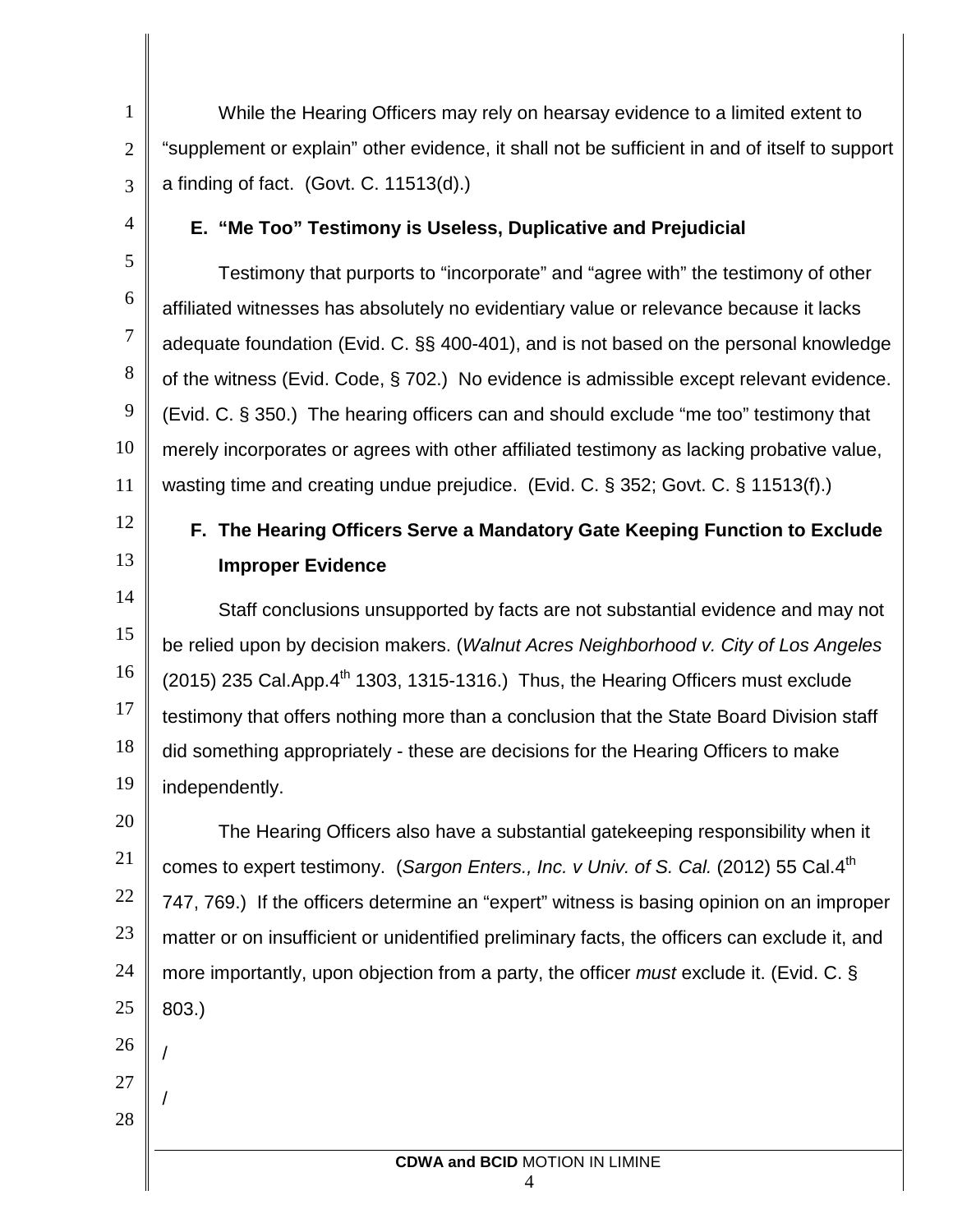While the Hearing Officers may rely on hearsay evidence to a limited extent to "supplement or explain" other evidence, it shall not be sufficient in and of itself to support a finding of fact. (Govt. C. 11513(d).)

### E. "Me Too" Testimony is Useless, Duplicative and Prejudicial

Testimony that purports to "incorporate" and "agree with" the testimony of other affiliated witnesses has absolutely no evidentiary value or relevance because it lacks adequate foundation (Evid. C. §§ 400-401), and is not based on the personal knowledge of the witness (Evid. Code, § 702.) No evidence is admissible except relevant evidence. (Evid. C. § 350.) The hearing officers can and should exclude "me too" testimony that merely incorporates or agrees with other affiliated testimony as lacking probative value, wasting time and creating undue prejudice. (Evid. C. § 352; Govt. C. § 11513(f).)

### F. The Hearing Officers Serve a Mandatory Gate Keeping Function to Exclude Improper Evidence

Staff conclusions unsupported by facts are not substantial evidence and may not be relied upon by decision makers. (*Walnut Acres Neighborhood v. City of Los Angeles* (2015) 235 Cal.App.4th 1303, 1315-1316.) Thus, the Hearing Officers must exclude testimony that offers nothing more than a conclusion that the State Board Division staff did something appropriately - these are decisions for the Hearing Officers to make independently.

The Hearing Officers also have a substantial gatekeeping responsibility when it comes to expert testimony. (*Sargon Enters., Inc. v Univ. of S. Cal.* (2012) 55 Cal.4th 747, 769.) If the officers determine an "expert" witness is basing opinion on an improper matter or on insufficient or unidentified preliminary facts, the officers can exclude it, and more importantly, upon objection from a party, the officer *must* exclude it. (Evid. C. § 803.)

/

/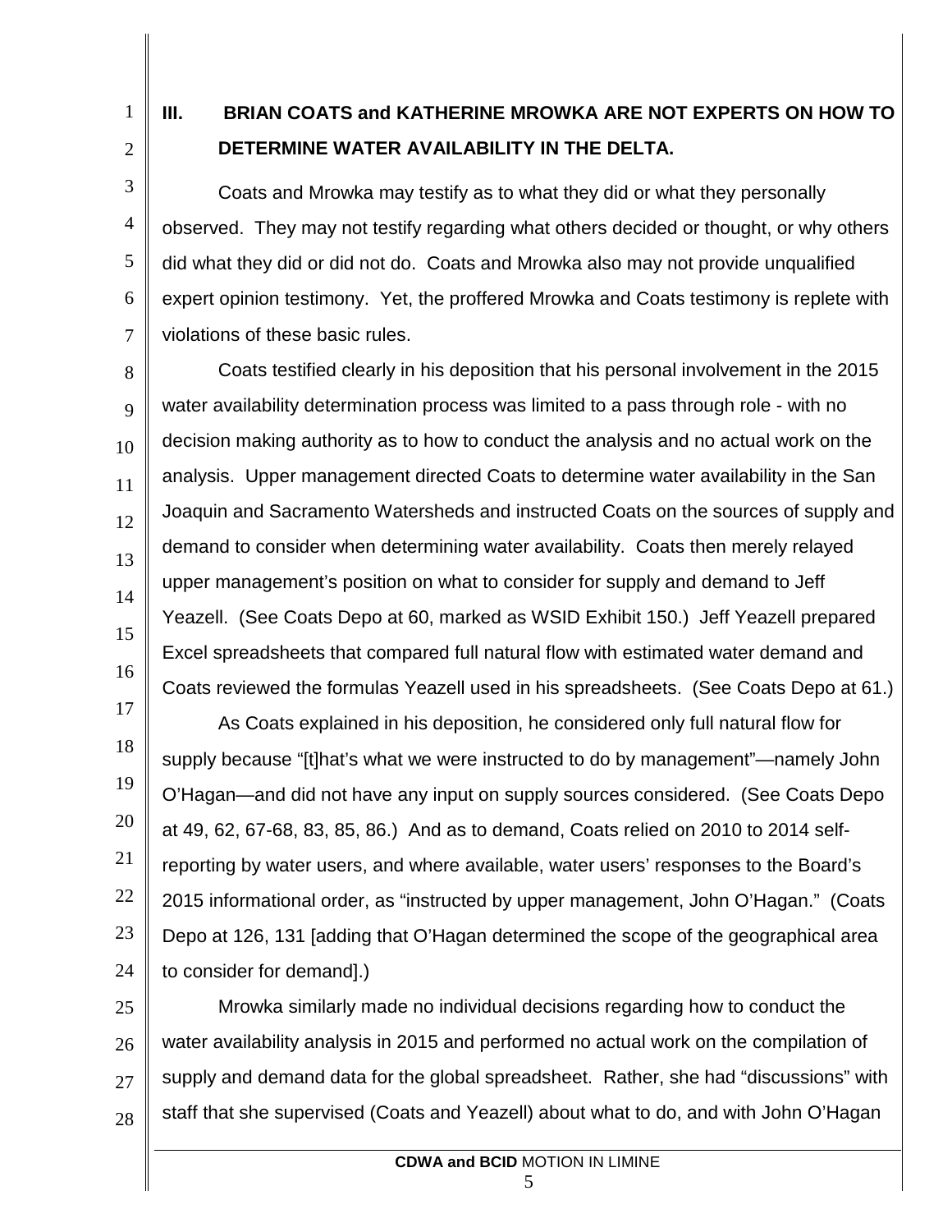## III. BRIAN COATS and KATHERINE MROWKA ARE NOT EXPERTS ON HOW TO DETERMINE WATER AVAILABILITY IN THE DELTA.

Coats and Mrowka may testify as to what they did or what they personally observed. They may not testify regarding what others decided or thought, or why others did what they did or did not do. Coats and Mrowka also may not provide unqualified expert opinion testimony. Yet, the proffered Mrowka and Coats testimony is replete with violations of these basic rules.

Coats testified clearly in his deposition that his personal involvement in the 2015 water availability determination process was limited to a pass through role - with no decision making authority as to how to conduct the analysis and no actual work on the analysis. Upper management directed Coats to determine water availability in the San Joaquin and Sacramento Watersheds and instructed Coats on the sources of supply and demand to consider when determining water availability. Coats then merely relayed upper management's position on what to consider for supply and demand to Jeff Yeazell. (See Coats Depo at 60, marked as WSID Exhibit 150.) Jeff Yeazell prepared Excel spreadsheets that compared full natural flow with estimated water demand and Coats reviewed the formulas Yeazell used in his spreadsheets. (See Coats Depo at 61.)

As Coats explained in his deposition, he considered only full natural flow for supply because "[t]hat's what we were instructed to do by management"—namely John O'Hagan—and did not have any input on supply sources considered. (See Coats Depo at 49, 62, 67-68, 83, 85, 86.) And as to demand, Coats relied on 2010 to 2014 self-reporting by water users, and where available, water users' responses to the Board's 2015 informational order, as "instructed by upper management, John O'Hagan." (Coats Depo at 126, 131 [adding that O'Hagan determined the scope of the geographical area to consider for demand].)

Mrowka similarly made no individual decisions regarding how to conduct the water availability analysis in 2015 and performed no actual work on the compilation of supply and demand data for the global spreadsheet. Rather, she had "discussions" with staff that she supervised (Coats and Yeazell) about what to do, and with John O'Hagan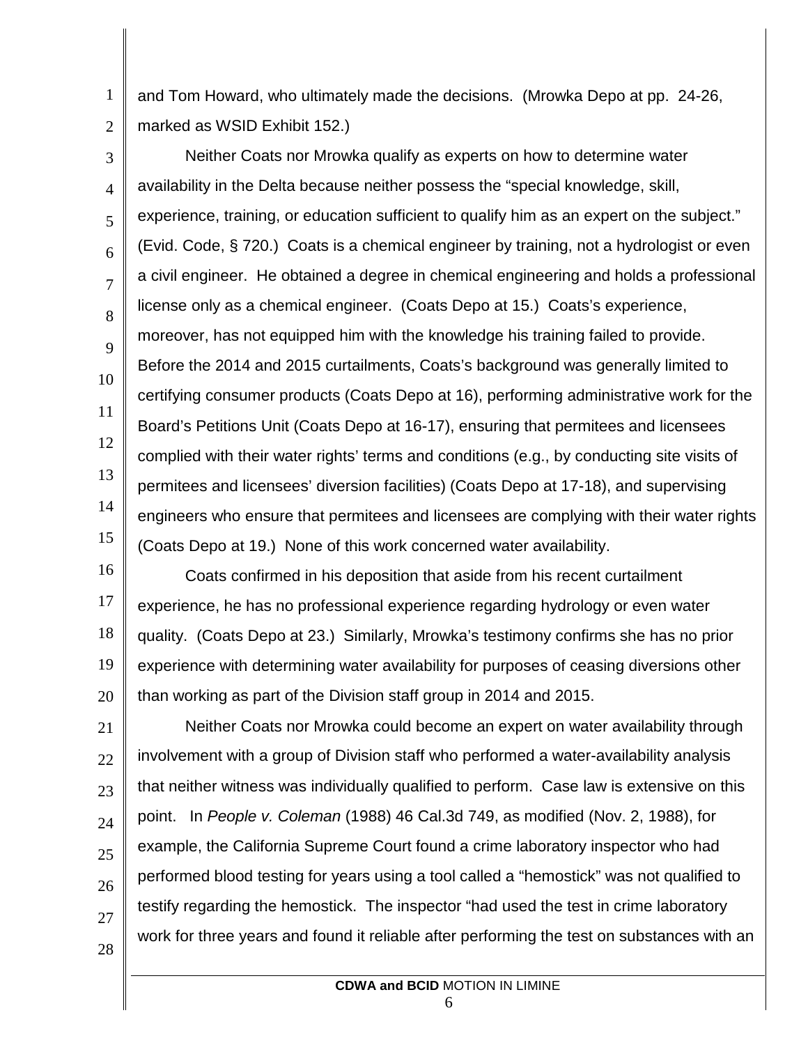and Tom Howard, who ultimately made the decisions. (Mrowka Depo at pp. 24-26, marked as WSID Exhibit 152.)

Neither Coats nor Mrowka qualify as experts on how to determine water availability in the Delta because neither possess the "special knowledge, skill, experience, training, or education sufficient to qualify him as an expert on the subject." (Evid. Code, § 720.) Coats is a chemical engineer by training, not a hydrologist or even a civil engineer. He obtained a degree in chemical engineering and holds a professional license only as a chemical engineer. (Coats Depo at 15.) Coats's experience, moreover, has not equipped him with the knowledge his training failed to provide. Before the 2014 and 2015 curtailments, Coats's background was generally limited to certifying consumer products (Coats Depo at 16), performing administrative work for the Board's Petitions Unit (Coats Depo at 16-17), ensuring that permitees and licensees complied with their water rights' terms and conditions (e.g., by conducting site visits of permitees and licensees' diversion facilities) (Coats Depo at 17-18), and supervising engineers who ensure that permitees and licensees are complying with their water rights (Coats Depo at 19.) None of this work concerned water availability.

Coats confirmed in his deposition that aside from his recent curtailment experience, he has no professional experience regarding hydrology or even water quality. (Coats Depo at 23.) Similarly, Mrowka's testimony confirms she has no prior experience with determining water availability for purposes of ceasing diversions other than working as part of the Division staff group in 2014 and 2015.

Neither Coats nor Mrowka could become an expert on water availability through involvement with a group of Division staff who performed a water-availability analysis that neither witness was individually qualified to perform. Case law is extensive on this point. In *People v. Coleman* (1988) 46 Cal.3d 749, as modified (Nov. 2, 1988), for example, the California Supreme Court found a crime laboratory inspector who had performed blood testing for years using a tool called a "hemostick" was not qualified to testify regarding the hemostick. The inspector "had used the test in crime laboratory work for three years and found it reliable after performing the test on substances with an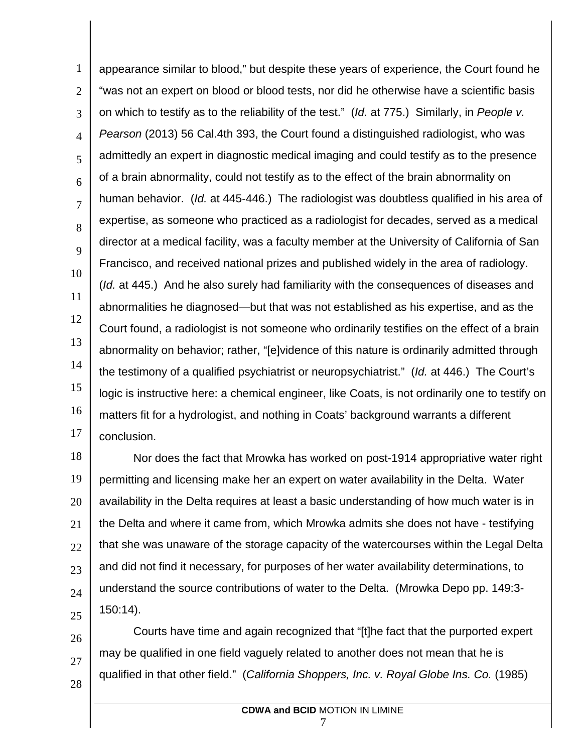appearance similar to blood," but despite these years of experience, the Court found he "was not an expert on blood or blood tests, nor did he otherwise have a scientific basis on which to testify as to the reliability of the test." (*Id.* at 775.) Similarly, in *People v. Pearson* (2013) 56 Cal.4th 393, the Court found a distinguished radiologist, who was admittedly an expert in diagnostic medical imaging and could testify as to the presence of a brain abnormality, could not testify as to the effect of the brain abnormality on human behavior. (*Id.* at 445-446.) The radiologist was doubtless qualified in his area of expertise, as someone who practiced as a radiologist for decades, served as a medical director at a medical facility, was a faculty member at the University of California of San Francisco, and received national prizes and published widely in the area of radiology. (*Id.* at 445.) And he also surely had familiarity with the consequences of diseases and abnormalities he diagnosed—but that was not established as his expertise, and as the Court found, a radiologist is not someone who ordinarily testifies on the effect of a brain abnormality on behavior; rather, "[e]vidence of this nature is ordinarily admitted through the testimony of a qualified psychiatrist or neuropsychiatrist." (*Id.* at 446.) The Court's logic is instructive here: a chemical engineer, like Coats, is not ordinarily one to testify on matters fit for a hydrologist, and nothing in Coats' background warrants a different conclusion.

Nor does the fact that Mrowka has worked on post-1914 appropriative water right permitting and licensing make her an expert on water availability in the Delta. Water availability in the Delta requires at least a basic understanding of how much water is in the Delta and where it came from, which Mrowka admits she does not have - testifying that she was unaware of the storage capacity of the watercourses within the Legal Delta and did not find it necessary, for purposes of her water availability determinations, to understand the source contributions of water to the Delta. (Mrowka Depo pp. 149:3-150:14).

Courts have time and again recognized that "[t]he fact that the purported expert may be qualified in one field vaguely related to another does not mean that he is qualified in that other field." (*California Shoppers, Inc. v. Royal Globe Ins. Co.* (1985)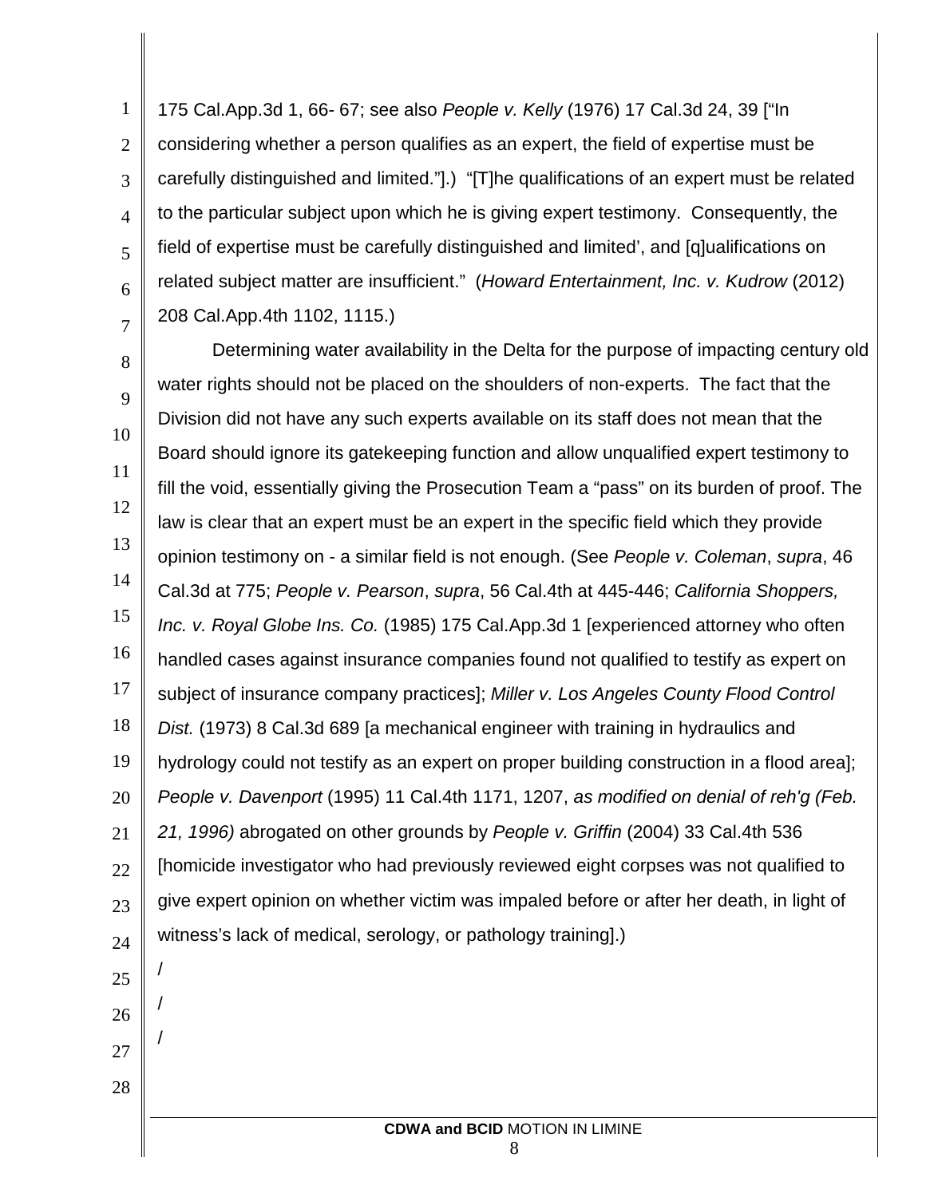175 Cal.App.3d 1, 66- 67; see also *People v. Kelly* (1976) 17 Cal.3d 24, 39 ["In considering whether a person qualifies as an expert, the field of expertise must be carefully distinguished and limited."].) "[T]he qualifications of an expert must be related to the particular subject upon which he is giving expert testimony. Consequently, the field of expertise must be carefully distinguished and limited', and [q]ualifications on related subject matter are insufficient." (*Howard Entertainment, Inc. v. Kudrow* (2012) 208 Cal.App.4th 1102, 1115.)

Determining water availability in the Delta for the purpose of impacting century old water rights should not be placed on the shoulders of non-experts. The fact that the Division did not have any such experts available on its staff does not mean that the Board should ignore its gatekeeping function and allow unqualified expert testimony to fill the void, essentially giving the Prosecution Team a "pass" on its burden of proof. The law is clear that an expert must be an expert in the specific field which they provide opinion testimony on - a similar field is not enough. (See *People v. Coleman*, *supra*, 46 Cal.3d at 775; *People v. Pearson*, *supra*, 56 Cal.4th at 445-446; *California Shoppers, Inc. v. Royal Globe Ins. Co.* (1985) 175 Cal.App.3d 1 [experienced attorney who often handled cases against insurance companies found not qualified to testify as expert on subject of insurance company practices]; *Miller v. Los Angeles County Flood Control Dist.* (1973) 8 Cal.3d 689 [a mechanical engineer with training in hydraulics and hydrology could not testify as an expert on proper building construction in a flood area]; *People v. Davenport* (1995) 11 Cal.4th 1171, 1207, *as modified on denial of reh'g (Feb. 21, 1996)* abrogated on other grounds by *People v. Griffin* (2004) 33 Cal.4th 536 [homicide investigator who had previously reviewed eight corpses was not qualified to give expert opinion on whether victim was impaled before or after her death, in light of witness's lack of medical, serology, or pathology training].)

/

/

/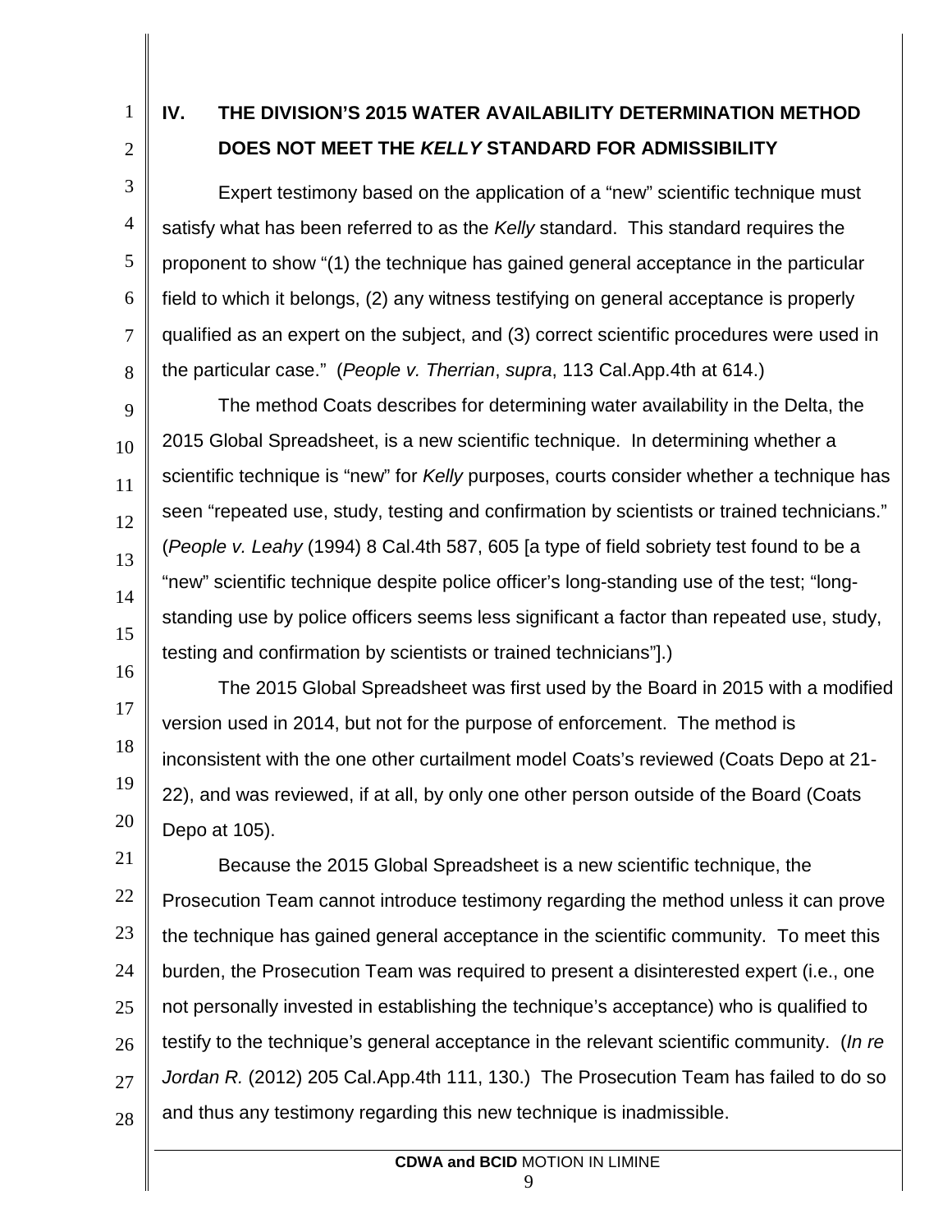## IV. THE DIVISION'S 2015 WATER AVAILABILITY DETERMINATION METHOD DOES NOT MEET THE *KELLY* STANDARD FOR ADMISSIBILITY

Expert testimony based on the application of a "new" scientific technique must satisfy what has been referred to as the *Kelly* standard. This standard requires the proponent to show "(1) the technique has gained general acceptance in the particular field to which it belongs, (2) any witness testifying on general acceptance is properly qualified as an expert on the subject, and (3) correct scientific procedures were used in the particular case." (*People v. Therrian*, *supra*, 113 Cal.App.4th at 614.)

The method Coats describes for determining water availability in the Delta, the 2015 Global Spreadsheet, is a new scientific technique. In determining whether a scientific technique is "new" for *Kelly* purposes, courts consider whether a technique has seen "repeated use, study, testing and confirmation by scientists or trained technicians." (*People v. Leahy* (1994) 8 Cal.4th 587, 605 [a type of field sobriety test found to be a "new" scientific technique despite police officer's long-standing use of the test; "long-standing use by police officers seems less significant a factor than repeated use, study, testing and confirmation by scientists or trained technicians"].)

The 2015 Global Spreadsheet was first used by the Board in 2015 with a modified version used in 2014, but not for the purpose of enforcement. The method is inconsistent with the one other curtailment model Coats's reviewed (Coats Depo at 21-22), and was reviewed, if at all, by only one other person outside of the Board (Coats Depo at 105).

Because the 2015 Global Spreadsheet is a new scientific technique, the Prosecution Team cannot introduce testimony regarding the method unless it can prove the technique has gained general acceptance in the scientific community. To meet this burden, the Prosecution Team was required to present a disinterested expert (i.e., one not personally invested in establishing the technique's acceptance) who is qualified to testify to the technique's general acceptance in the relevant scientific community. (*In re Jordan R.* (2012) 205 Cal.App.4th 111, 130.) The Prosecution Team has failed to do so and thus any testimony regarding this new technique is inadmissible.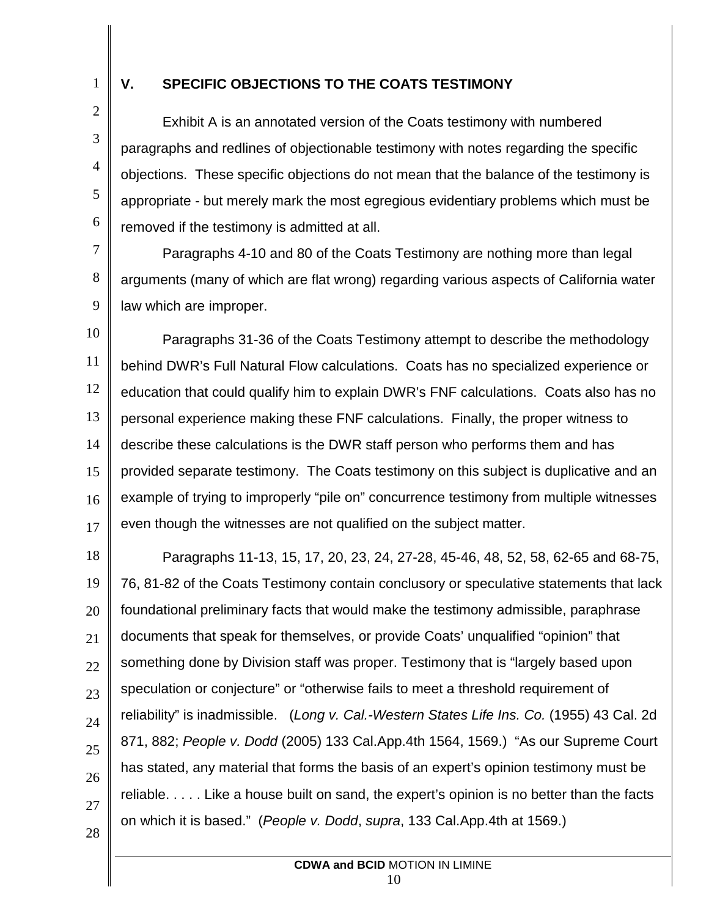## V. SPECIFIC OBJECTIONS TO THE COATS TESTIMONY

Exhibit A is an annotated version of the Coats testimony with numbered paragraphs and redlines of objectionable testimony with notes regarding the specific objections. These specific objections do not mean that the balance of the testimony is appropriate - but merely mark the most egregious evidentiary problems which must be removed if the testimony is admitted at all.

Paragraphs 4-10 and 80 of the Coats Testimony are nothing more than legal arguments (many of which are flat wrong) regarding various aspects of California water law which are improper.

Paragraphs 31-36 of the Coats Testimony attempt to describe the methodology behind DWR's Full Natural Flow calculations. Coats has no specialized experience or education that could qualify him to explain DWR's FNF calculations. Coats also has no personal experience making these FNF calculations. Finally, the proper witness to describe these calculations is the DWR staff person who performs them and has provided separate testimony. The Coats testimony on this subject is duplicative and an example of trying to improperly "pile on" concurrence testimony from multiple witnesses even though the witnesses are not qualified on the subject matter.

Paragraphs 11-13, 15, 17, 20, 23, 24, 27-28, 45-46, 48, 52, 58, 62-65 and 68-75, 76, 81-82 of the Coats Testimony contain conclusory or speculative statements that lack foundational preliminary facts that would make the testimony admissible, paraphrase documents that speak for themselves, or provide Coats' unqualified "opinion" that something done by Division staff was proper. Testimony that is "largely based upon speculation or conjecture" or "otherwise fails to meet a threshold requirement of reliability" is inadmissible. (*Long v. Cal.-Western States Life Ins. Co.* (1955) 43 Cal. 2d 871, 882; *People v. Dodd* (2005) 133 Cal.App.4th 1564, 1569.) "As our Supreme Court has stated, any material that forms the basis of an expert's opinion testimony must be reliable. . . . . Like a house built on sand, the expert's opinion is no better than the facts on which it is based." (*People v. Dodd*, *supra*, 133 Cal.App.4th at 1569.)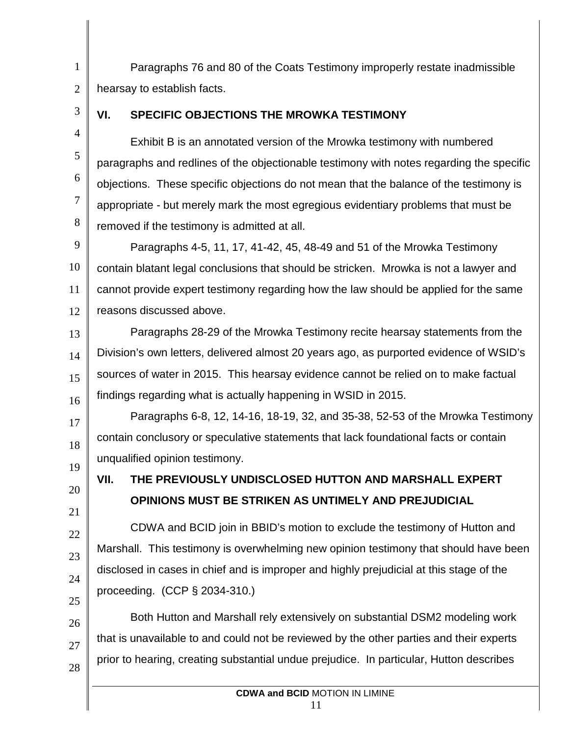Paragraphs 76 and 80 of the Coats Testimony improperly restate inadmissible hearsay to establish facts.

## VI. SPECIFIC OBJECTIONS THE MROWKA TESTIMONY

Exhibit B is an annotated version of the Mrowka testimony with numbered paragraphs and redlines of the objectionable testimony with notes regarding the specific objections. These specific objections do not mean that the balance of the testimony is appropriate - but merely mark the most egregious evidentiary problems that must be removed if the testimony is admitted at all.

Paragraphs 4-5, 11, 17, 41-42, 45, 48-49 and 51 of the Mrowka Testimony contain blatant legal conclusions that should be stricken. Mrowka is not a lawyer and cannot provide expert testimony regarding how the law should be applied for the same reasons discussed above.

Paragraphs 28-29 of the Mrowka Testimony recite hearsay statements from the Division's own letters, delivered almost 20 years ago, as purported evidence of WSID's sources of water in 2015. This hearsay evidence cannot be relied on to make factual findings regarding what is actually happening in WSID in 2015.

Paragraphs 6-8, 12, 14-16, 18-19, 32, and 35-38, 52-53 of the Mrowka Testimony contain conclusory or speculative statements that lack foundational facts or contain unqualified opinion testimony.

## VII. THE PREVIOUSLY UNDISCLOSED HUTTON AND MARSHALL EXPERT OPINIONS MUST BE STRIKEN AS UNTIMELY AND PREJUDICIAL

CDWA and BCID join in BBID's motion to exclude the testimony of Hutton and Marshall. This testimony is overwhelming new opinion testimony that should have been disclosed in cases in chief and is improper and highly prejudicial at this stage of the proceeding. (CCP § 2034-310.)

Both Hutton and Marshall rely extensively on substantial DSM2 modeling work that is unavailable to and could not be reviewed by the other parties and their experts prior to hearing, creating substantial undue prejudice. In particular, Hutton describes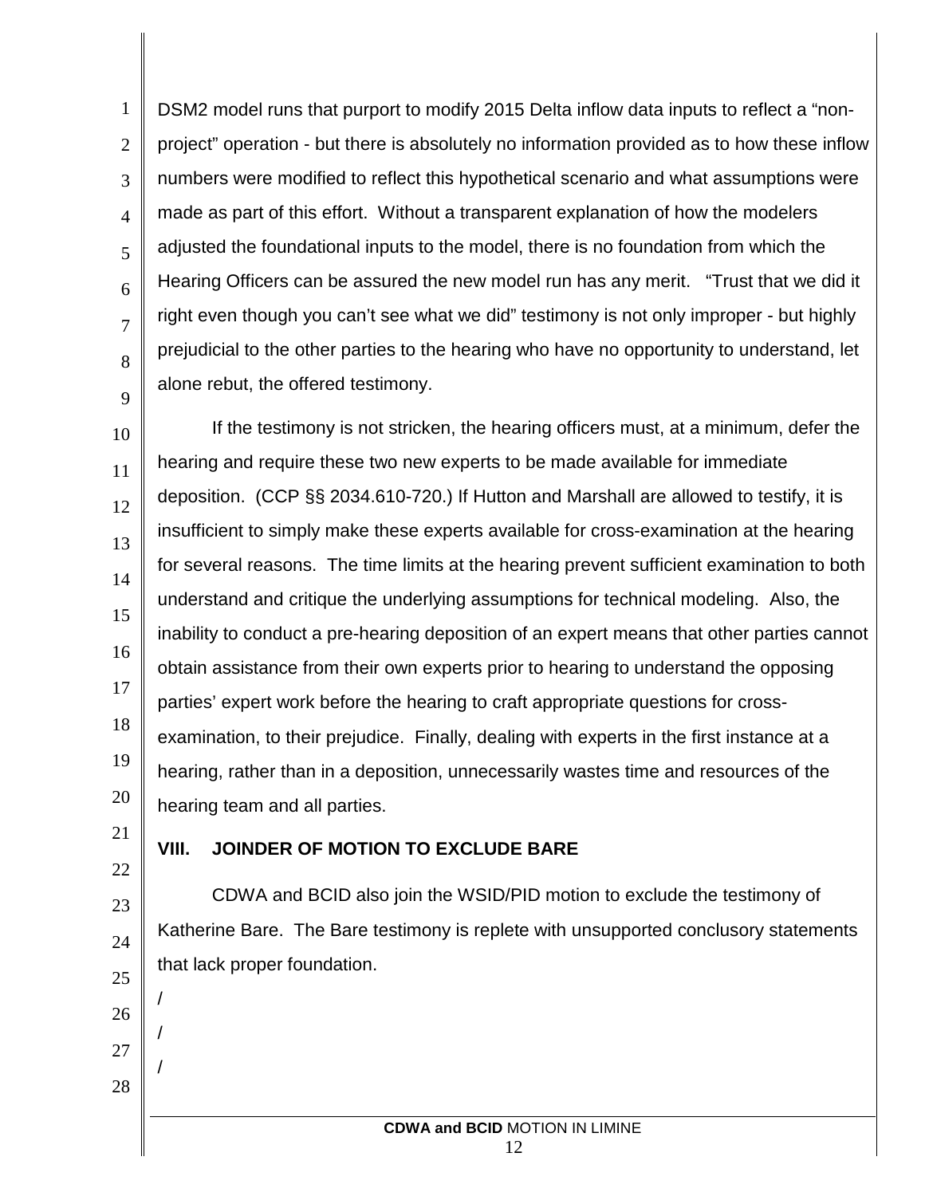DSM2 model runs that purport to modify 2015 Delta inflow data inputs to reflect a "non-project" operation - but there is absolutely no information provided as to how these inflow numbers were modified to reflect this hypothetical scenario and what assumptions were made as part of this effort. Without a transparent explanation of how the modelers adjusted the foundational inputs to the model, there is no foundation from which the Hearing Officers can be assured the new model run has any merit. "Trust that we did it right even though you can't see what we did" testimony is not only improper - but highly prejudicial to the other parties to the hearing who have no opportunity to understand, let alone rebut, the offered testimony.

If the testimony is not stricken, the hearing officers must, at a minimum, defer the hearing and require these two new experts to be made available for immediate deposition. (CCP §§ 2034.610-720.) If Hutton and Marshall are allowed to testify, it is insufficient to simply make these experts available for cross-examination at the hearing for several reasons. The time limits at the hearing prevent sufficient examination to both understand and critique the underlying assumptions for technical modeling. Also, the inability to conduct a pre-hearing deposition of an expert means that other parties cannot obtain assistance from their own experts prior to hearing to understand the opposing parties' expert work before the hearing to craft appropriate questions for cross-examination, to their prejudice. Finally, dealing with experts in the first instance at a hearing, rather than in a deposition, unnecessarily wastes time and resources of the hearing team and all parties.

## VIII. JOINDER OF MOTION TO EXCLUDE BARE

CDWA and BCID also join the WSID/PID motion to exclude the testimony of Katherine Bare. The Bare testimony is replete with unsupported conclusory statements that lack proper foundation.

/

/

/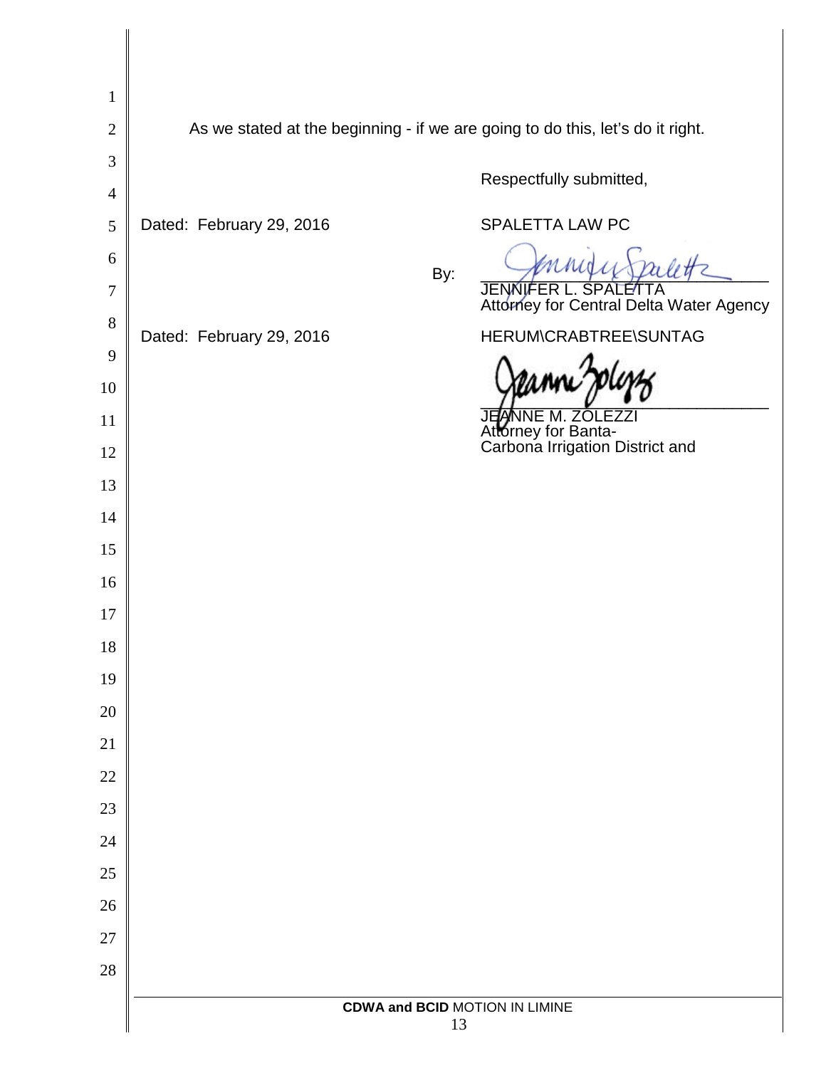As we stated at the beginning - if we are going to do this, let's do it right.

Respectfully submitted,

Dated: February 29, 2016

SPALETTA LAW PC

By: ______________________________

JENNIFER L. SPALETTA
Attorney for Central Delta Water Agency

Dated: February 29, 2016

HERUM\CRABTREE\SUNTAG

______________________________

JEANNE M. ZOLEZZI
Attorney for Banta-Carbona Irrigation District and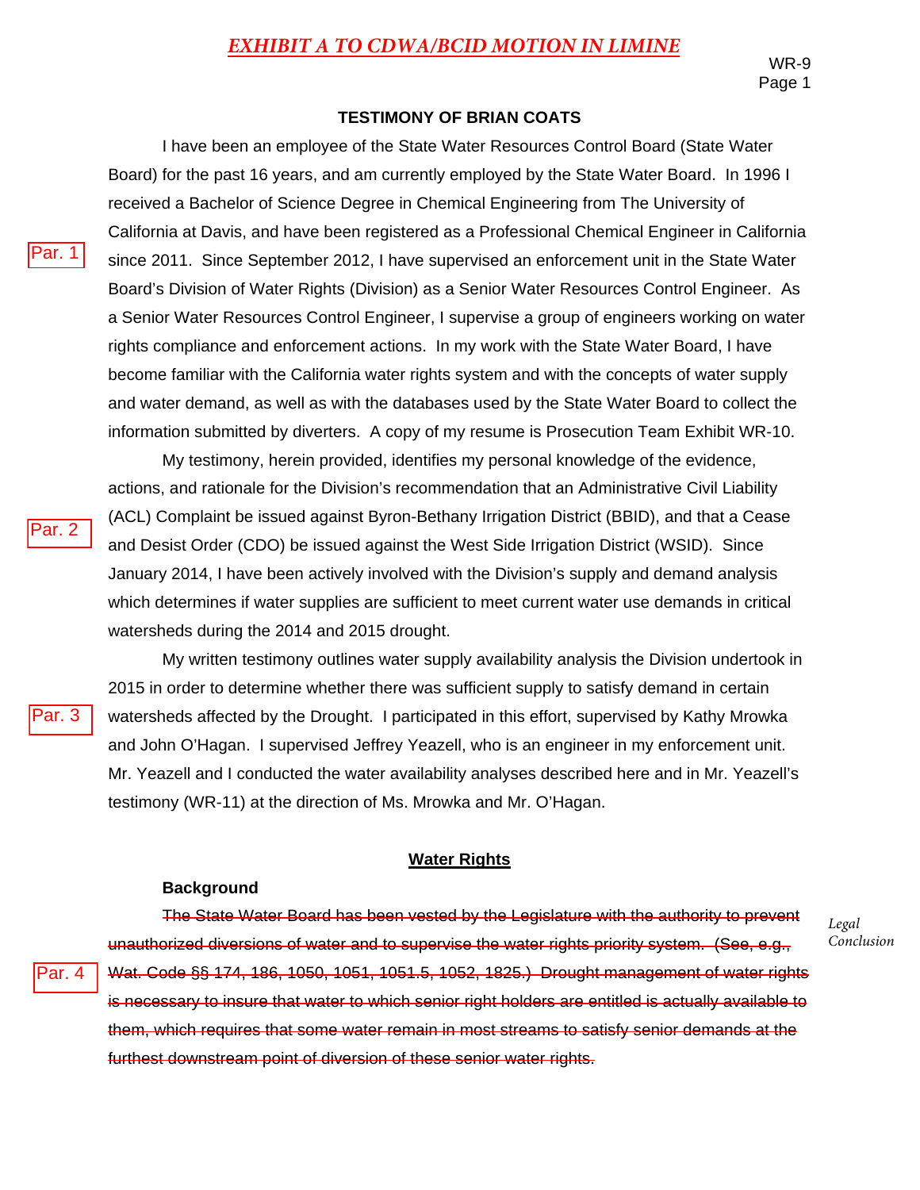***EXHIBIT A TO CDWA/BCID MOTION IN LIMINE***

WR-9
Page 1

**TESTIMONY OF BRIAN COATS**

Par. 1

I have been an employee of the State Water Resources Control Board (State Water Board) for the past 16 years, and am currently employed by the State Water Board. In 1996 I received a Bachelor of Science Degree in Chemical Engineering from The University of California at Davis, and have been registered as a Professional Chemical Engineer in California since 2011. Since September 2012, I have supervised an enforcement unit in the State Water Board's Division of Water Rights (Division) as a Senior Water Resources Control Engineer. As a Senior Water Resources Control Engineer, I supervise a group of engineers working on water rights compliance and enforcement actions. In my work with the State Water Board, I have become familiar with the California water rights system and with the concepts of water supply and water demand, as well as with the databases used by the State Water Board to collect the information submitted by diverters. A copy of my resume is Prosecution Team Exhibit WR-10.

Par. 2

My testimony, herein provided, identifies my personal knowledge of the evidence, actions, and rationale for the Division's recommendation that an Administrative Civil Liability (ACL) Complaint be issued against Byron-Bethany Irrigation District (BBID), and that a Cease and Desist Order (CDO) be issued against the West Side Irrigation District (WSID). Since January 2014, I have been actively involved with the Division's supply and demand analysis which determines if water supplies are sufficient to meet current water use demands in critical watersheds during the 2014 and 2015 drought.

Par. 3

My written testimony outlines water supply availability analysis the Division undertook in 2015 in order to determine whether there was sufficient supply to satisfy demand in certain watersheds affected by the Drought. I participated in this effort, supervised by Kathy Mrowka and John O'Hagan. I supervised Jeffrey Yeazell, who is an engineer in my enforcement unit. Mr. Yeazell and I conducted the water availability analyses described here and in Mr. Yeazell's testimony (WR-11) at the direction of Ms. Mrowka and Mr. O'Hagan.

**Water Rights**

**Background**

Par. 4

~~The State Water Board has been vested by the Legislature with the authority to prevent unauthorized diversions of water and to supervise the water rights priority system. (See, e.g., Wat. Code §§ 174, 186, 1050, 1051, 1051.5, 1052, 1825.) Drought management of water rights is necessary to insure that water to which senior right holders are entitled is actually available to them, which requires that some water remain in most streams to satisfy senior demands at the furthest downstream point of diversion of these senior water rights.~~

*Legal Conclusion*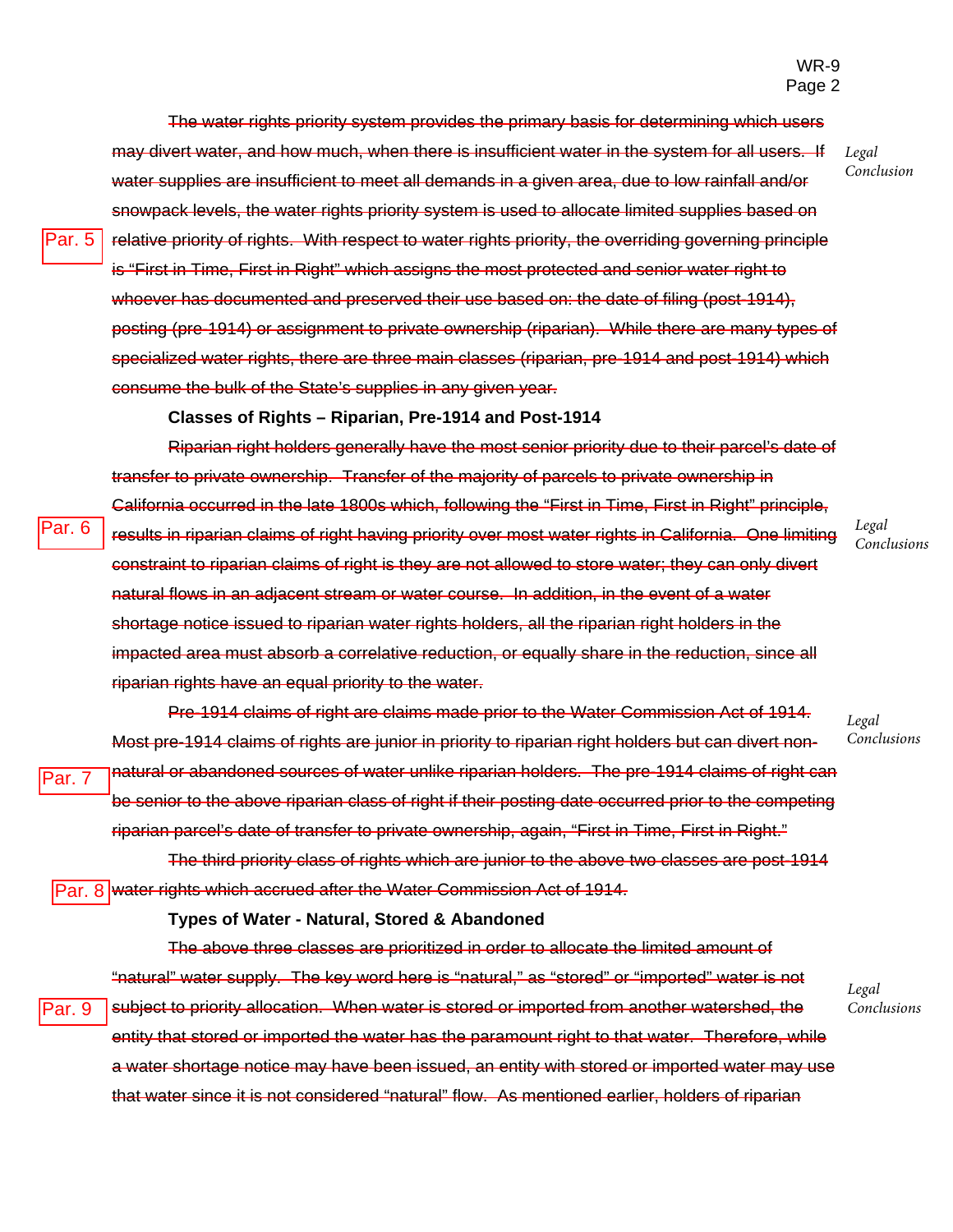~~The water rights priority system provides the primary basis for determining which users may divert water, and how much, when there is insufficient water in the system for all users. If water supplies are insufficient to meet all demands in a given area, due to low rainfall and/or snowpack levels, the water rights priority system is used to allocate limited supplies based on relative priority of rights. With respect to water rights priority, the overriding governing principle is "First in Time, First in Right" which assigns the most protected and senior water right to whoever has documented and preserved their use based on: the date of filing (post-1914), posting (pre-1914) or assignment to private ownership (riparian). While there are many types of specialized water rights, there are three main classes (riparian, pre-1914 and post-1914) which consume the bulk of the State's supplies in any given year.~~

Par. 5 — *Legal Conclusion*

**Classes of Rights – Riparian, Pre-1914 and Post-1914**

~~Riparian right holders generally have the most senior priority due to their parcel's date of transfer to private ownership. Transfer of the majority of parcels to private ownership in California occurred in the late 1800s which, following the "First in Time, First in Right" principle, results in riparian claims of right having priority over most water rights in California. One limiting constraint to riparian claims of right is they are not allowed to store water; they can only divert natural flows in an adjacent stream or water course. In addition, in the event of a water shortage notice issued to riparian water rights holders, all the riparian right holders in the impacted area must absorb a correlative reduction, or equally share in the reduction, since all riparian rights have an equal priority to the water.~~

Par. 6 — *Legal Conclusions*

~~Pre-1914 claims of right are claims made prior to the Water Commission Act of 1914. Most pre-1914 claims of rights are junior in priority to riparian right holders but can divert non-natural or abandoned sources of water unlike riparian holders. The pre-1914 claims of right can be senior to the above riparian class of right if their posting date occurred prior to the competing riparian parcel's date of transfer to private ownership, again, "First in Time, First in Right."~~

Par. 7 — *Legal Conclusions*

~~The third priority class of rights which are junior to the above two classes are post-1914 water rights which accrued after the Water Commission Act of 1914.~~

Par. 8

**Types of Water - Natural, Stored & Abandoned**

~~The above three classes are prioritized in order to allocate the limited amount of "natural" water supply. The key word here is "natural," as "stored" or "imported" water is not subject to priority allocation. When water is stored or imported from another watershed, the entity that stored or imported the water has the paramount right to that water. Therefore, while a water shortage notice may have been issued, an entity with stored or imported water may use that water since it is not considered "natural" flow. As mentioned earlier, holders of riparian~~

Par. 9 — *Legal Conclusions*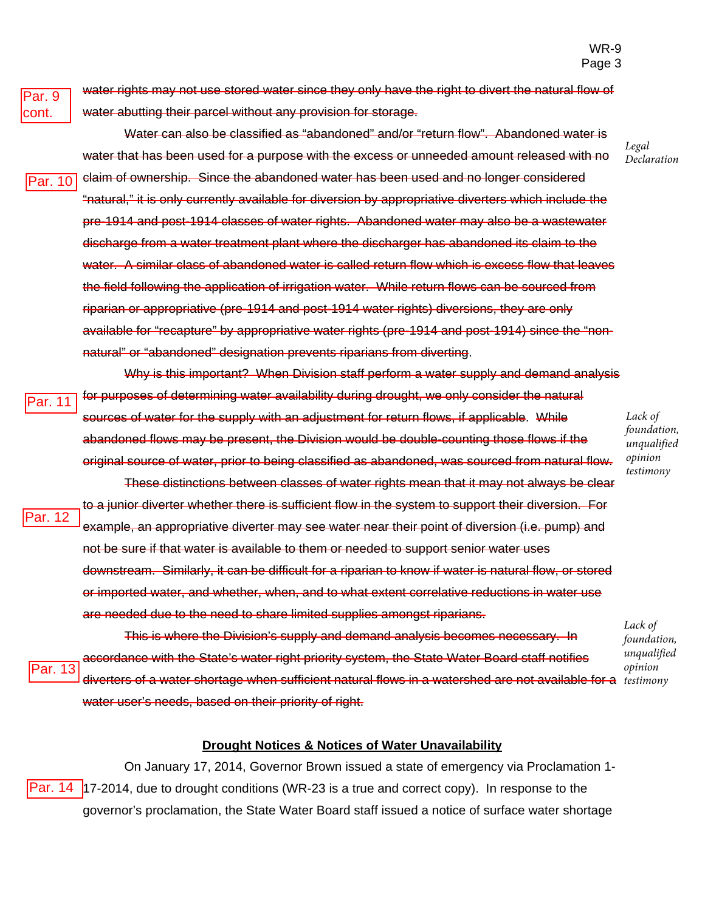Par. 9 cont.

~~water rights may not use stored water since they only have the right to divert the natural flow of water abutting their parcel without any provision for storage.~~

Par. 10

~~Water can also be classified as “abandoned” and/or “return flow”. Abandoned water is water that has been used for a purpose with the excess or unneeded amount released with no claim of ownership. Since the abandoned water has been used and no longer considered “natural,” it is only currently available for diversion by appropriative diverters which include the pre-1914 and post-1914 classes of water rights. Abandoned water may also be a wastewater discharge from a water treatment plant where the discharger has abandoned its claim to the water. A similar class of abandoned water is called return flow which is excess flow that leaves the field following the application of irrigation water. While return flows can be sourced from riparian or appropriative (pre-1914 and post-1914 water rights) diversions, they are only available for “recapture” by appropriative water rights (pre-1914 and post-1914) since the “non-natural” or “abandoned” designation prevents riparians from diverting.~~

*Legal Declaration*

Par. 11

~~Why is this important? When Division staff perform a water supply and demand analysis for purposes of determining water availability during drought, we only consider the natural sources of water for the supply with an adjustment for return flows, if applicable. While abandoned flows may be present, the Division would be double-counting those flows if the original source of water, prior to being classified as abandoned, was sourced from natural flow.~~

*Lack of foundation, unqualified opinion testimony*

Par. 12

~~These distinctions between classes of water rights mean that it may not always be clear to a junior diverter whether there is sufficient flow in the system to support their diversion. For example, an appropriative diverter may see water near their point of diversion (i.e. pump) and not be sure if that water is available to them or needed to support senior water uses downstream. Similarly, it can be difficult for a riparian to know if water is natural flow, or stored or imported water, and whether, when, and to what extent correlative reductions in water use are needed due to the need to share limited supplies amongst riparians.~~

Par. 13

~~This is where the Division’s supply and demand analysis becomes necessary. In accordance with the State’s water right priority system, the State Water Board staff notifies diverters of a water shortage when sufficient natural flows in a watershed are not available for a water user’s needs, based on their priority of right.~~

*Lack of foundation, unqualified opinion testimony*

## Drought Notices & Notices of Water Unavailability

Par. 14

On January 17, 2014, Governor Brown issued a state of emergency via Proclamation 1-17-2014, due to drought conditions (WR-23 is a true and correct copy). In response to the governor’s proclamation, the State Water Board staff issued a notice of surface water shortage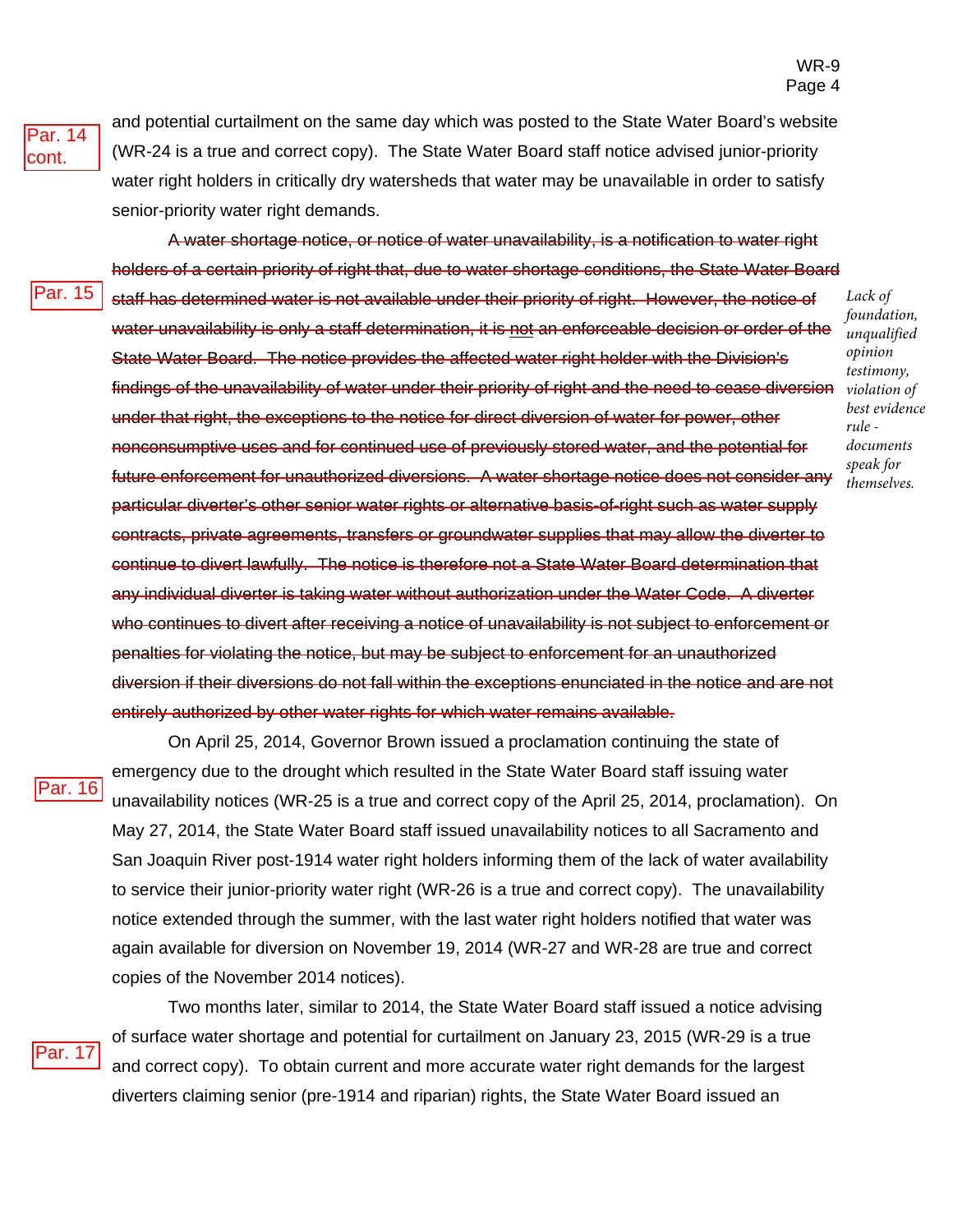Par. 14 cont.

and potential curtailment on the same day which was posted to the State Water Board's website (WR-24 is a true and correct copy). The State Water Board staff notice advised junior-priority water right holders in critically dry watersheds that water may be unavailable in order to satisfy senior-priority water right demands.

Par. 15

~~A water shortage notice, or notice of water unavailability, is a notification to water right holders of a certain priority of right that, due to water shortage conditions, the State Water Board staff has determined water is not available under their priority of right. However, the notice of water unavailability is only a staff determination, it is not an enforceable decision or order of the State Water Board. The notice provides the affected water right holder with the Division's findings of the unavailability of water under their priority of right and the need to cease diversion under that right, the exceptions to the notice for direct diversion of water for power, other nonconsumptive uses and for continued use of previously stored water, and the potential for future enforcement for unauthorized diversions. A water shortage notice does not consider any particular diverter's other senior water rights or alternative basis-of-right such as water supply contracts, private agreements, transfers or groundwater supplies that may allow the diverter to continue to divert lawfully. The notice is therefore not a State Water Board determination that any individual diverter is taking water without authorization under the Water Code. A diverter who continues to divert after receiving a notice of unavailability is not subject to enforcement or penalties for violating the notice, but may be subject to enforcement for an unauthorized diversion if their diversions do not fall within the exceptions enunciated in the notice and are not entirely authorized by other water rights for which water remains available.~~

*Lack of foundation, unqualified opinion testimony, violation of best evidence rule - documents speak for themselves.*

Par. 16

On April 25, 2014, Governor Brown issued a proclamation continuing the state of emergency due to the drought which resulted in the State Water Board staff issuing water unavailability notices (WR-25 is a true and correct copy of the April 25, 2014, proclamation). On May 27, 2014, the State Water Board staff issued unavailability notices to all Sacramento and San Joaquin River post-1914 water right holders informing them of the lack of water availability to service their junior-priority water right (WR-26 is a true and correct copy). The unavailability notice extended through the summer, with the last water right holders notified that water was again available for diversion on November 19, 2014 (WR-27 and WR-28 are true and correct copies of the November 2014 notices).

Par. 17

Two months later, similar to 2014, the State Water Board staff issued a notice advising of surface water shortage and potential for curtailment on January 23, 2015 (WR-29 is a true and correct copy). To obtain current and more accurate water right demands for the largest diverters claiming senior (pre-1914 and riparian) rights, the State Water Board issued an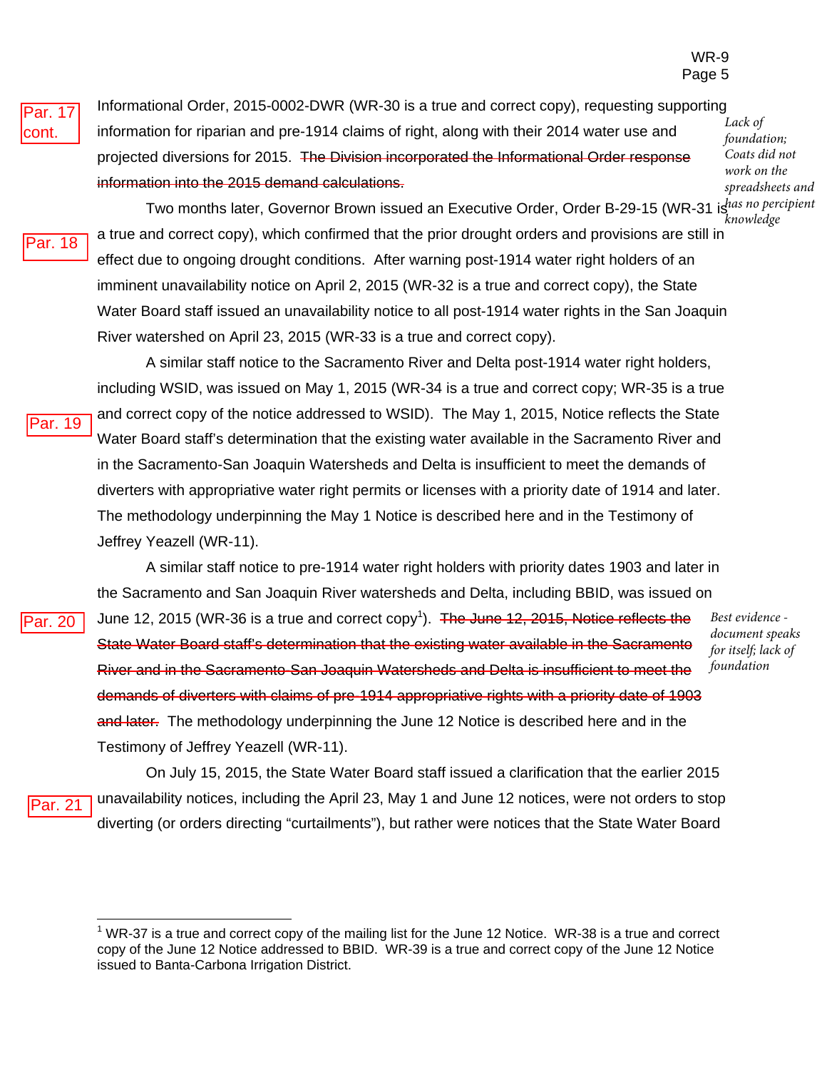Par. 17 cont.

Informational Order, 2015-0002-DWR (WR-30 is a true and correct copy), requesting supporting information for riparian and pre-1914 claims of right, along with their 2014 water use and projected diversions for 2015. ~~The Division incorporated the Informational Order response information into the 2015 demand calculations.~~

*Lack of foundation; Coats did not work on the spreadsheets and has no percipient knowledge*

Par. 18

Two months later, Governor Brown issued an Executive Order, Order B-29-15 (WR-31 is a true and correct copy), which confirmed that the prior drought orders and provisions are still in effect due to ongoing drought conditions. After warning post-1914 water right holders of an imminent unavailability notice on April 2, 2015 (WR-32 is a true and correct copy), the State Water Board staff issued an unavailability notice to all post-1914 water rights in the San Joaquin River watershed on April 23, 2015 (WR-33 is a true and correct copy).

Par. 19

A similar staff notice to the Sacramento River and Delta post-1914 water right holders, including WSID, was issued on May 1, 2015 (WR-34 is a true and correct copy; WR-35 is a true and correct copy of the notice addressed to WSID). The May 1, 2015, Notice reflects the State Water Board staff's determination that the existing water available in the Sacramento River and in the Sacramento-San Joaquin Watersheds and Delta is insufficient to meet the demands of diverters with appropriative water right permits or licenses with a priority date of 1914 and later. The methodology underpinning the May 1 Notice is described here and in the Testimony of Jeffrey Yeazell (WR-11).

Par. 20

A similar staff notice to pre-1914 water right holders with priority dates 1903 and later in the Sacramento and San Joaquin River watersheds and Delta, including BBID, was issued on June 12, 2015 (WR-36 is a true and correct copy[1]). ~~The June 12, 2015, Notice reflects the State Water Board staff's determination that the existing water available in the Sacramento River and in the Sacramento-San Joaquin Watersheds and Delta is insufficient to meet the demands of diverters with claims of pre-1914 appropriative rights with a priority date of 1903 and later.~~ The methodology underpinning the June 12 Notice is described here and in the Testimony of Jeffrey Yeazell (WR-11).

*Best evidence - document speaks for itself; lack of foundation*

Par. 21

On July 15, 2015, the State Water Board staff issued a clarification that the earlier 2015 unavailability notices, including the April 23, May 1 and June 12 notices, were not orders to stop diverting (or orders directing "curtailments"), but rather were notices that the State Water Board

[1] WR-37 is a true and correct copy of the mailing list for the June 12 Notice. WR-38 is a true and correct copy of the June 12 Notice addressed to BBID. WR-39 is a true and correct copy of the June 12 Notice issued to Banta-Carbona Irrigation District.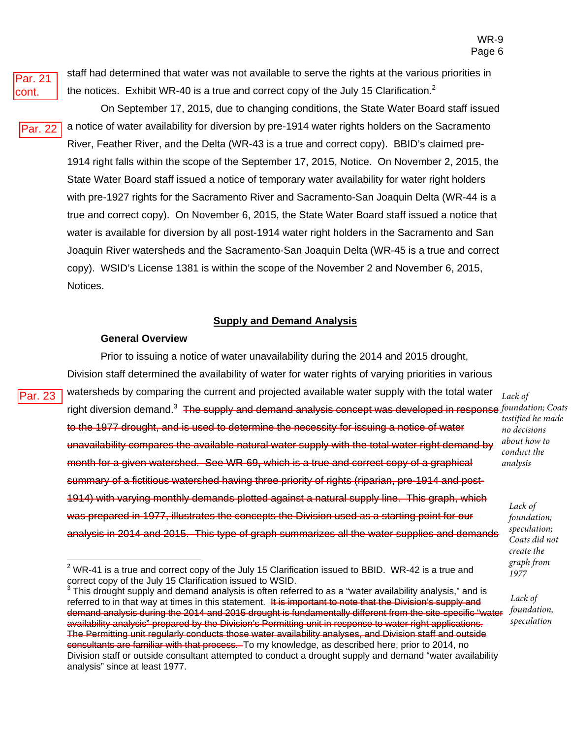Par. 21 cont.

staff had determined that water was not available to serve the rights at the various priorities in the notices. Exhibit WR-40 is a true and correct copy of the July 15 Clarification.[2]

Par. 22

On September 17, 2015, due to changing conditions, the State Water Board staff issued a notice of water availability for diversion by pre-1914 water rights holders on the Sacramento River, Feather River, and the Delta (WR-43 is a true and correct copy). BBID's claimed pre-1914 right falls within the scope of the September 17, 2015, Notice. On November 2, 2015, the State Water Board staff issued a notice of temporary water availability for water right holders with pre-1927 rights for the Sacramento River and Sacramento-San Joaquin Delta (WR-44 is a true and correct copy). On November 6, 2015, the State Water Board staff issued a notice that water is available for diversion by all post-1914 water right holders in the Sacramento and San Joaquin River watersheds and the Sacramento-San Joaquin Delta (WR-45 is a true and correct copy). WSID's License 1381 is within the scope of the November 2 and November 6, 2015, Notices.

## Supply and Demand Analysis

### General Overview

Par. 23

Prior to issuing a notice of water unavailability during the 2014 and 2015 drought, Division staff determined the availability of water for water rights of varying priorities in various watersheds by comparing the current and projected available water supply with the total water right diversion demand.[3] ~~The supply and demand analysis concept was developed in response to the 1977 drought, and is used to determine the necessity for issuing a notice of water unavailability compares the available natural water supply with the total water right demand by month for a given watershed. See WR-69, which is a true and correct copy of a graphical summary of a fictitious watershed having three priority of rights (riparian, pre-1914 and post-1914) with varying monthly demands plotted against a natural supply line. This graph, which was prepared in 1977, illustrates the concepts the Division used as a starting point for our analysis in 2014 and 2015. This type of graph summarizes all the water supplies and demands~~

*Lack of foundation; Coats testified he made no decisions about how to conduct the analysis*

*Lack of foundation; speculation; Coats did not create the graph from 1977*

*Lack of foundation, speculation*

---

[2] WR-41 is a true and correct copy of the July 15 Clarification issued to BBID. WR-42 is a true and correct copy of the July 15 Clarification issued to WSID.

[3] This drought supply and demand analysis is often referred to as a "water availability analysis," and is referred to in that way at times in this statement. ~~It is important to note that the Division's supply and demand analysis during the 2014 and 2015 drought is fundamentally different from the site-specific "water availability analysis" prepared by the Division's Permitting unit in response to water right applications. The Permitting unit regularly conducts those water availability analyses, and Division staff and outside consultants are familiar with that process.~~ To my knowledge, as described here, prior to 2014, no Division staff or outside consultant attempted to conduct a drought supply and demand "water availability analysis" since at least 1977.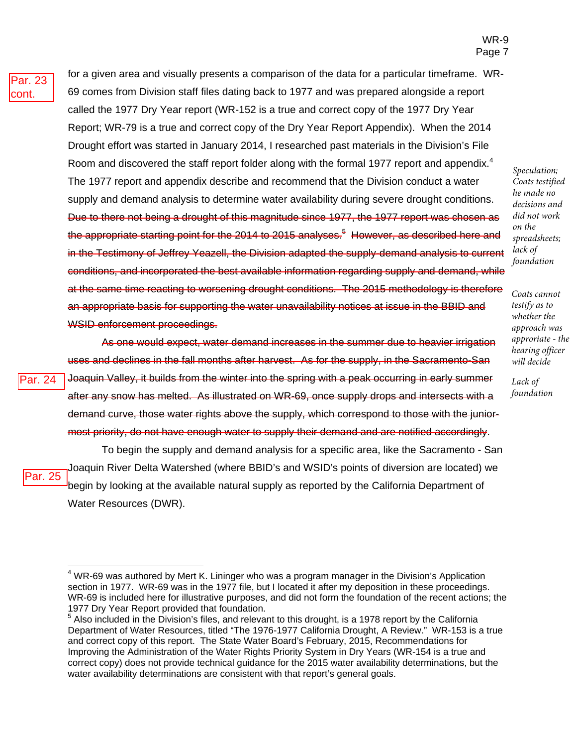Par. 23 cont.

for a given area and visually presents a comparison of the data for a particular timeframe. WR-69 comes from Division staff files dating back to 1977 and was prepared alongside a report called the 1977 Dry Year report (WR-152 is a true and correct copy of the 1977 Dry Year Report; WR-79 is a true and correct copy of the Dry Year Report Appendix). When the 2014 Drought effort was started in January 2014, I researched past materials in the Division's File Room and discovered the staff report folder along with the formal 1977 report and appendix.[4] The 1977 report and appendix describe and recommend that the Division conduct a water supply and demand analysis to determine water availability during severe drought conditions. ~~Due to there not being a drought of this magnitude since 1977, the 1977 report was chosen as the appropriate starting point for the 2014 to 2015 analyses.[5] However, as described here and in the Testimony of Jeffrey Yeazell, the Division adapted the supply-demand analysis to current conditions, and incorporated the best available information regarding supply and demand, while at the same time reacting to worsening drought conditions. The 2015 methodology is therefore an appropriate basis for supporting the water unavailability notices at issue in the BBID and WSID enforcement proceedings.~~

*Speculation; Coats testified he made no decisions and did not work on the spreadsheets; lack of foundation*

*Coats cannot testify as to whether the approach was approriate - the hearing officer will decide*

Par. 24

~~As one would expect, water demand increases in the summer due to heavier irrigation uses and declines in the fall months after harvest. As for the supply, in the Sacramento-San Joaquin Valley, it builds from the winter into the spring with a peak occurring in early summer after any snow has melted. As illustrated on WR-69, once supply drops and intersects with a demand curve, those water rights above the supply, which correspond to those with the junior-most priority, do not have enough water to supply their demand and are notified accordingly.~~

*Lack of foundation*

Par. 25

To begin the supply and demand analysis for a specific area, like the Sacramento - San Joaquin River Delta Watershed (where BBID's and WSID's points of diversion are located) we begin by looking at the available natural supply as reported by the California Department of Water Resources (DWR).

---

[4] WR-69 was authored by Mert K. Lininger who was a program manager in the Division's Application section in 1977. WR-69 was in the 1977 file, but I located it after my deposition in these proceedings. WR-69 is included here for illustrative purposes, and did not form the foundation of the recent actions; the 1977 Dry Year Report provided that foundation.

[5] Also included in the Division's files, and relevant to this drought, is a 1978 report by the California Department of Water Resources, titled "The 1976-1977 California Drought, A Review." WR-153 is a true and correct copy of this report. The State Water Board's February, 2015, Recommendations for Improving the Administration of the Water Rights Priority System in Dry Years (WR-154 is a true and correct copy) does not provide technical guidance for the 2015 water availability determinations, but the water availability determinations are consistent with that report's general goals.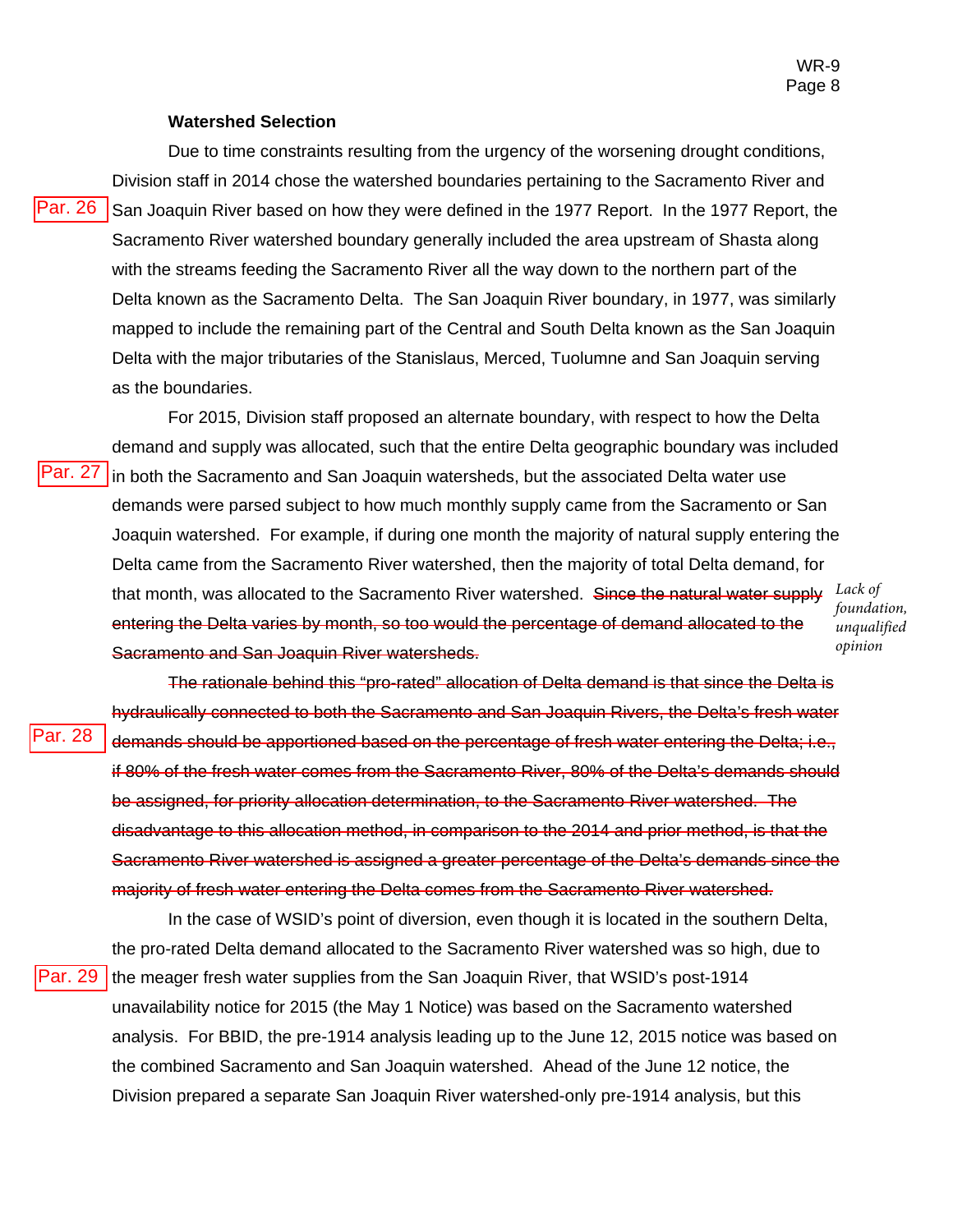### Watershed Selection

Par. 26 Due to time constraints resulting from the urgency of the worsening drought conditions, Division staff in 2014 chose the watershed boundaries pertaining to the Sacramento River and San Joaquin River based on how they were defined in the 1977 Report. In the 1977 Report, the Sacramento River watershed boundary generally included the area upstream of Shasta along with the streams feeding the Sacramento River all the way down to the northern part of the Delta known as the Sacramento Delta. The San Joaquin River boundary, in 1977, was similarly mapped to include the remaining part of the Central and South Delta known as the San Joaquin Delta with the major tributaries of the Stanislaus, Merced, Tuolumne and San Joaquin serving as the boundaries.

Par. 27 For 2015, Division staff proposed an alternate boundary, with respect to how the Delta demand and supply was allocated, such that the entire Delta geographic boundary was included in both the Sacramento and San Joaquin watersheds, but the associated Delta water use demands were parsed subject to how much monthly supply came from the Sacramento or San Joaquin watershed. For example, if during one month the majority of natural supply entering the Delta came from the Sacramento River watershed, then the majority of total Delta demand, for that month, was allocated to the Sacramento River watershed. ~~Since the natural water supply entering the Delta varies by month, so too would the percentage of demand allocated to the Sacramento and San Joaquin River watersheds.~~ *Lack of foundation, unqualified opinion*

Par. 28 ~~The rationale behind this "pro-rated" allocation of Delta demand is that since the Delta is hydraulically connected to both the Sacramento and San Joaquin Rivers, the Delta's fresh water demands should be apportioned based on the percentage of fresh water entering the Delta; i.e., if 80% of the fresh water comes from the Sacramento River, 80% of the Delta's demands should be assigned, for priority allocation determination, to the Sacramento River watershed. The disadvantage to this allocation method, in comparison to the 2014 and prior method, is that the Sacramento River watershed is assigned a greater percentage of the Delta's demands since the majority of fresh water entering the Delta comes from the Sacramento River watershed.~~

Par. 29 In the case of WSID's point of diversion, even though it is located in the southern Delta, the pro-rated Delta demand allocated to the Sacramento River watershed was so high, due to the meager fresh water supplies from the San Joaquin River, that WSID's post-1914 unavailability notice for 2015 (the May 1 Notice) was based on the Sacramento watershed analysis. For BBID, the pre-1914 analysis leading up to the June 12, 2015 notice was based on the combined Sacramento and San Joaquin watershed. Ahead of the June 12 notice, the Division prepared a separate San Joaquin River watershed-only pre-1914 analysis, but this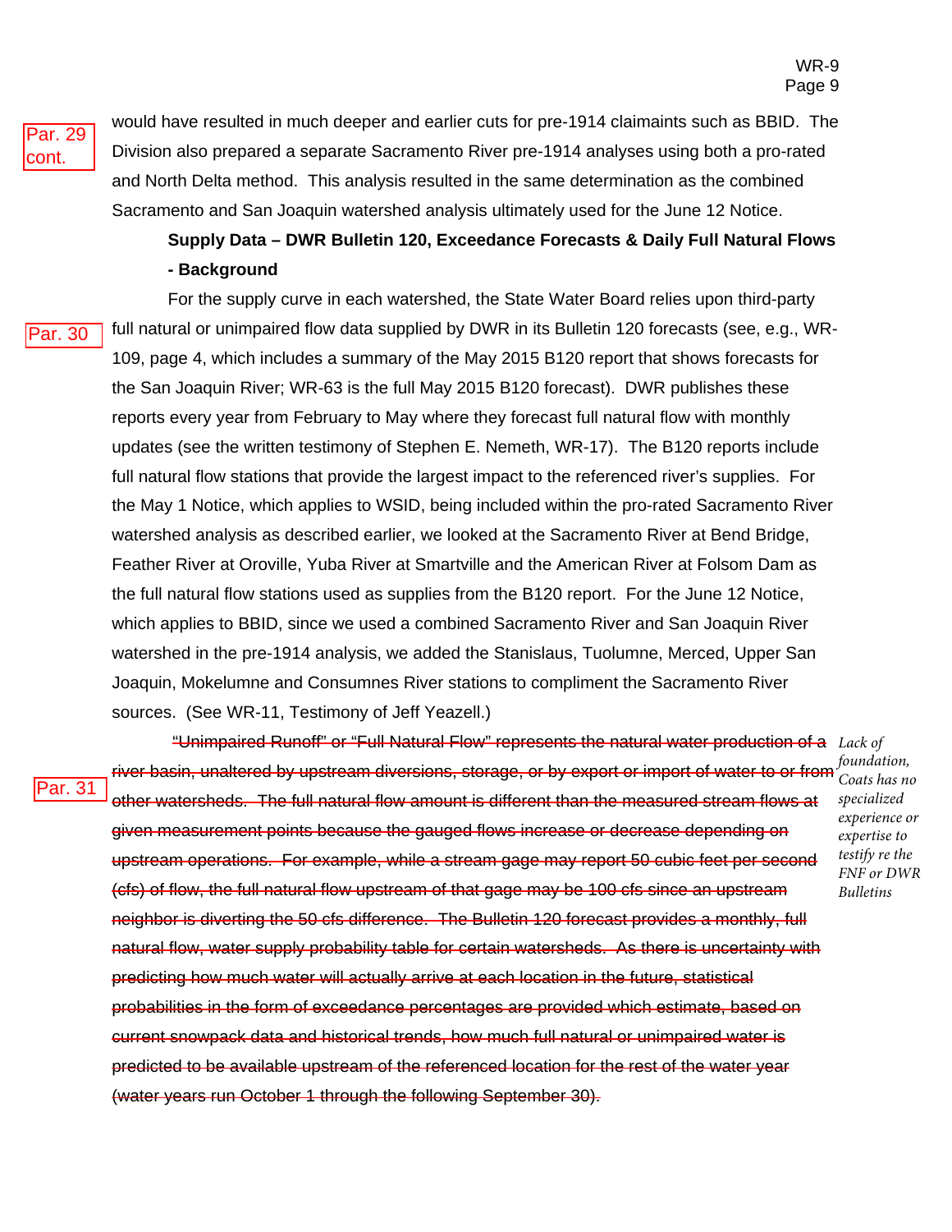Par. 29 cont.

would have resulted in much deeper and earlier cuts for pre-1914 claimaints such as BBID. The Division also prepared a separate Sacramento River pre-1914 analyses using both a pro-rated and North Delta method. This analysis resulted in the same determination as the combined Sacramento and San Joaquin watershed analysis ultimately used for the June 12 Notice.

**Supply Data – DWR Bulletin 120, Exceedance Forecasts & Daily Full Natural Flows - Background**

Par. 30

For the supply curve in each watershed, the State Water Board relies upon third-party full natural or unimpaired flow data supplied by DWR in its Bulletin 120 forecasts (see, e.g., WR-109, page 4, which includes a summary of the May 2015 B120 report that shows forecasts for the San Joaquin River; WR-63 is the full May 2015 B120 forecast). DWR publishes these reports every year from February to May where they forecast full natural flow with monthly updates (see the written testimony of Stephen E. Nemeth, WR-17). The B120 reports include full natural flow stations that provide the largest impact to the referenced river's supplies. For the May 1 Notice, which applies to WSID, being included within the pro-rated Sacramento River watershed analysis as described earlier, we looked at the Sacramento River at Bend Bridge, Feather River at Oroville, Yuba River at Smartville and the American River at Folsom Dam as the full natural flow stations used as supplies from the B120 report. For the June 12 Notice, which applies to BBID, since we used a combined Sacramento River and San Joaquin River watershed in the pre-1914 analysis, we added the Stanislaus, Tuolumne, Merced, Upper San Joaquin, Mokelumne and Consumnes River stations to compliment the Sacramento River sources. (See WR-11, Testimony of Jeff Yeazell.)

Par. 31

~~"Unimpaired Runoff" or "Full Natural Flow" represents the natural water production of a river basin, unaltered by upstream diversions, storage, or by export or import of water to or from other watersheds. The full natural flow amount is different than the measured stream flows at given measurement points because the gauged flows increase or decrease depending on upstream operations. For example, while a stream gage may report 50 cubic feet per second (cfs) of flow, the full natural flow upstream of that gage may be 100 cfs since an upstream neighbor is diverting the 50 cfs difference. The Bulletin 120 forecast provides a monthly, full natural flow, water supply probability table for certain watersheds. As there is uncertainty with predicting how much water will actually arrive at each location in the future, statistical probabilities in the form of exceedance percentages are provided which estimate, based on current snowpack data and historical trends, how much full natural or unimpaired water is predicted to be available upstream of the referenced location for the rest of the water year (water years run October 1 through the following September 30).~~

*Lack of foundation, Coats has no specialized experience or expertise to testify re the FNF or DWR Bulletins*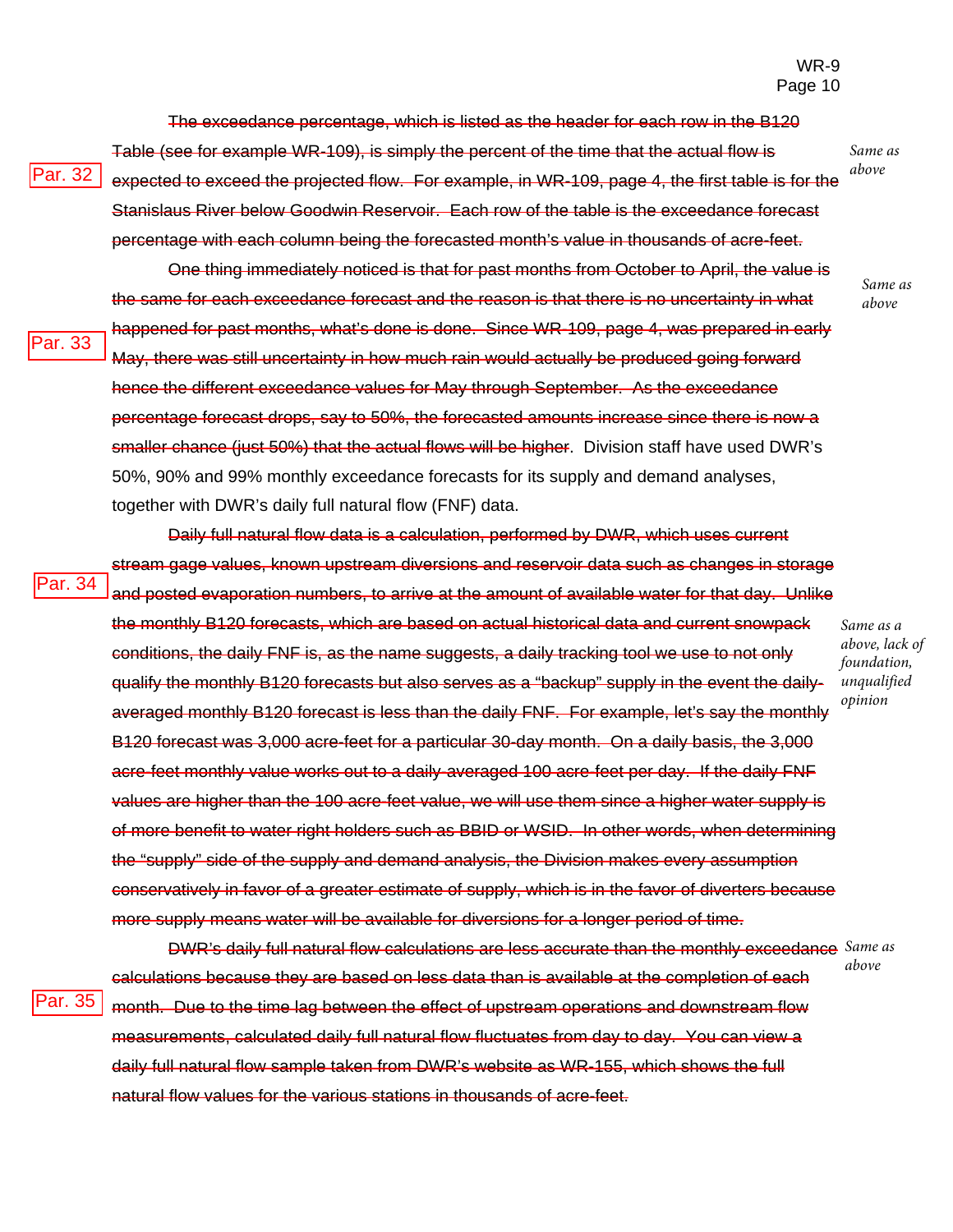Par. 32

~~The exceedance percentage, which is listed as the header for each row in the B120 Table (see for example WR-109), is simply the percent of the time that the actual flow is expected to exceed the projected flow. For example, in WR-109, page 4, the first table is for the Stanislaus River below Goodwin Reservoir. Each row of the table is the exceedance forecast percentage with each column being the forecasted month's value in thousands of acre-feet.~~

*Same as above*

Par. 33

~~One thing immediately noticed is that for past months from October to April, the value is the same for each exceedance forecast and the reason is that there is no uncertainty in what happened for past months, what's done is done. Since WR-109, page 4, was prepared in early May, there was still uncertainty in how much rain would actually be produced going forward hence the different exceedance values for May through September. As the exceedance percentage forecast drops, say to 50%, the forecasted amounts increase since there is now a smaller chance (just 50%) that the actual flows will be higher.~~ Division staff have used DWR's 50%, 90% and 99% monthly exceedance forecasts for its supply and demand analyses, together with DWR's daily full natural flow (FNF) data.

*Same as above*

Par. 34

~~Daily full natural flow data is a calculation, performed by DWR, which uses current stream gage values, known upstream diversions and reservoir data such as changes in storage and posted evaporation numbers, to arrive at the amount of available water for that day. Unlike the monthly B120 forecasts, which are based on actual historical data and current snowpack conditions, the daily FNF is, as the name suggests, a daily tracking tool we use to not only qualify the monthly B120 forecasts but also serves as a "backup" supply in the event the daily-averaged monthly B120 forecast is less than the daily FNF. For example, let's say the monthly B120 forecast was 3,000 acre-feet for a particular 30-day month. On a daily basis, the 3,000 acre-feet monthly value works out to a daily averaged 100 acre-feet per day. If the daily FNF values are higher than the 100 acre-feet value, we will use them since a higher water supply is of more benefit to water right holders such as BBID or WSID. In other words, when determining the "supply" side of the supply and demand analysis, the Division makes every assumption conservatively in favor of a greater estimate of supply, which is in the favor of diverters because more supply means water will be available for diversions for a longer period of time.~~

*Same as a above, lack of foundation, unqualified opinion*

Par. 35

~~DWR's daily full natural flow calculations are less accurate than the monthly exceedance calculations because they are based on less data than is available at the completion of each month. Due to the time lag between the effect of upstream operations and downstream flow measurements, calculated daily full natural flow fluctuates from day to day. You can view a daily full natural flow sample taken from DWR's website as WR-155, which shows the full natural flow values for the various stations in thousands of acre-feet.~~

*Same as above*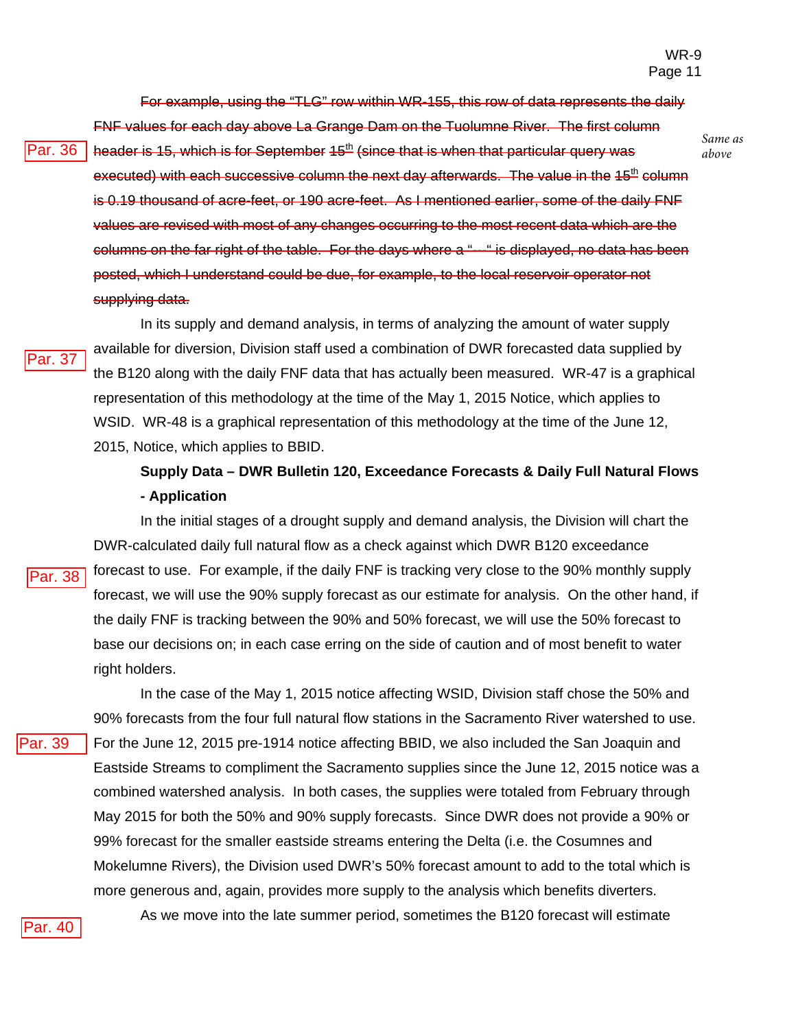~~For example, using the "TLG" row within WR-155, this row of data represents the daily FNF values for each day above La Grange Dam on the Tuolumne River. The first column header is 15, which is for September 15th (since that is when that particular query was executed) with each successive column the next day afterwards. The value in the 15th column is 0.19 thousand of acre-feet, or 190 acre-feet. As I mentioned earlier, some of the daily FNF values are revised with most of any changes occurring to the most recent data which are the columns on the far right of the table. For the days where a "--" is displayed, no data has been posted, which I understand could be due, for example, to the local reservoir operator not supplying data.~~

Par. 36 — *Same as above*

Par. 37

In its supply and demand analysis, in terms of analyzing the amount of water supply available for diversion, Division staff used a combination of DWR forecasted data supplied by the B120 along with the daily FNF data that has actually been measured. WR-47 is a graphical representation of this methodology at the time of the May 1, 2015 Notice, which applies to WSID. WR-48 is a graphical representation of this methodology at the time of the June 12, 2015, Notice, which applies to BBID.

**Supply Data – DWR Bulletin 120, Exceedance Forecasts & Daily Full Natural Flows - Application**

Par. 38

In the initial stages of a drought supply and demand analysis, the Division will chart the DWR-calculated daily full natural flow as a check against which DWR B120 exceedance forecast to use. For example, if the daily FNF is tracking very close to the 90% monthly supply forecast, we will use the 90% supply forecast as our estimate for analysis. On the other hand, if the daily FNF is tracking between the 90% and 50% forecast, we will use the 50% forecast to base our decisions on; in each case erring on the side of caution and of most benefit to water right holders.

Par. 39

In the case of the May 1, 2015 notice affecting WSID, Division staff chose the 50% and 90% forecasts from the four full natural flow stations in the Sacramento River watershed to use. For the June 12, 2015 pre-1914 notice affecting BBID, we also included the San Joaquin and Eastside Streams to compliment the Sacramento supplies since the June 12, 2015 notice was a combined watershed analysis. In both cases, the supplies were totaled from February through May 2015 for both the 50% and 90% supply forecasts. Since DWR does not provide a 90% or 99% forecast for the smaller eastside streams entering the Delta (i.e. the Cosumnes and Mokelumne Rivers), the Division used DWR's 50% forecast amount to add to the total which is more generous and, again, provides more supply to the analysis which benefits diverters.

Par. 40

As we move into the late summer period, sometimes the B120 forecast will estimate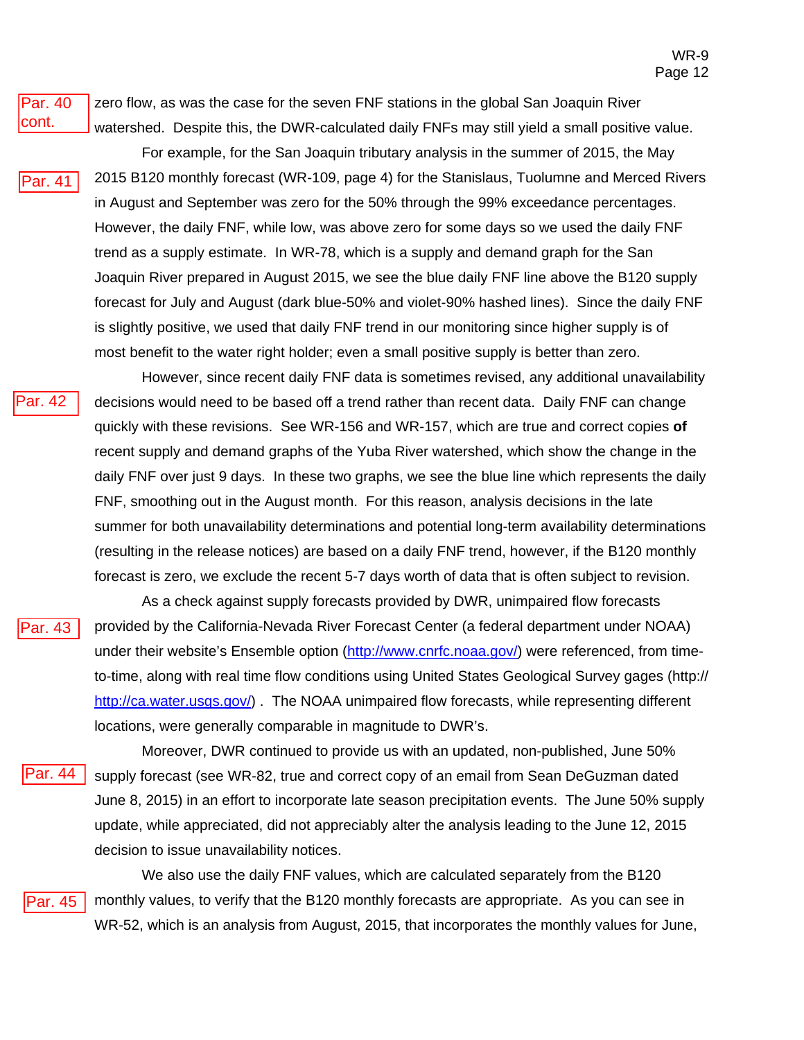Par. 40 cont.

zero flow, as was the case for the seven FNF stations in the global San Joaquin River watershed. Despite this, the DWR-calculated daily FNFs may still yield a small positive value.

Par. 41

For example, for the San Joaquin tributary analysis in the summer of 2015, the May 2015 B120 monthly forecast (WR-109, page 4) for the Stanislaus, Tuolumne and Merced Rivers in August and September was zero for the 50% through the 99% exceedance percentages. However, the daily FNF, while low, was above zero for some days so we used the daily FNF trend as a supply estimate. In WR-78, which is a supply and demand graph for the San Joaquin River prepared in August 2015, we see the blue daily FNF line above the B120 supply forecast for July and August (dark blue-50% and violet-90% hashed lines). Since the daily FNF is slightly positive, we used that daily FNF trend in our monitoring since higher supply is of most benefit to the water right holder; even a small positive supply is better than zero.

Par. 42

However, since recent daily FNF data is sometimes revised, any additional unavailability decisions would need to be based off a trend rather than recent data. Daily FNF can change quickly with these revisions. See WR-156 and WR-157, which are true and correct copies **of** recent supply and demand graphs of the Yuba River watershed, which show the change in the daily FNF over just 9 days. In these two graphs, we see the blue line which represents the daily FNF, smoothing out in the August month. For this reason, analysis decisions in the late summer for both unavailability determinations and potential long-term availability determinations (resulting in the release notices) are based on a daily FNF trend, however, if the B120 monthly forecast is zero, we exclude the recent 5-7 days worth of data that is often subject to revision.

Par. 43

As a check against supply forecasts provided by DWR, unimpaired flow forecasts provided by the California-Nevada River Forecast Center (a federal department under NOAA) under their website's Ensemble option (http://www.cnrfc.noaa.gov/) were referenced, from time-to-time, along with real time flow conditions using United States Geological Survey gages (http:// http://ca.water.usgs.gov/) . The NOAA unimpaired flow forecasts, while representing different locations, were generally comparable in magnitude to DWR's.

Par. 44

Moreover, DWR continued to provide us with an updated, non-published, June 50% supply forecast (see WR-82, true and correct copy of an email from Sean DeGuzman dated June 8, 2015) in an effort to incorporate late season precipitation events. The June 50% supply update, while appreciated, did not appreciably alter the analysis leading to the June 12, 2015 decision to issue unavailability notices.

Par. 45

We also use the daily FNF values, which are calculated separately from the B120 monthly values, to verify that the B120 monthly forecasts are appropriate. As you can see in WR-52, which is an analysis from August, 2015, that incorporates the monthly values for June,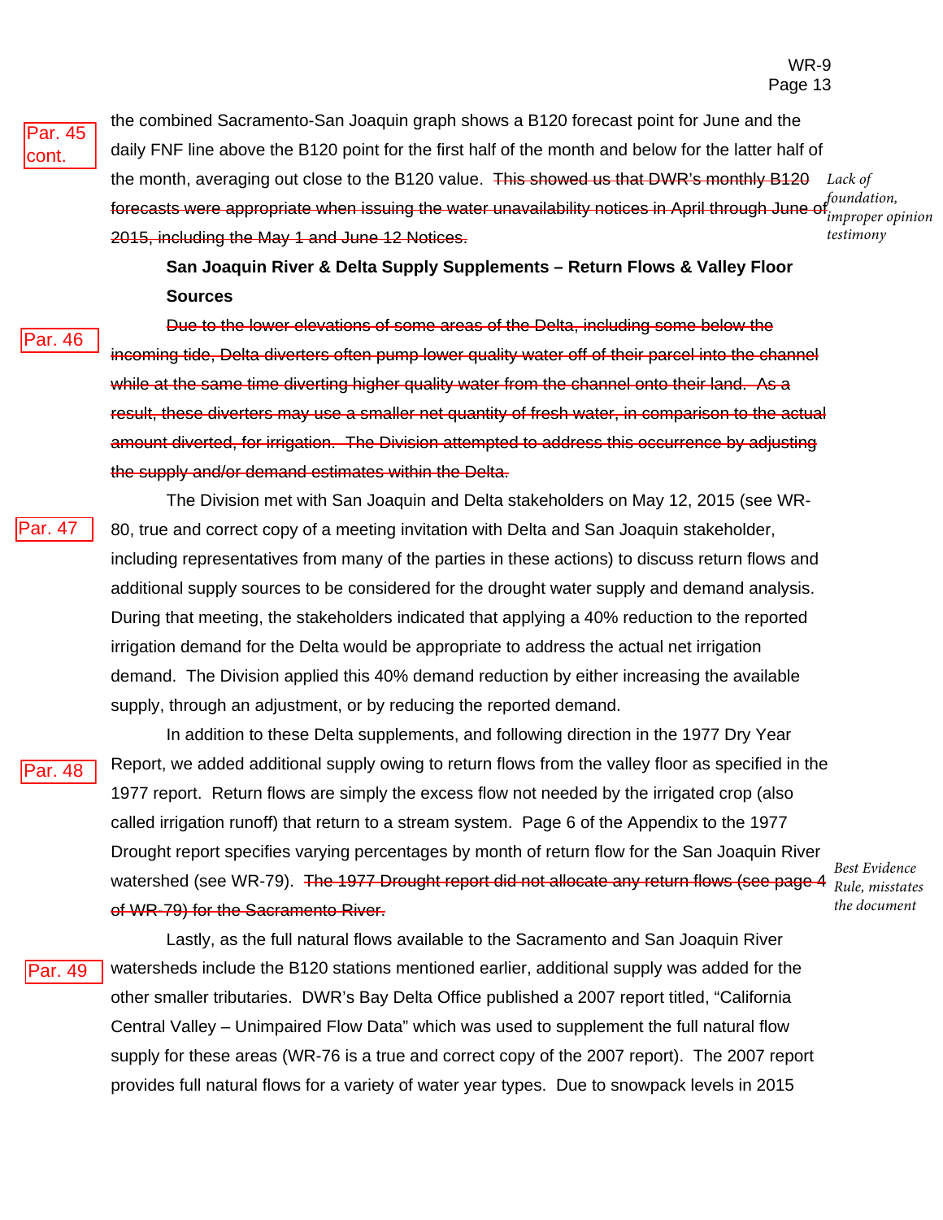Par. 45 cont.

the combined Sacramento-San Joaquin graph shows a B120 forecast point for June and the daily FNF line above the B120 point for the first half of the month and below for the latter half of the month, averaging out close to the B120 value. ~~This showed us that DWR's monthly B120 forecasts were appropriate when issuing the water unavailability notices in April through June of 2015, including the May 1 and June 12 Notices.~~ *Lack of foundation, improper opinion testimony*

**San Joaquin River & Delta Supply Supplements – Return Flows & Valley Floor Sources**

Par. 46

~~Due to the lower elevations of some areas of the Delta, including some below the incoming tide, Delta diverters often pump lower quality water off of their parcel into the channel while at the same time diverting higher quality water from the channel onto their land. As a result, these diverters may use a smaller net quantity of fresh water, in comparison to the actual amount diverted, for irrigation. The Division attempted to address this occurrence by adjusting the supply and/or demand estimates within the Delta.~~

Par. 47

The Division met with San Joaquin and Delta stakeholders on May 12, 2015 (see WR-80, true and correct copy of a meeting invitation with Delta and San Joaquin stakeholder, including representatives from many of the parties in these actions) to discuss return flows and additional supply sources to be considered for the drought water supply and demand analysis. During that meeting, the stakeholders indicated that applying a 40% reduction to the reported irrigation demand for the Delta would be appropriate to address the actual net irrigation demand. The Division applied this 40% demand reduction by either increasing the available supply, through an adjustment, or by reducing the reported demand.

Par. 48

In addition to these Delta supplements, and following direction in the 1977 Dry Year Report, we added additional supply owing to return flows from the valley floor as specified in the 1977 report. Return flows are simply the excess flow not needed by the irrigated crop (also called irrigation runoff) that return to a stream system. Page 6 of the Appendix to the 1977 Drought report specifies varying percentages by month of return flow for the San Joaquin River watershed (see WR-79). ~~The 1977 Drought report did not allocate any return flows (see page 4 of WR-79) for the Sacramento River.~~ *Best Evidence Rule, misstates the document*

Par. 49

Lastly, as the full natural flows available to the Sacramento and San Joaquin River watersheds include the B120 stations mentioned earlier, additional supply was added for the other smaller tributaries. DWR's Bay Delta Office published a 2007 report titled, "California Central Valley – Unimpaired Flow Data" which was used to supplement the full natural flow supply for these areas (WR-76 is a true and correct copy of the 2007 report). The 2007 report provides full natural flows for a variety of water year types. Due to snowpack levels in 2015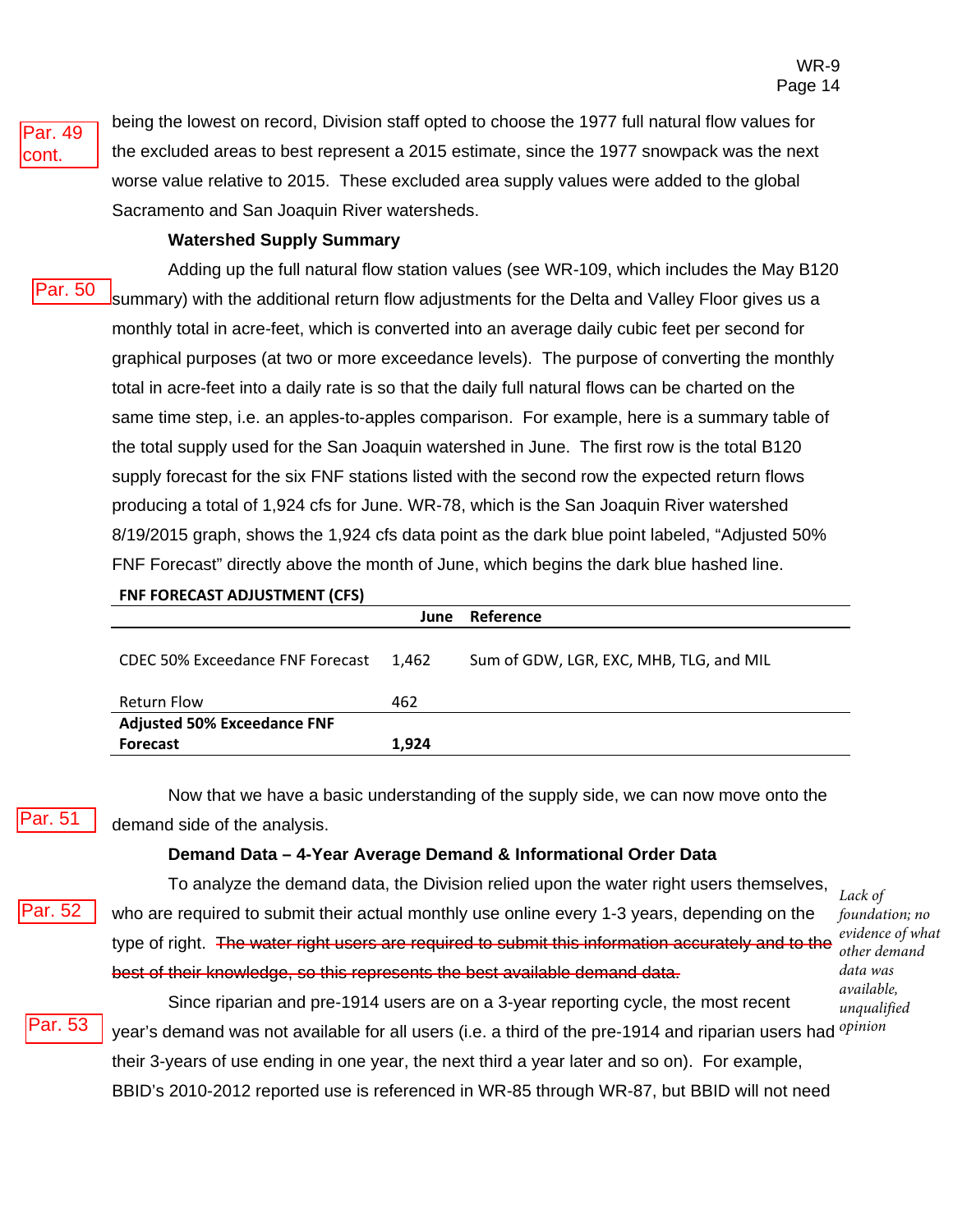Par. 49 cont.

being the lowest on record, Division staff opted to choose the 1977 full natural flow values for the excluded areas to best represent a 2015 estimate, since the 1977 snowpack was the next worse value relative to 2015. These excluded area supply values were added to the global Sacramento and San Joaquin River watersheds.

**Watershed Supply Summary**

Par. 50

Adding up the full natural flow station values (see WR-109, which includes the May B120 summary) with the additional return flow adjustments for the Delta and Valley Floor gives us a monthly total in acre-feet, which is converted into an average daily cubic feet per second for graphical purposes (at two or more exceedance levels). The purpose of converting the monthly total in acre-feet into a daily rate is so that the daily full natural flows can be charted on the same time step, i.e. an apples-to-apples comparison. For example, here is a summary table of the total supply used for the San Joaquin watershed in June. The first row is the total B120 supply forecast for the six FNF stations listed with the second row the expected return flows producing a total of 1,924 cfs for June. WR-78, which is the San Joaquin River watershed 8/19/2015 graph, shows the 1,924 cfs data point as the dark blue point labeled, “Adjusted 50% FNF Forecast” directly above the month of June, which begins the dark blue hashed line.

**FNF FORECAST ADJUSTMENT (CFS)**

| | June | Reference |
|---|---|---|
| CDEC 50% Exceedance FNF Forecast | 1,462 | Sum of GDW, LGR, EXC, MHB, TLG, and MIL |
| Return Flow | 462 | |
| **Adjusted 50% Exceedance FNF Forecast** | **1,924** | |

Par. 51

Now that we have a basic understanding of the supply side, we can now move onto the demand side of the analysis.

**Demand Data – 4-Year Average Demand & Informational Order Data**

Par. 52

To analyze the demand data, the Division relied upon the water right users themselves, who are required to submit their actual monthly use online every 1-3 years, depending on the type of right. ~~The water right users are required to submit this information accurately and to the best of their knowledge, so this represents the best available demand data.~~

*Lack of foundation; no evidence of what other demand data was available, unqualified opinion*

Par. 53

Since riparian and pre-1914 users are on a 3-year reporting cycle, the most recent year’s demand was not available for all users (i.e. a third of the pre-1914 and riparian users had their 3-years of use ending in one year, the next third a year later and so on). For example, BBID’s 2010-2012 reported use is referenced in WR-85 through WR-87, but BBID will not need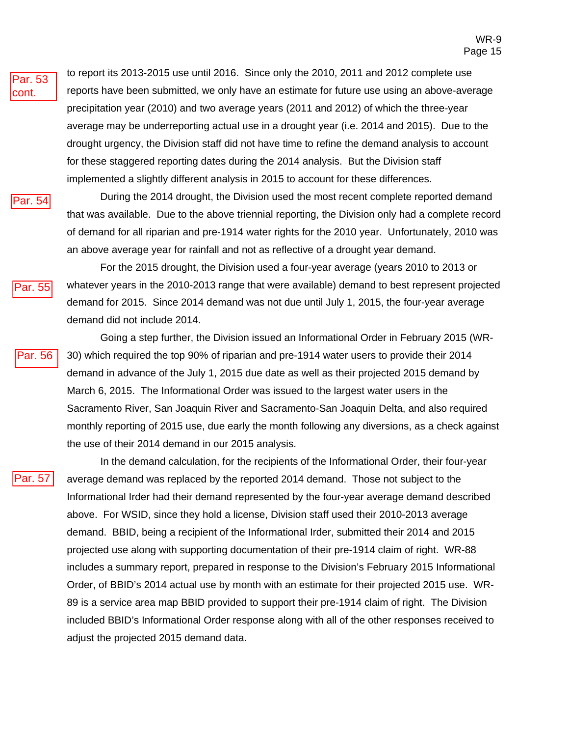Par. 53 cont.

to report its 2013-2015 use until 2016. Since only the 2010, 2011 and 2012 complete use reports have been submitted, we only have an estimate for future use using an above-average precipitation year (2010) and two average years (2011 and 2012) of which the three-year average may be underreporting actual use in a drought year (i.e. 2014 and 2015). Due to the drought urgency, the Division staff did not have time to refine the demand analysis to account for these staggered reporting dates during the 2014 analysis. But the Division staff implemented a slightly different analysis in 2015 to account for these differences.

Par. 54

During the 2014 drought, the Division used the most recent complete reported demand that was available. Due to the above triennial reporting, the Division only had a complete record of demand for all riparian and pre-1914 water rights for the 2010 year. Unfortunately, 2010 was an above average year for rainfall and not as reflective of a drought year demand.

Par. 55

For the 2015 drought, the Division used a four-year average (years 2010 to 2013 or whatever years in the 2010-2013 range that were available) demand to best represent projected demand for 2015. Since 2014 demand was not due until July 1, 2015, the four-year average demand did not include 2014.

Par. 56

Going a step further, the Division issued an Informational Order in February 2015 (WR-30) which required the top 90% of riparian and pre-1914 water users to provide their 2014 demand in advance of the July 1, 2015 due date as well as their projected 2015 demand by March 6, 2015. The Informational Order was issued to the largest water users in the Sacramento River, San Joaquin River and Sacramento-San Joaquin Delta, and also required monthly reporting of 2015 use, due early the month following any diversions, as a check against the use of their 2014 demand in our 2015 analysis.

Par. 57

In the demand calculation, for the recipients of the Informational Order, their four-year average demand was replaced by the reported 2014 demand. Those not subject to the Informational Irder had their demand represented by the four-year average demand described above. For WSID, since they hold a license, Division staff used their 2010-2013 average demand. BBID, being a recipient of the Informational Irder, submitted their 2014 and 2015 projected use along with supporting documentation of their pre-1914 claim of right. WR-88 includes a summary report, prepared in response to the Division's February 2015 Informational Order, of BBID's 2014 actual use by month with an estimate for their projected 2015 use. WR-89 is a service area map BBID provided to support their pre-1914 claim of right. The Division included BBID's Informational Order response along with all of the other responses received to adjust the projected 2015 demand data.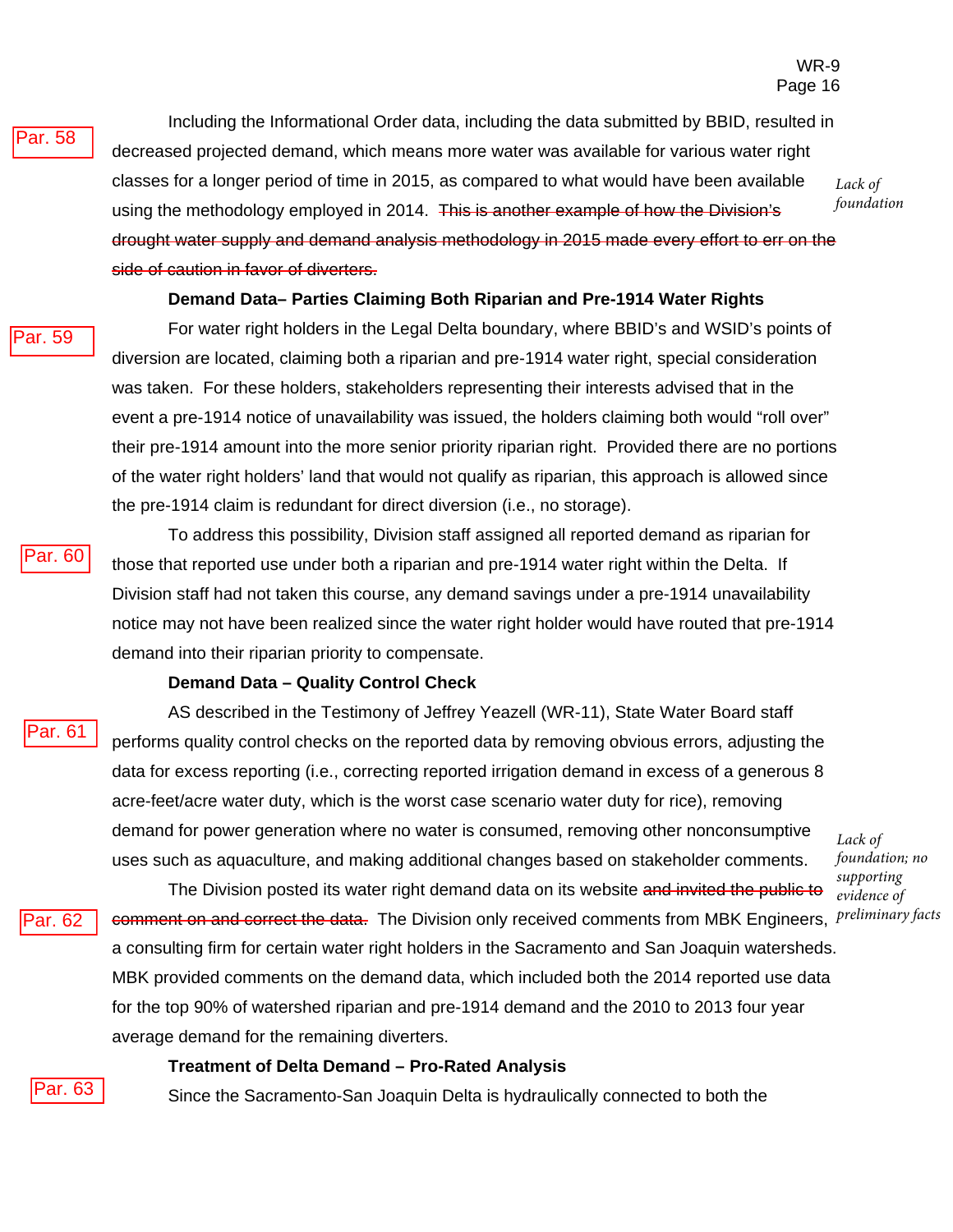Par. 58

Including the Informational Order data, including the data submitted by BBID, resulted in decreased projected demand, which means more water was available for various water right classes for a longer period of time in 2015, as compared to what would have been available using the methodology employed in 2014. ~~This is another example of how the Division's drought water supply and demand analysis methodology in 2015 made every effort to err on the side of caution in favor of diverters.~~

*Lack of foundation*

**Demand Data– Parties Claiming Both Riparian and Pre-1914 Water Rights**

Par. 59

For water right holders in the Legal Delta boundary, where BBID's and WSID's points of diversion are located, claiming both a riparian and pre-1914 water right, special consideration was taken. For these holders, stakeholders representing their interests advised that in the event a pre-1914 notice of unavailability was issued, the holders claiming both would "roll over" their pre-1914 amount into the more senior priority riparian right. Provided there are no portions of the water right holders' land that would not qualify as riparian, this approach is allowed since the pre-1914 claim is redundant for direct diversion (i.e., no storage).

Par. 60

To address this possibility, Division staff assigned all reported demand as riparian for those that reported use under both a riparian and pre-1914 water right within the Delta. If Division staff had not taken this course, any demand savings under a pre-1914 unavailability notice may not have been realized since the water right holder would have routed that pre-1914 demand into their riparian priority to compensate.

**Demand Data – Quality Control Check**

Par. 61

AS described in the Testimony of Jeffrey Yeazell (WR-11), State Water Board staff performs quality control checks on the reported data by removing obvious errors, adjusting the data for excess reporting (i.e., correcting reported irrigation demand in excess of a generous 8 acre-feet/acre water duty, which is the worst case scenario water duty for rice), removing demand for power generation where no water is consumed, removing other nonconsumptive uses such as aquaculture, and making additional changes based on stakeholder comments.

Par. 62

The Division posted its water right demand data on its website ~~and invited the public to comment on and correct the data.~~ The Division only received comments from MBK Engineers, a consulting firm for certain water right holders in the Sacramento and San Joaquin watersheds. MBK provided comments on the demand data, which included both the 2014 reported use data for the top 90% of watershed riparian and pre-1914 demand and the 2010 to 2013 four year average demand for the remaining diverters.

*Lack of foundation; no supporting evidence of preliminary facts*

**Treatment of Delta Demand – Pro-Rated Analysis**

Par. 63

Since the Sacramento-San Joaquin Delta is hydraulically connected to both the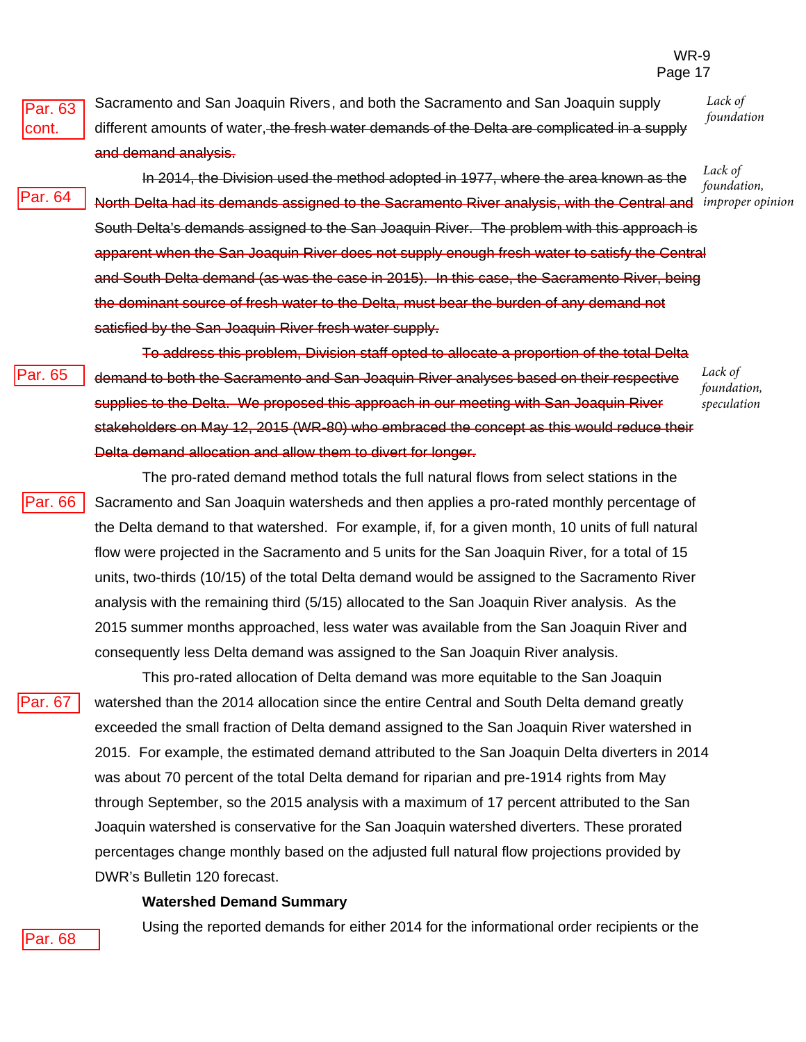Par. 63 cont.

Sacramento and San Joaquin Rivers, and both the Sacramento and San Joaquin supply different amounts of water, ~~the fresh water demands of the Delta are complicated in a supply and demand analysis.~~

*Lack of foundation*

Par. 64

~~In 2014, the Division used the method adopted in 1977, where the area known as the North Delta had its demands assigned to the Sacramento River analysis, with the Central and South Delta's demands assigned to the San Joaquin River. The problem with this approach is apparent when the San Joaquin River does not supply enough fresh water to satisfy the Central and South Delta demand (as was the case in 2015). In this case, the Sacramento River, being the dominant source of fresh water to the Delta, must bear the burden of any demand not satisfied by the San Joaquin River fresh water supply.~~

*Lack of foundation, improper opinion*

Par. 65

~~To address this problem, Division staff opted to allocate a proportion of the total Delta demand to both the Sacramento and San Joaquin River analyses based on their respective supplies to the Delta. We proposed this approach in our meeting with San Joaquin River stakeholders on May 12, 2015 (WR-80) who embraced the concept as this would reduce their Delta demand allocation and allow them to divert for longer.~~

*Lack of foundation, speculation*

Par. 66

The pro-rated demand method totals the full natural flows from select stations in the Sacramento and San Joaquin watersheds and then applies a pro-rated monthly percentage of the Delta demand to that watershed. For example, if, for a given month, 10 units of full natural flow were projected in the Sacramento and 5 units for the San Joaquin River, for a total of 15 units, two-thirds (10/15) of the total Delta demand would be assigned to the Sacramento River analysis with the remaining third (5/15) allocated to the San Joaquin River analysis. As the 2015 summer months approached, less water was available from the San Joaquin River and consequently less Delta demand was assigned to the San Joaquin River analysis.

Par. 67

This pro-rated allocation of Delta demand was more equitable to the San Joaquin watershed than the 2014 allocation since the entire Central and South Delta demand greatly exceeded the small fraction of Delta demand assigned to the San Joaquin River watershed in 2015. For example, the estimated demand attributed to the San Joaquin Delta diverters in 2014 was about 70 percent of the total Delta demand for riparian and pre-1914 rights from May through September, so the 2015 analysis with a maximum of 17 percent attributed to the San Joaquin watershed is conservative for the San Joaquin watershed diverters. These prorated percentages change monthly based on the adjusted full natural flow projections provided by DWR's Bulletin 120 forecast.

**Watershed Demand Summary**

Par. 68

Using the reported demands for either 2014 for the informational order recipients or the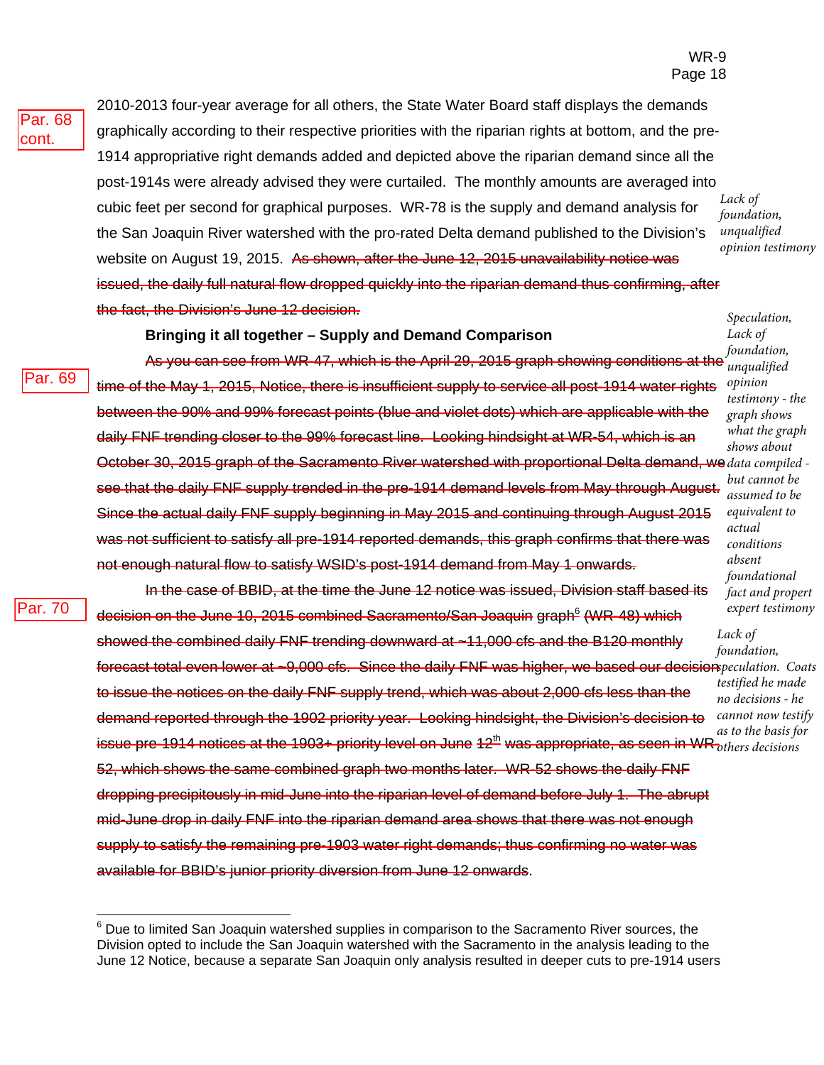Par. 68 cont.

2010-2013 four-year average for all others, the State Water Board staff displays the demands graphically according to their respective priorities with the riparian rights at bottom, and the pre-1914 appropriative right demands added and depicted above the riparian demand since all the post-1914s were already advised they were curtailed. The monthly amounts are averaged into cubic feet per second for graphical purposes. WR-78 is the supply and demand analysis for the San Joaquin River watershed with the pro-rated Delta demand published to the Division's website on August 19, 2015. ~~As shown, after the June 12, 2015 unavailability notice was issued, the daily full natural flow dropped quickly into the riparian demand thus confirming, after the fact, the Division's June 12 decision.~~

*Lack of foundation, unqualified opinion testimony*

**Bringing it all together – Supply and Demand Comparison**

Par. 69

~~As you can see from WR-47, which is the April 29, 2015 graph showing conditions at the time of the May 1, 2015, Notice, there is insufficient supply to service all post-1914 water rights between the 90% and 99% forecast points (blue and violet dots) which are applicable with the daily FNF trending closer to the 99% forecast line. Looking hindsight at WR-54, which is an October 30, 2015 graph of the Sacramento River watershed with proportional Delta demand, we see that the daily FNF supply trended in the pre-1914 demand levels from May through August. Since the actual daily FNF supply beginning in May 2015 and continuing through August 2015 was not sufficient to satisfy all pre-1914 reported demands, this graph confirms that there was not enough natural flow to satisfy WSID's post-1914 demand from May 1 onwards.~~

*Speculation, Lack of foundation, unqualified opinion testimony - the graph shows what the graph shows about data compiled - but cannot be assumed to be equivalent to actual conditions absent foundational fact and propert expert testimony*

Par. 70

~~In the case of BBID, at the time the June 12 notice was issued, Division staff based its decision on the June 10, 2015 combined Sacramento/San Joaquin graph[6] (WR-48) which showed the combined daily FNF trending downward at ~11,000 cfs and the B120 monthly forecast total even lower at ~9,000 cfs. Since the daily FNF was higher, we based our decision to issue the notices on the daily FNF supply trend, which was about 2,000 cfs less than the demand reported through the 1902 priority year. Looking hindsight, the Division's decision to issue pre-1914 notices at the 1903+ priority level on June 12th was appropriate, as seen in WR-52, which shows the same combined graph two months later. WR-52 shows the daily FNF dropping precipitously in mid-June into the riparian level of demand before July 1. The abrupt mid-June drop in daily FNF into the riparian demand area shows that there was not enough supply to satisfy the remaining pre-1903 water right demands; thus confirming no water was available for BBID's junior priority diversion from June 12 onwards.~~

*Lack of foundation, speculation. Coats testified he made no decisions - he cannot now testify as to the basis for others decisions*

[6] Due to limited San Joaquin watershed supplies in comparison to the Sacramento River sources, the Division opted to include the San Joaquin watershed with the Sacramento in the analysis leading to the June 12 Notice, because a separate San Joaquin only analysis resulted in deeper cuts to pre-1914 users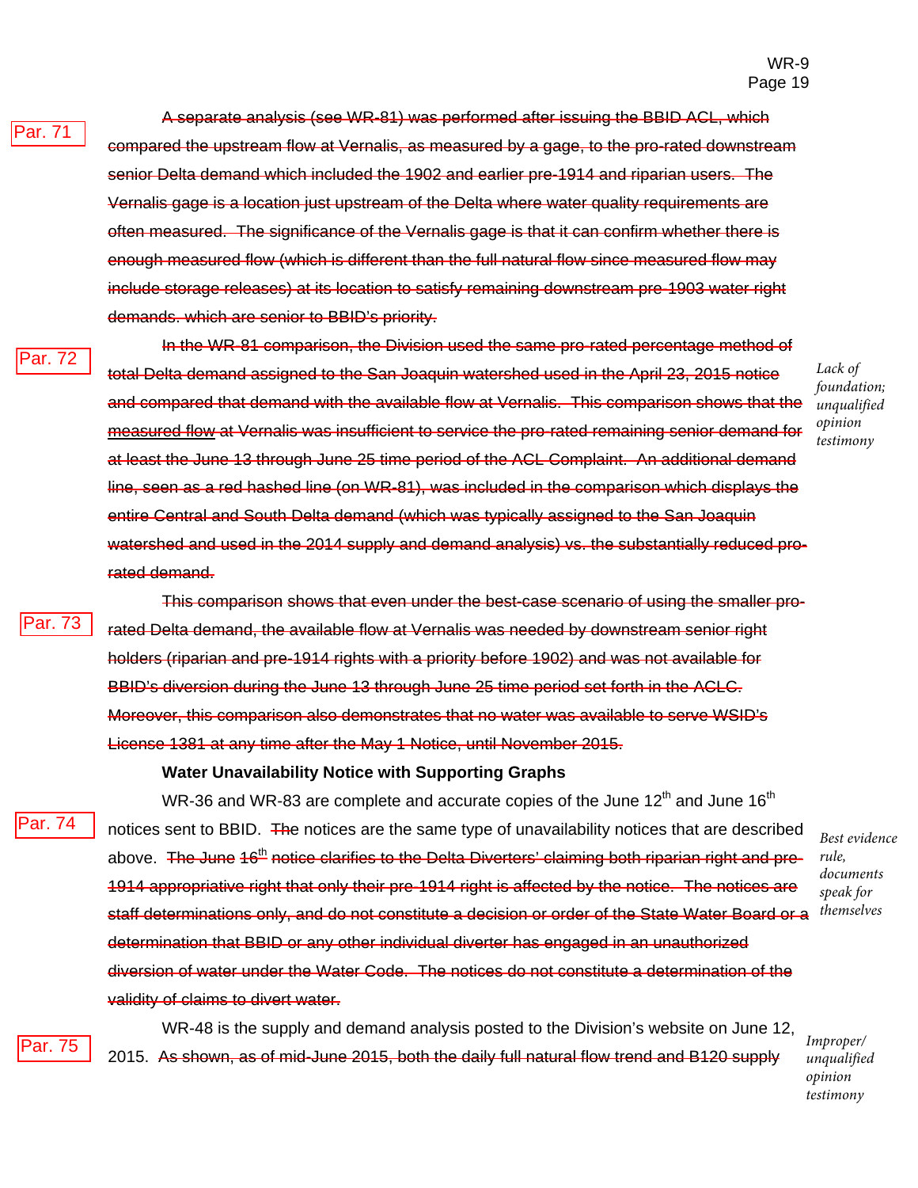Par. 71

~~A separate analysis (see WR-81) was performed after issuing the BBID ACL, which compared the upstream flow at Vernalis, as measured by a gage, to the pro-rated downstream senior Delta demand which included the 1902 and earlier pre-1914 and riparian users. The Vernalis gage is a location just upstream of the Delta where water quality requirements are often measured. The significance of the Vernalis gage is that it can confirm whether there is enough measured flow (which is different than the full natural flow since measured flow may include storage releases) at its location to satisfy remaining downstream pre-1903 water right demands. which are senior to BBID's priority.~~

Par. 72

~~In the WR-81 comparison, the Division used the same pro-rated percentage method of total Delta demand assigned to the San Joaquin watershed used in the April 23, 2015 notice and compared that demand with the available flow at Vernalis. This comparison shows that the measured flow at Vernalis was insufficient to service the pro-rated remaining senior demand for at least the June 13 through June 25 time period of the ACL Complaint. An additional demand line, seen as a red hashed line (on WR-81), was included in the comparison which displays the entire Central and South Delta demand (which was typically assigned to the San Joaquin watershed and used in the 2014 supply and demand analysis) vs. the substantially reduced pro-rated demand.~~

*Lack of foundation; unqualified opinion testimony*

Par. 73

~~This comparison shows that even under the best-case scenario of using the smaller pro-rated Delta demand, the available flow at Vernalis was needed by downstream senior right holders (riparian and pre-1914 rights with a priority before 1902) and was not available for BBID's diversion during the June 13 through June 25 time period set forth in the ACLC. Moreover, this comparison also demonstrates that no water was available to serve WSID's License 1381 at any time after the May 1 Notice, until November 2015.~~

**Water Unavailability Notice with Supporting Graphs**

Par. 74

WR-36 and WR-83 are complete and accurate copies of the June 12th and June 16th notices sent to BBID. ~~The~~ notices are the same type of unavailability notices that are described above. ~~The June 16th notice clarifies to the Delta Diverters' claiming both riparian right and pre-1914 appropriative right that only their pre-1914 right is affected by the notice. The notices are staff determinations only, and do not constitute a decision or order of the State Water Board or a determination that BBID or any other individual diverter has engaged in an unauthorized diversion of water under the Water Code. The notices do not constitute a determination of the validity of claims to divert water.~~

*Best evidence rule, documents speak for themselves*

Par. 75

WR-48 is the supply and demand analysis posted to the Division's website on June 12, 2015. ~~As shown, as of mid-June 2015, both the daily full natural flow trend and B120 supply~~

*Improper/ unqualified opinion testimony*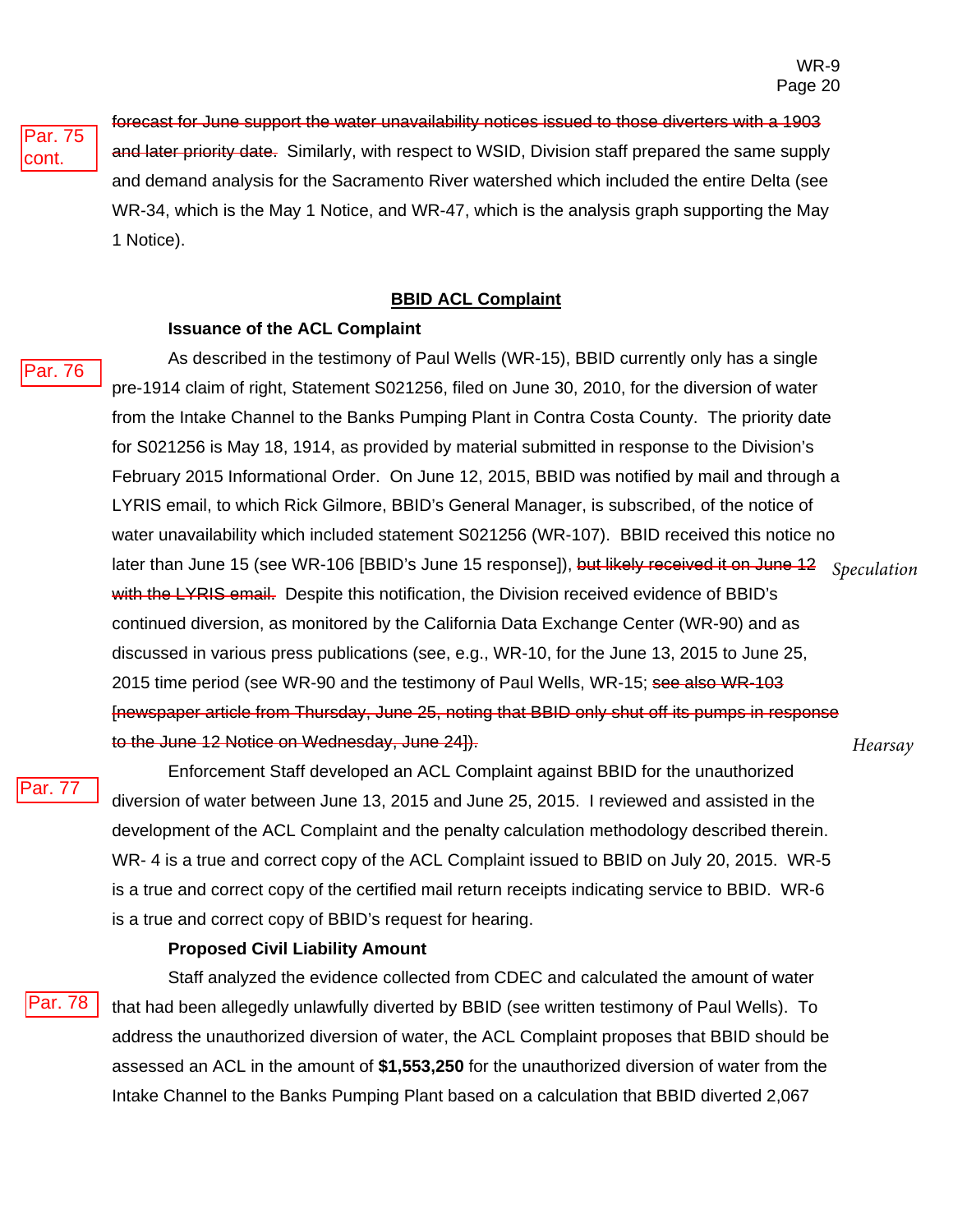Par. 75 cont.

~~forecast for June support the water unavailability notices issued to those diverters with a 1903 and later priority date.~~ Similarly, with respect to WSID, Division staff prepared the same supply and demand analysis for the Sacramento River watershed which included the entire Delta (see WR-34, which is the May 1 Notice, and WR-47, which is the analysis graph supporting the May 1 Notice).

## **BBID ACL Complaint**

### **Issuance of the ACL Complaint**

Par. 76

As described in the testimony of Paul Wells (WR-15), BBID currently only has a single pre-1914 claim of right, Statement S021256, filed on June 30, 2010, for the diversion of water from the Intake Channel to the Banks Pumping Plant in Contra Costa County. The priority date for S021256 is May 18, 1914, as provided by material submitted in response to the Division's February 2015 Informational Order. On June 12, 2015, BBID was notified by mail and through a LYRIS email, to which Rick Gilmore, BBID's General Manager, is subscribed, of the notice of water unavailability which included statement S021256 (WR-107). BBID received this notice no later than June 15 (see WR-106 [BBID's June 15 response]), ~~but likely received it on June 12 with the LYRIS email.~~ *Speculation* Despite this notification, the Division received evidence of BBID's continued diversion, as monitored by the California Data Exchange Center (WR-90) and as discussed in various press publications (see, e.g., WR-10, for the June 13, 2015 to June 25, 2015 time period (see WR-90 and the testimony of Paul Wells, WR-15; ~~see also WR-103 [newspaper article from Thursday, June 25, noting that BBID only shut off its pumps in response to the June 12 Notice on Wednesday, June 24]).~~ *Hearsay*

Par. 77

Enforcement Staff developed an ACL Complaint against BBID for the unauthorized diversion of water between June 13, 2015 and June 25, 2015. I reviewed and assisted in the development of the ACL Complaint and the penalty calculation methodology described therein. WR- 4 is a true and correct copy of the ACL Complaint issued to BBID on July 20, 2015. WR-5 is a true and correct copy of the certified mail return receipts indicating service to BBID. WR-6 is a true and correct copy of BBID's request for hearing.

### **Proposed Civil Liability Amount**

Par. 78

Staff analyzed the evidence collected from CDEC and calculated the amount of water that had been allegedly unlawfully diverted by BBID (see written testimony of Paul Wells). To address the unauthorized diversion of water, the ACL Complaint proposes that BBID should be assessed an ACL in the amount of **$1,553,250** for the unauthorized diversion of water from the Intake Channel to the Banks Pumping Plant based on a calculation that BBID diverted 2,067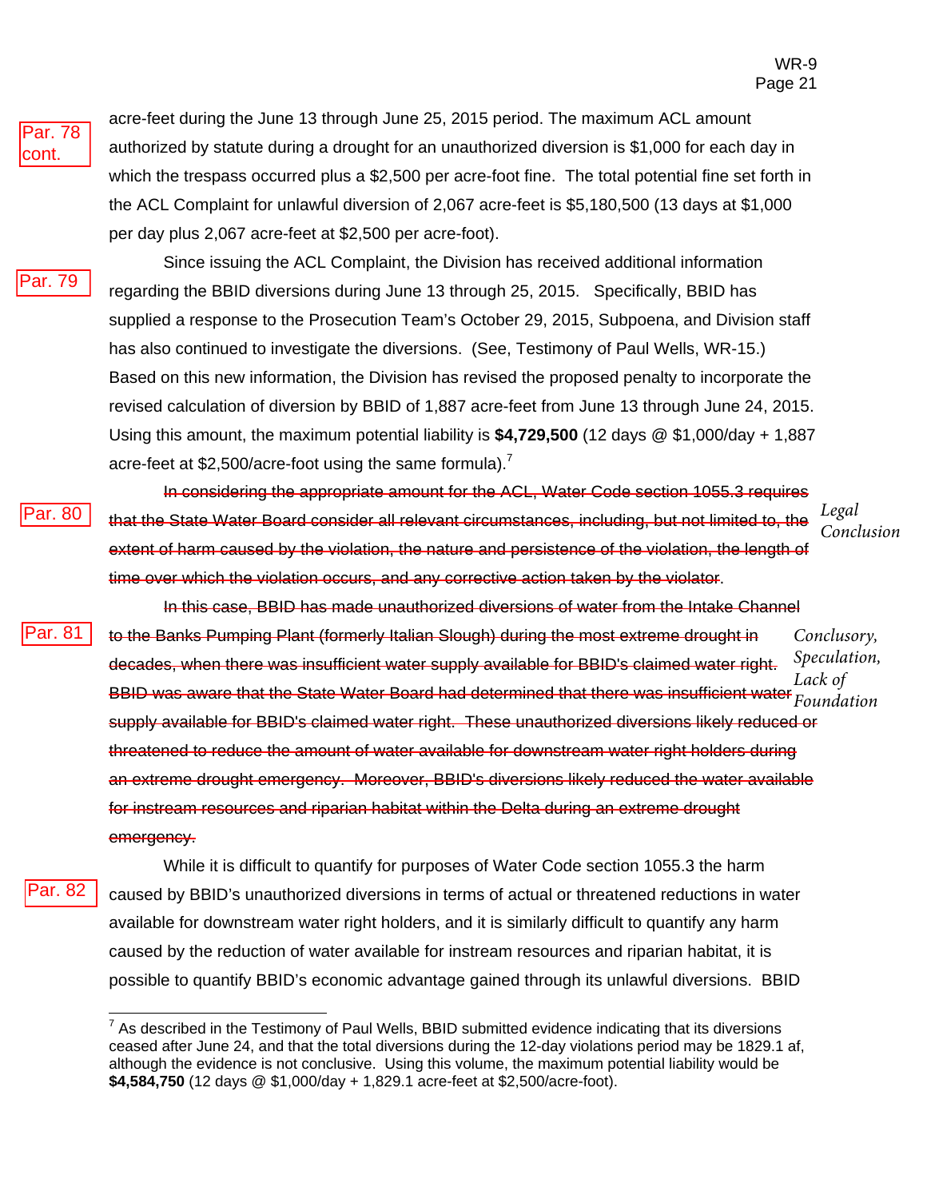Par. 78 cont.

acre-feet during the June 13 through June 25, 2015 period. The maximum ACL amount authorized by statute during a drought for an unauthorized diversion is $1,000 for each day in which the trespass occurred plus a $2,500 per acre-foot fine. The total potential fine set forth in the ACL Complaint for unlawful diversion of 2,067 acre-feet is $5,180,500 (13 days at $1,000 per day plus 2,067 acre-feet at $2,500 per acre-foot).

Par. 79

Since issuing the ACL Complaint, the Division has received additional information regarding the BBID diversions during June 13 through 25, 2015. Specifically, BBID has supplied a response to the Prosecution Team's October 29, 2015, Subpoena, and Division staff has also continued to investigate the diversions. (See, Testimony of Paul Wells, WR-15.) Based on this new information, the Division has revised the proposed penalty to incorporate the revised calculation of diversion by BBID of 1,887 acre-feet from June 13 through June 24, 2015. Using this amount, the maximum potential liability is **$4,729,500** (12 days @ $1,000/day + 1,887 acre-feet at $2,500/acre-foot using the same formula).[7]

Par. 80

~~In considering the appropriate amount for the ACL, Water Code section 1055.3 requires that the State Water Board consider all relevant circumstances, including, but not limited to, the extent of harm caused by the violation, the nature and persistence of the violation, the length of time over which the violation occurs, and any corrective action taken by the violator.~~

*Legal Conclusion*

Par. 81

~~In this case, BBID has made unauthorized diversions of water from the Intake Channel to the Banks Pumping Plant (formerly Italian Slough) during the most extreme drought in decades, when there was insufficient water supply available for BBID's claimed water right. BBID was aware that the State Water Board had determined that there was insufficient water supply available for BBID's claimed water right. These unauthorized diversions likely reduced or threatened to reduce the amount of water available for downstream water right holders during an extreme drought emergency. Moreover, BBID's diversions likely reduced the water available for instream resources and riparian habitat within the Delta during an extreme drought emergency.~~

*Conclusory, Speculation, Lack of Foundation*

Par. 82

While it is difficult to quantify for purposes of Water Code section 1055.3 the harm caused by BBID's unauthorized diversions in terms of actual or threatened reductions in water available for downstream water right holders, and it is similarly difficult to quantify any harm caused by the reduction of water available for instream resources and riparian habitat, it is possible to quantify BBID's economic advantage gained through its unlawful diversions. BBID

---

[7] As described in the Testimony of Paul Wells, BBID submitted evidence indicating that its diversions ceased after June 24, and that the total diversions during the 12-day violations period may be 1829.1 af, although the evidence is not conclusive. Using this volume, the maximum potential liability would be **$4,584,750** (12 days @ $1,000/day + 1,829.1 acre-feet at $2,500/acre-foot).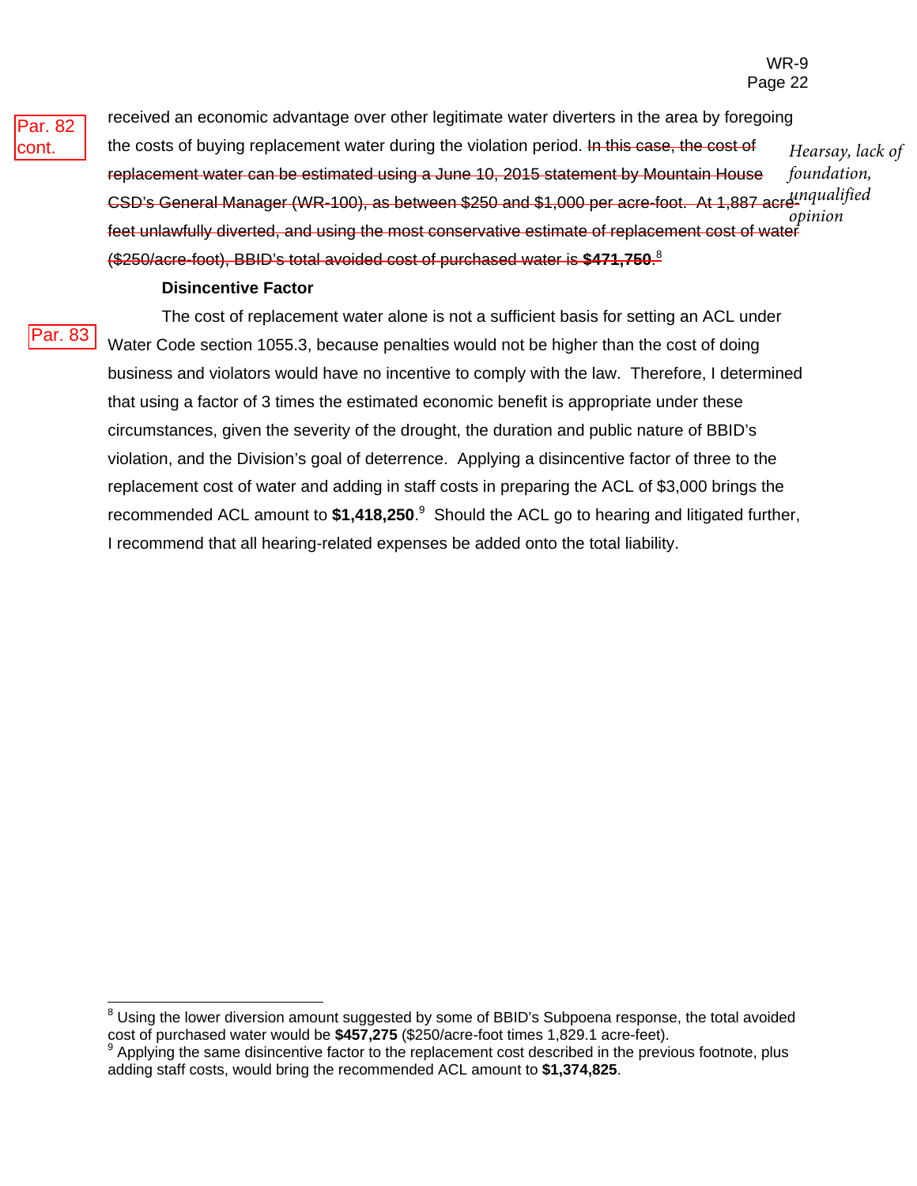Par. 82 cont.

received an economic advantage over other legitimate water diverters in the area by foregoing the costs of buying replacement water during the violation period. ~~In this case, the cost of replacement water can be estimated using a June 10, 2015 statement by Mountain House CSD's General Manager (WR-100), as between $250 and $1,000 per acre-foot. At 1,887 acre-feet unlawfully diverted, and using the most conservative estimate of replacement cost of water ($250/acre-foot), BBID's total avoided cost of purchased water is **$471,750**.~~[8]

*Hearsay, lack of foundation, unqualified opinion*

**Disincentive Factor**

Par. 83

The cost of replacement water alone is not a sufficient basis for setting an ACL under Water Code section 1055.3, because penalties would not be higher than the cost of doing business and violators would have no incentive to comply with the law. Therefore, I determined that using a factor of 3 times the estimated economic benefit is appropriate under these circumstances, given the severity of the drought, the duration and public nature of BBID's violation, and the Division's goal of deterrence. Applying a disincentive factor of three to the replacement cost of water and adding in staff costs in preparing the ACL of $3,000 brings the recommended ACL amount to **$1,418,250**.[9] Should the ACL go to hearing and litigated further, I recommend that all hearing-related expenses be added onto the total liability.

---

[8] Using the lower diversion amount suggested by some of BBID's Subpoena response, the total avoided cost of purchased water would be **$457,275** ($250/acre-foot times 1,829.1 acre-feet).

[9] Applying the same disincentive factor to the replacement cost described in the previous footnote, plus adding staff costs, would bring the recommended ACL amount to **$1,374,825**.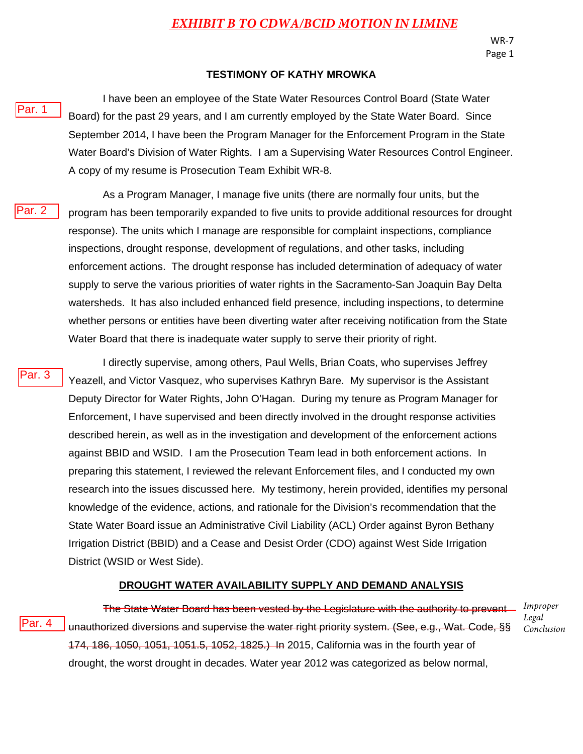***EXHIBIT B TO CDWA/BCID MOTION IN LIMINE***

WR-7
Page 1

**TESTIMONY OF KATHY MROWKA**

Par. 1

I have been an employee of the State Water Resources Control Board (State Water Board) for the past 29 years, and I am currently employed by the State Water Board. Since September 2014, I have been the Program Manager for the Enforcement Program in the State Water Board's Division of Water Rights. I am a Supervising Water Resources Control Engineer. A copy of my resume is Prosecution Team Exhibit WR-8.

Par. 2

As a Program Manager, I manage five units (there are normally four units, but the program has been temporarily expanded to five units to provide additional resources for drought response). The units which I manage are responsible for complaint inspections, compliance inspections, drought response, development of regulations, and other tasks, including enforcement actions. The drought response has included determination of adequacy of water supply to serve the various priorities of water rights in the Sacramento-San Joaquin Bay Delta watersheds. It has also included enhanced field presence, including inspections, to determine whether persons or entities have been diverting water after receiving notification from the State Water Board that there is inadequate water supply to serve their priority of right.

Par. 3

I directly supervise, among others, Paul Wells, Brian Coats, who supervises Jeffrey Yeazell, and Victor Vasquez, who supervises Kathryn Bare. My supervisor is the Assistant Deputy Director for Water Rights, John O'Hagan. During my tenure as Program Manager for Enforcement, I have supervised and been directly involved in the drought response activities described herein, as well as in the investigation and development of the enforcement actions against BBID and WSID. I am the Prosecution Team lead in both enforcement actions. In preparing this statement, I reviewed the relevant Enforcement files, and I conducted my own research into the issues discussed here. My testimony, herein provided, identifies my personal knowledge of the evidence, actions, and rationale for the Division's recommendation that the State Water Board issue an Administrative Civil Liability (ACL) Order against Byron Bethany Irrigation District (BBID) and a Cease and Desist Order (CDO) against West Side Irrigation District (WSID or West Side).

**DROUGHT WATER AVAILABILITY SUPPLY AND DEMAND ANALYSIS**

Par. 4

~~The State Water Board has been vested by the Legislature with the authority to prevent unauthorized diversions and supervise the water right priority system. (See, e.g., Wat. Code, §§ 174, 186, 1050, 1051, 1051.5, 1052, 1825.) In~~ 2015, California was in the fourth year of drought, the worst drought in decades. Water year 2012 was categorized as below normal,

*Improper Legal Conclusion*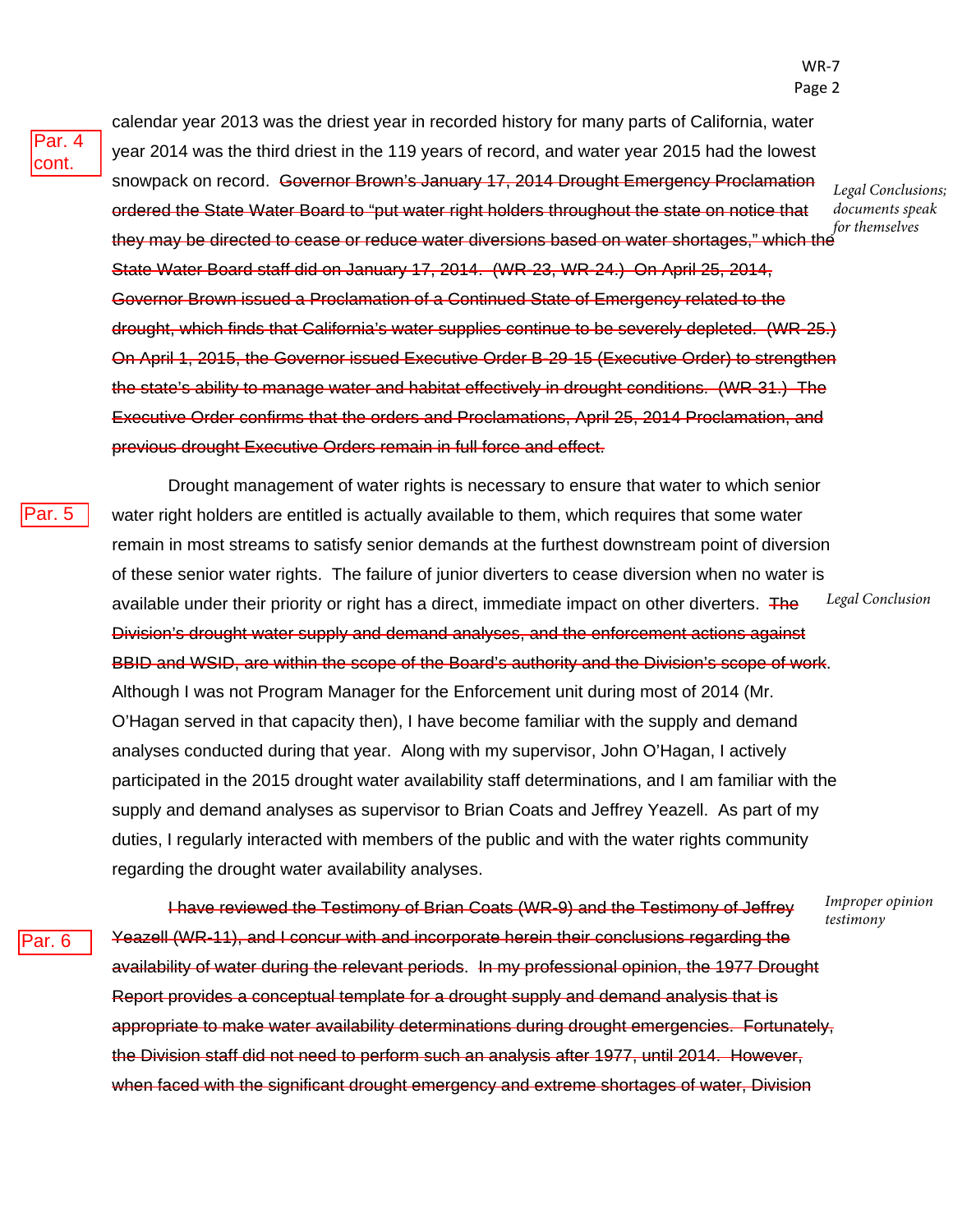Par. 4 cont.

calendar year 2013 was the driest year in recorded history for many parts of California, water year 2014 was the third driest in the 119 years of record, and water year 2015 had the lowest snowpack on record. ~~Governor Brown's January 17, 2014 Drought Emergency Proclamation ordered the State Water Board to "put water right holders throughout the state on notice that they may be directed to cease or reduce water diversions based on water shortages," which the State Water Board staff did on January 17, 2014. (WR-23, WR-24.) On April 25, 2014, Governor Brown issued a Proclamation of a Continued State of Emergency related to the drought, which finds that California's water supplies continue to be severely depleted. (WR-25.) On April 1, 2015, the Governor issued Executive Order B-29-15 (Executive Order) to strengthen the state's ability to manage water and habitat effectively in drought conditions. (WR-31.) The Executive Order confirms that the orders and Proclamations, April 25, 2014 Proclamation, and previous drought Executive Orders remain in full force and effect.~~

*Legal Conclusions; documents speak for themselves*

Par. 5

Drought management of water rights is necessary to ensure that water to which senior water right holders are entitled is actually available to them, which requires that some water remain in most streams to satisfy senior demands at the furthest downstream point of diversion of these senior water rights. The failure of junior diverters to cease diversion when no water is available under their priority or right has a direct, immediate impact on other diverters. ~~The Division's drought water supply and demand analyses, and the enforcement actions against BBID and WSID, are within the scope of the Board's authority and the Division's scope of work~~. Although I was not Program Manager for the Enforcement unit during most of 2014 (Mr. O'Hagan served in that capacity then), I have become familiar with the supply and demand analyses conducted during that year. Along with my supervisor, John O'Hagan, I actively participated in the 2015 drought water availability staff determinations, and I am familiar with the supply and demand analyses as supervisor to Brian Coats and Jeffrey Yeazell. As part of my duties, I regularly interacted with members of the public and with the water rights community regarding the drought water availability analyses.

*Legal Conclusion*

Par. 6

~~I have reviewed the Testimony of Brian Coats (WR-9) and the Testimony of Jeffrey Yeazell (WR-11), and I concur with and incorporate herein their conclusions regarding the availability of water during the relevant periods. In my professional opinion, the 1977 Drought Report provides a conceptual template for a drought supply and demand analysis that is appropriate to make water availability determinations during drought emergencies. Fortunately, the Division staff did not need to perform such an analysis after 1977, until 2014. However, when faced with the significant drought emergency and extreme shortages of water, Division~~

*Improper opinion testimony*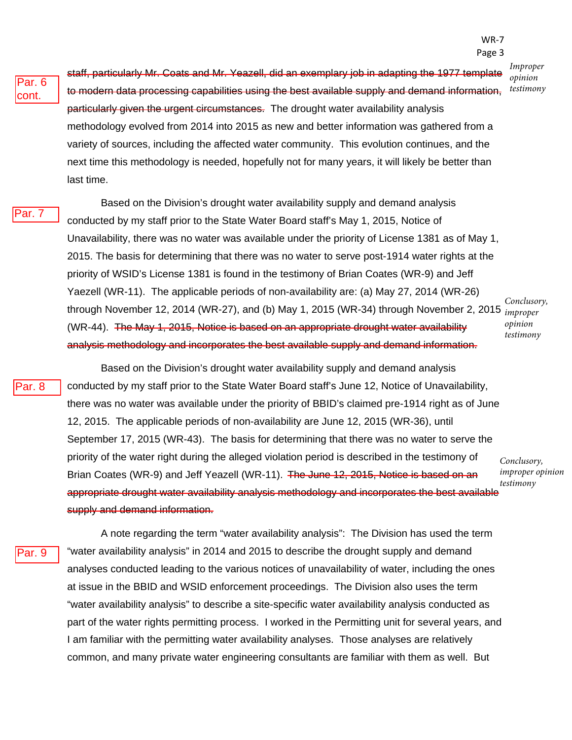Par. 6 cont.

~~staff, particularly Mr. Coats and Mr. Yeazell, did an exemplary job in adapting the 1977 template to modern data processing capabilities using the best available supply and demand information, particularly given the urgent circumstances.~~ The drought water availability analysis methodology evolved from 2014 into 2015 as new and better information was gathered from a variety of sources, including the affected water community. This evolution continues, and the next time this methodology is needed, hopefully not for many years, it will likely be better than last time.

*Improper opinion testimony*

Par. 7

Based on the Division's drought water availability supply and demand analysis conducted by my staff prior to the State Water Board staff's May 1, 2015, Notice of Unavailability, there was no water was available under the priority of License 1381 as of May 1, 2015. The basis for determining that there was no water to serve post-1914 water rights at the priority of WSID's License 1381 is found in the testimony of Brian Coates (WR-9) and Jeff Yaezell (WR-11). The applicable periods of non-availability are: (a) May 27, 2014 (WR-26) through November 12, 2014 (WR-27), and (b) May 1, 2015 (WR-34) through November 2, 2015 (WR-44). ~~The May 1, 2015, Notice is based on an appropriate drought water availability analysis methodology and incorporates the best available supply and demand information.~~

*Conclusory, improper opinion testimony*

Par. 8

Based on the Division's drought water availability supply and demand analysis conducted by my staff prior to the State Water Board staff's June 12, Notice of Unavailability, there was no water was available under the priority of BBID's claimed pre-1914 right as of June 12, 2015. The applicable periods of non-availability are June 12, 2015 (WR-36), until September 17, 2015 (WR-43). The basis for determining that there was no water to serve the priority of the water right during the alleged violation period is described in the testimony of Brian Coates (WR-9) and Jeff Yeazell (WR-11). ~~The June 12, 2015, Notice is based on an appropriate drought water availability analysis methodology and incorporates the best available supply and demand information.~~

*Conclusory, improper opinion testimony*

Par. 9

A note regarding the term "water availability analysis": The Division has used the term "water availability analysis" in 2014 and 2015 to describe the drought supply and demand analyses conducted leading to the various notices of unavailability of water, including the ones at issue in the BBID and WSID enforcement proceedings. The Division also uses the term "water availability analysis" to describe a site-specific water availability analysis conducted as part of the water rights permitting process. I worked in the Permitting unit for several years, and I am familiar with the permitting water availability analyses. Those analyses are relatively common, and many private water engineering consultants are familiar with them as well. But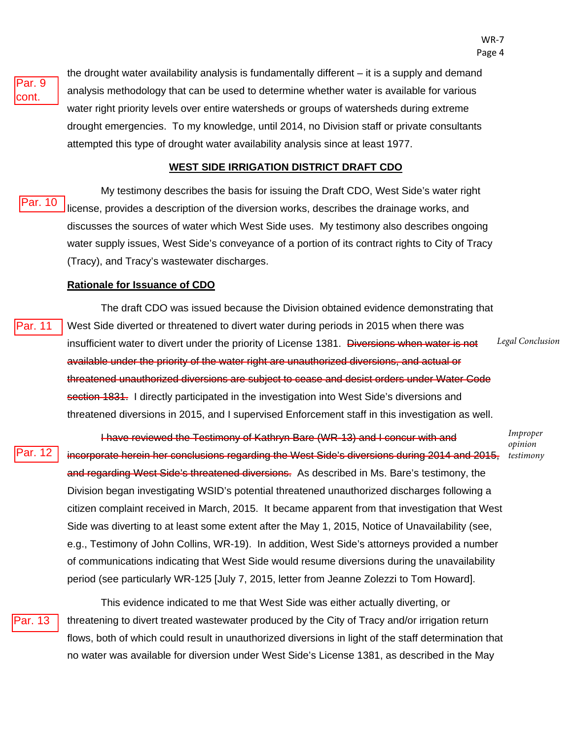Par. 9 cont.

the drought water availability analysis is fundamentally different – it is a supply and demand analysis methodology that can be used to determine whether water is available for various water right priority levels over entire watersheds or groups of watersheds during extreme drought emergencies. To my knowledge, until 2014, no Division staff or private consultants attempted this type of drought water availability analysis since at least 1977.

## WEST SIDE IRRIGATION DISTRICT DRAFT CDO

Par. 10

My testimony describes the basis for issuing the Draft CDO, West Side's water right license, provides a description of the diversion works, describes the drainage works, and discusses the sources of water which West Side uses. My testimony also describes ongoing water supply issues, West Side's conveyance of a portion of its contract rights to City of Tracy (Tracy), and Tracy's wastewater discharges.

### Rationale for Issuance of CDO

Par. 11

The draft CDO was issued because the Division obtained evidence demonstrating that West Side diverted or threatened to divert water during periods in 2015 when there was insufficient water to divert under the priority of License 1381. ~~Diversions when water is not available under the priority of the water right are unauthorized diversions, and actual or threatened unauthorized diversions are subject to cease and desist orders under Water Code section 1831.~~ I directly participated in the investigation into West Side's diversions and threatened diversions in 2015, and I supervised Enforcement staff in this investigation as well.

*Legal Conclusion*

Par. 12

~~I have reviewed the Testimony of Kathryn Bare (WR-13) and I concur with and incorporate herein her conclusions regarding the West Side's diversions during 2014 and 2015, and regarding West Side's threatened diversions.~~ As described in Ms. Bare's testimony, the Division began investigating WSID's potential threatened unauthorized discharges following a citizen complaint received in March, 2015. It became apparent from that investigation that West Side was diverting to at least some extent after the May 1, 2015, Notice of Unavailability (see, e.g., Testimony of John Collins, WR-19). In addition, West Side's attorneys provided a number of communications indicating that West Side would resume diversions during the unavailability period (see particularly WR-125 [July 7, 2015, letter from Jeanne Zolezzi to Tom Howard].

*Improper opinion testimony*

Par. 13

This evidence indicated to me that West Side was either actually diverting, or threatening to divert treated wastewater produced by the City of Tracy and/or irrigation return flows, both of which could result in unauthorized diversions in light of the staff determination that no water was available for diversion under West Side's License 1381, as described in the May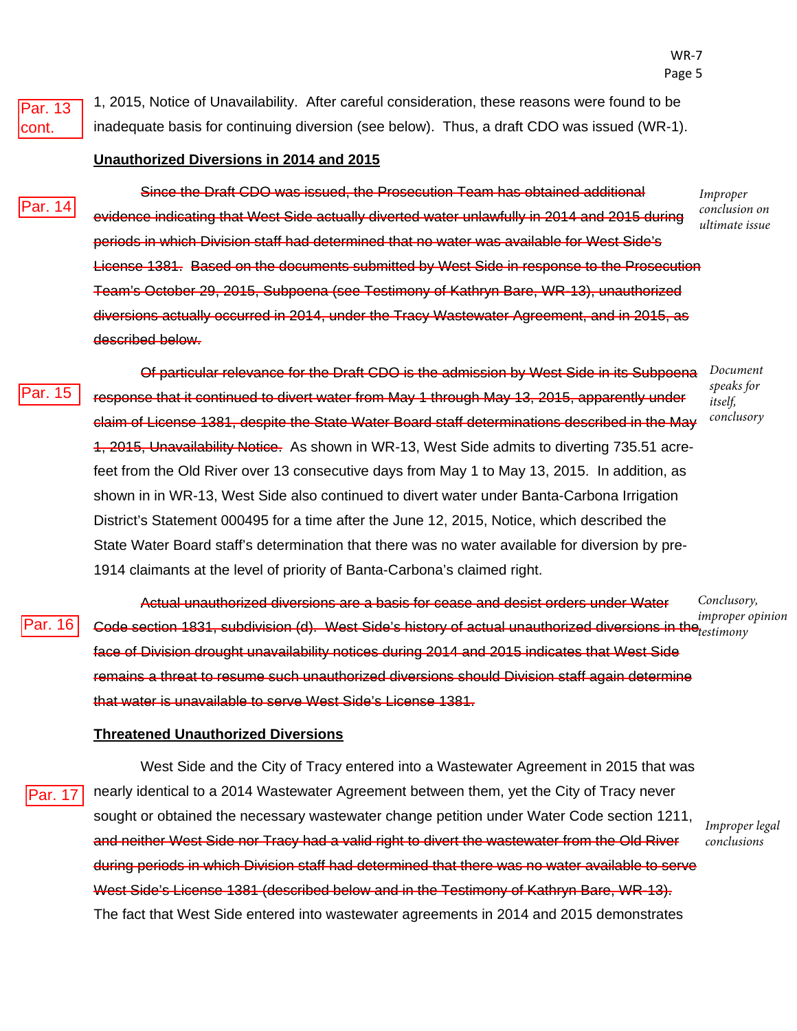Par. 13 cont.

1, 2015, Notice of Unavailability. After careful consideration, these reasons were found to be inadequate basis for continuing diversion (see below). Thus, a draft CDO was issued (WR-1).

**Unauthorized Diversions in 2014 and 2015**

Par. 14

~~Since the Draft CDO was issued, the Prosecution Team has obtained additional evidence indicating that West Side actually diverted water unlawfully in 2014 and 2015 during periods in which Division staff had determined that no water was available for West Side's License 1381. Based on the documents submitted by West Side in response to the Prosecution Team's October 29, 2015, Subpoena (see Testimony of Kathryn Bare, WR-13), unauthorized diversions actually occurred in 2014, under the Tracy Wastewater Agreement, and in 2015, as described below.~~

*Improper conclusion on ultimate issue*

Par. 15

~~Of particular relevance for the Draft CDO is the admission by West Side in its Subpoena response that it continued to divert water from May 1 through May 13, 2015, apparently under claim of License 1381, despite the State Water Board staff determinations described in the May 1, 2015, Unavailability Notice.~~ As shown in WR-13, West Side admits to diverting 735.51 acre-feet from the Old River over 13 consecutive days from May 1 to May 13, 2015. In addition, as shown in in WR-13, West Side also continued to divert water under Banta-Carbona Irrigation District's Statement 000495 for a time after the June 12, 2015, Notice, which described the State Water Board staff's determination that there was no water available for diversion by pre-1914 claimants at the level of priority of Banta-Carbona's claimed right.

*Document speaks for itself, conclusory*

Par. 16

~~Actual unauthorized diversions are a basis for cease and desist orders under Water Code section 1831, subdivision (d). West Side's history of actual unauthorized diversions in the face of Division drought unavailability notices during 2014 and 2015 indicates that West Side remains a threat to resume such unauthorized diversions should Division staff again determine that water is unavailable to serve West Side's License 1381.~~

*Conclusory, improper opinion testimony*

**Threatened Unauthorized Diversions**

Par. 17

West Side and the City of Tracy entered into a Wastewater Agreement in 2015 that was nearly identical to a 2014 Wastewater Agreement between them, yet the City of Tracy never sought or obtained the necessary wastewater change petition under Water Code section 1211, ~~and neither West Side nor Tracy had a valid right to divert the wastewater from the Old River during periods in which Division staff had determined that there was no water available to serve West Side's License 1381 (described below and in the Testimony of Kathryn Bare, WR-13).~~ The fact that West Side entered into wastewater agreements in 2014 and 2015 demonstrates

*Improper legal conclusions*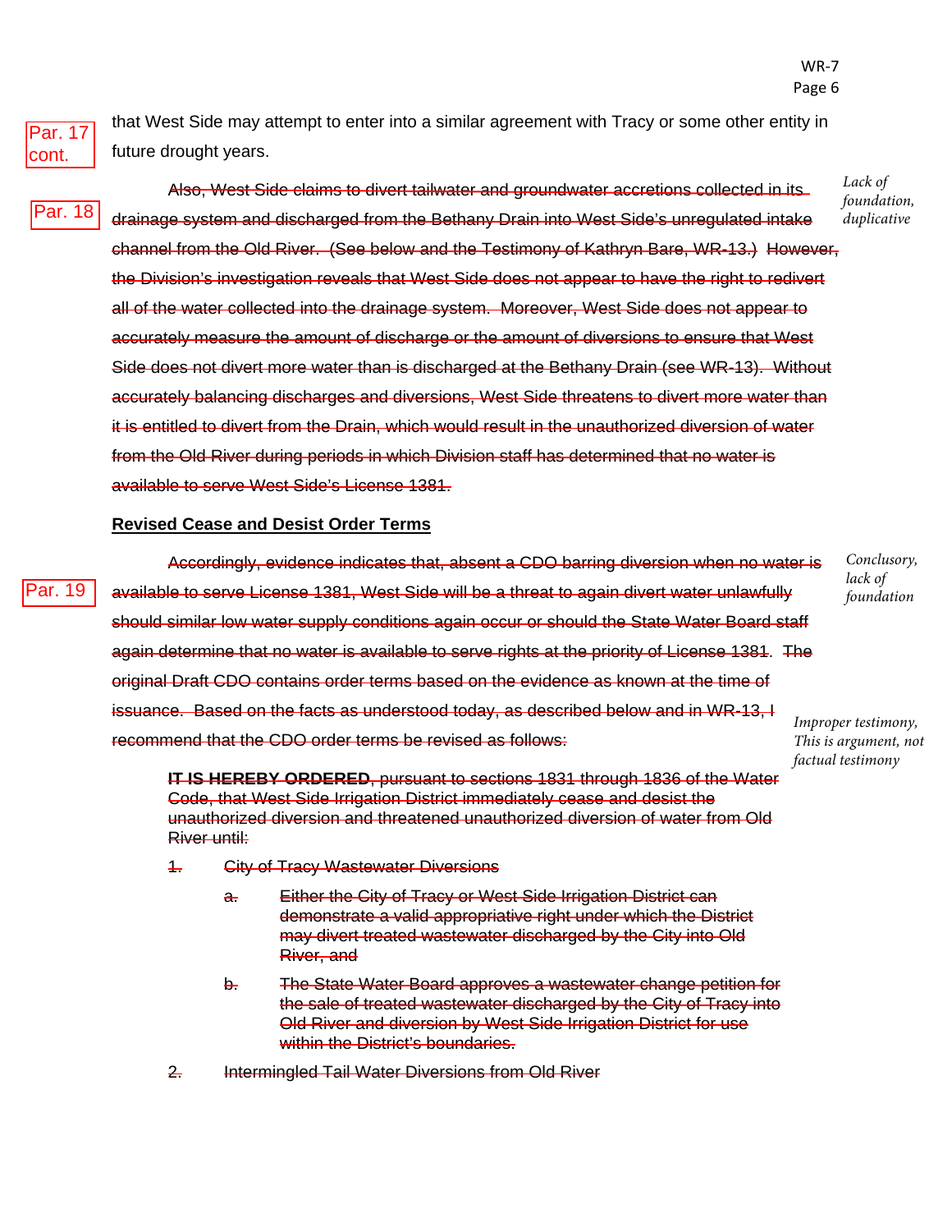Par. 17 cont.

that West Side may attempt to enter into a similar agreement with Tracy or some other entity in future drought years.

Par. 18

~~Also, West Side claims to divert tailwater and groundwater accretions collected in its drainage system and discharged from the Bethany Drain into West Side's unregulated intake channel from the Old River. (See below and the Testimony of Kathryn Bare, WR-13.) However, the Division's investigation reveals that West Side does not appear to have the right to redivert all of the water collected into the drainage system. Moreover, West Side does not appear to accurately measure the amount of discharge or the amount of diversions to ensure that West Side does not divert more water than is discharged at the Bethany Drain (see WR-13). Without accurately balancing discharges and diversions, West Side threatens to divert more water than it is entitled to divert from the Drain, which would result in the unauthorized diversion of water from the Old River during periods in which Division staff has determined that no water is available to serve West Side's License 1381.~~

*Lack of foundation, duplicative*

**Revised Cease and Desist Order Terms**

Par. 19

~~Accordingly, evidence indicates that, absent a CDO barring diversion when no water is available to serve License 1381, West Side will be a threat to again divert water unlawfully should similar low water supply conditions again occur or should the State Water Board staff again determine that no water is available to serve rights at the priority of License 1381. The original Draft CDO contains order terms based on the evidence as known at the time of issuance. Based on the facts as understood today, as described below and in WR-13, I recommend that the CDO order terms be revised as follows:~~

*Conclusory, lack of foundation*

*Improper testimony, This is argument, not factual testimony*

> ~~**IT IS HEREBY ORDERED**, pursuant to sections 1831 through 1836 of the Water Code, that West Side Irrigation District immediately cease and desist the unauthorized diversion and threatened unauthorized diversion of water from Old River until:~~
>
> ~~1. City of Tracy Wastewater Diversions~~
>
> ~~a. Either the City of Tracy or West Side Irrigation District can demonstrate a valid appropriative right under which the District may divert treated wastewater discharged by the City into Old River, and~~
>
> ~~b. The State Water Board approves a wastewater change petition for the sale of treated wastewater discharged by the City of Tracy into Old River and diversion by West Side Irrigation District for use within the District's boundaries.~~
>
> ~~2. Intermingled Tail Water Diversions from Old River~~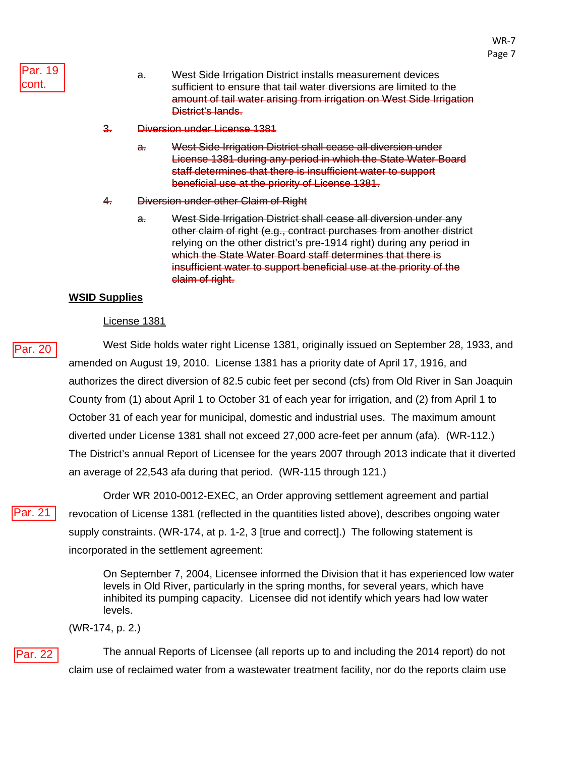Par. 19 cont.

a. ~~West Side Irrigation District installs measurement devices sufficient to ensure that tail water diversions are limited to the amount of tail water arising from irrigation on West Side Irrigation District's lands.~~

3. ~~Diversion under License 1381~~

a. ~~West Side Irrigation District shall cease all diversion under License 1381 during any period in which the State Water Board staff determines that there is insufficient water to support beneficial use at the priority of License 1381.~~

4. ~~Diversion under other Claim of Right~~

a. ~~West Side Irrigation District shall cease all diversion under any other claim of right (e.g., contract purchases from another district relying on the other district's pre-1914 right) during any period in which the State Water Board staff determines that there is insufficient water to support beneficial use at the priority of the claim of right.~~

**<u>WSID Supplies</u>**

<u>License 1381</u>

Par. 20

West Side holds water right License 1381, originally issued on September 28, 1933, and amended on August 19, 2010. License 1381 has a priority date of April 17, 1916, and authorizes the direct diversion of 82.5 cubic feet per second (cfs) from Old River in San Joaquin County from (1) about April 1 to October 31 of each year for irrigation, and (2) from April 1 to October 31 of each year for municipal, domestic and industrial uses. The maximum amount diverted under License 1381 shall not exceed 27,000 acre-feet per annum (afa). (WR-112.) The District's annual Report of Licensee for the years 2007 through 2013 indicate that it diverted an average of 22,543 afa during that period. (WR-115 through 121.)

Par. 21

Order WR 2010-0012-EXEC, an Order approving settlement agreement and partial revocation of License 1381 (reflected in the quantities listed above), describes ongoing water supply constraints. (WR-174, at p. 1-2, 3 [true and correct].) The following statement is incorporated in the settlement agreement:

> On September 7, 2004, Licensee informed the Division that it has experienced low water levels in Old River, particularly in the spring months, for several years, which have inhibited its pumping capacity. Licensee did not identify which years had low water levels.

(WR-174, p. 2.)

Par. 22

The annual Reports of Licensee (all reports up to and including the 2014 report) do not claim use of reclaimed water from a wastewater treatment facility, nor do the reports claim use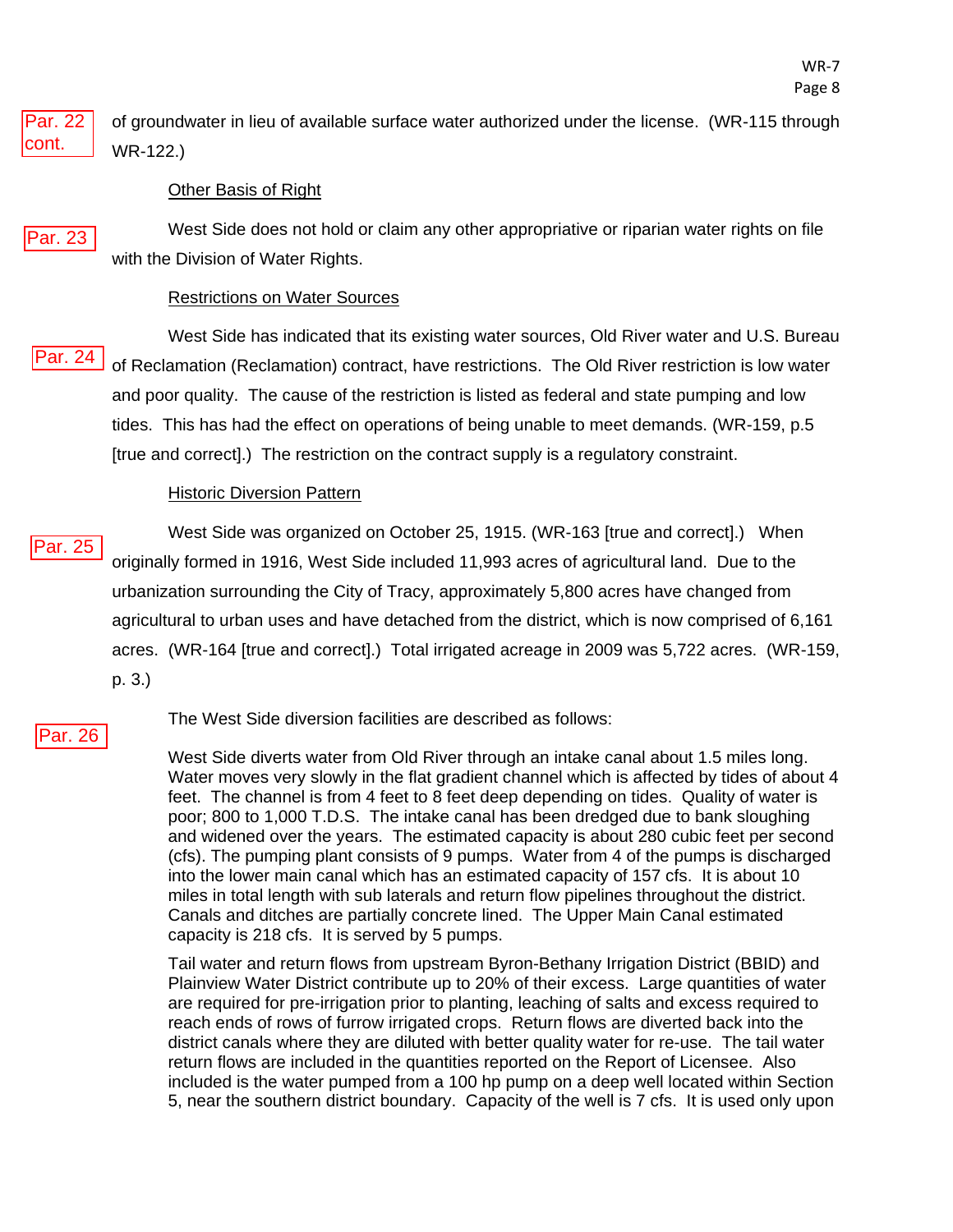Par. 22 cont.

of groundwater in lieu of available surface water authorized under the license. (WR-115 through WR-122.)

Other Basis of Right

Par. 23

West Side does not hold or claim any other appropriative or riparian water rights on file with the Division of Water Rights.

Restrictions on Water Sources

Par. 24

West Side has indicated that its existing water sources, Old River water and U.S. Bureau of Reclamation (Reclamation) contract, have restrictions. The Old River restriction is low water and poor quality. The cause of the restriction is listed as federal and state pumping and low tides. This has had the effect on operations of being unable to meet demands. (WR-159, p.5 [true and correct].) The restriction on the contract supply is a regulatory constraint.

Historic Diversion Pattern

Par. 25

West Side was organized on October 25, 1915. (WR-163 [true and correct].) When originally formed in 1916, West Side included 11,993 acres of agricultural land. Due to the urbanization surrounding the City of Tracy, approximately 5,800 acres have changed from agricultural to urban uses and have detached from the district, which is now comprised of 6,161 acres. (WR-164 [true and correct].) Total irrigated acreage in 2009 was 5,722 acres. (WR-159, p. 3.)

Par. 26

The West Side diversion facilities are described as follows:

> West Side diverts water from Old River through an intake canal about 1.5 miles long. Water moves very slowly in the flat gradient channel which is affected by tides of about 4 feet. The channel is from 4 feet to 8 feet deep depending on tides. Quality of water is poor; 800 to 1,000 T.D.S. The intake canal has been dredged due to bank sloughing and widened over the years. The estimated capacity is about 280 cubic feet per second (cfs). The pumping plant consists of 9 pumps. Water from 4 of the pumps is discharged into the lower main canal which has an estimated capacity of 157 cfs. It is about 10 miles in total length with sub laterals and return flow pipelines throughout the district. Canals and ditches are partially concrete lined. The Upper Main Canal estimated capacity is 218 cfs. It is served by 5 pumps.
>
> Tail water and return flows from upstream Byron-Bethany Irrigation District (BBID) and Plainview Water District contribute up to 20% of their excess. Large quantities of water are required for pre-irrigation prior to planting, leaching of salts and excess required to reach ends of rows of furrow irrigated crops. Return flows are diverted back into the district canals where they are diluted with better quality water for re-use. The tail water return flows are included in the quantities reported on the Report of Licensee. Also included is the water pumped from a 100 hp pump on a deep well located within Section 5, near the southern district boundary. Capacity of the well is 7 cfs. It is used only upon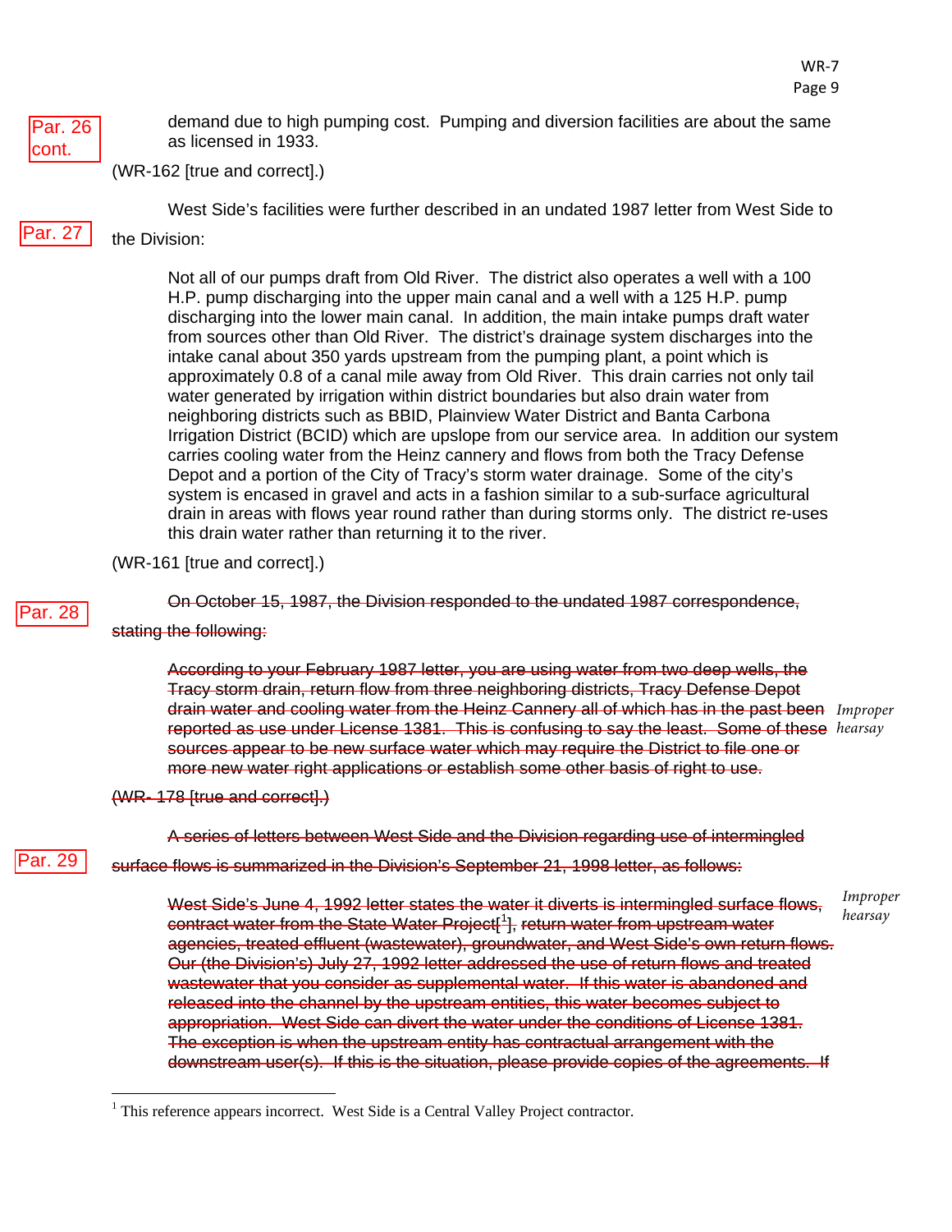Par. 26 cont.

demand due to high pumping cost. Pumping and diversion facilities are about the same as licensed in 1933.

(WR-162 [true and correct].)

Par. 27

West Side's facilities were further described in an undated 1987 letter from West Side to the Division:

> Not all of our pumps draft from Old River. The district also operates a well with a 100 H.P. pump discharging into the upper main canal and a well with a 125 H.P. pump discharging into the lower main canal. In addition, the main intake pumps draft water from sources other than Old River. The district's drainage system discharges into the intake canal about 350 yards upstream from the pumping plant, a point which is approximately 0.8 of a canal mile away from Old River. This drain carries not only tail water generated by irrigation within district boundaries but also drain water from neighboring districts such as BBID, Plainview Water District and Banta Carbona Irrigation District (BCID) which are upslope from our service area. In addition our system carries cooling water from the Heinz cannery and flows from both the Tracy Defense Depot and a portion of the City of Tracy's storm water drainage. Some of the city's system is encased in gravel and acts in a fashion similar to a sub-surface agricultural drain in areas with flows year round rather than during storms only. The district re-uses this drain water rather than returning it to the river.

(WR-161 [true and correct].)

Par. 28

~~On October 15, 1987, the Division responded to the undated 1987 correspondence, stating the following:~~

> ~~According to your February 1987 letter, you are using water from two deep wells, the Tracy storm drain, return flow from three neighboring districts, Tracy Defense Depot drain water and cooling water from the Heinz Cannery all of which has in the past been reported as use under License 1381. This is confusing to say the least. Some of these sources appear to be new surface water which may require the District to file one or more new water right applications or establish some other basis of right to use.~~

*Improper hearsay*

~~(WR- 178 [true and correct].)~~

Par. 29

~~A series of letters between West Side and the Division regarding use of intermingled surface flows is summarized in the Division's September 21, 1998 letter, as follows:~~

> ~~West Side's June 4, 1992 letter states the water it diverts is intermingled surface flows, contract water from the State Water Project[1], return water from upstream water agencies, treated effluent (wastewater), groundwater, and West Side's own return flows. Our (the Division's) July 27, 1992 letter addressed the use of return flows and treated wastewater that you consider as supplemental water. If this water is abandoned and released into the channel by the upstream entities, this water becomes subject to appropriation. West Side can divert the water under the conditions of License 1381. The exception is when the upstream entity has contractual arrangement with the downstream user(s). If this is the situation, please provide copies of the agreements. If~~

*Improper hearsay*

---

[1] This reference appears incorrect. West Side is a Central Valley Project contractor.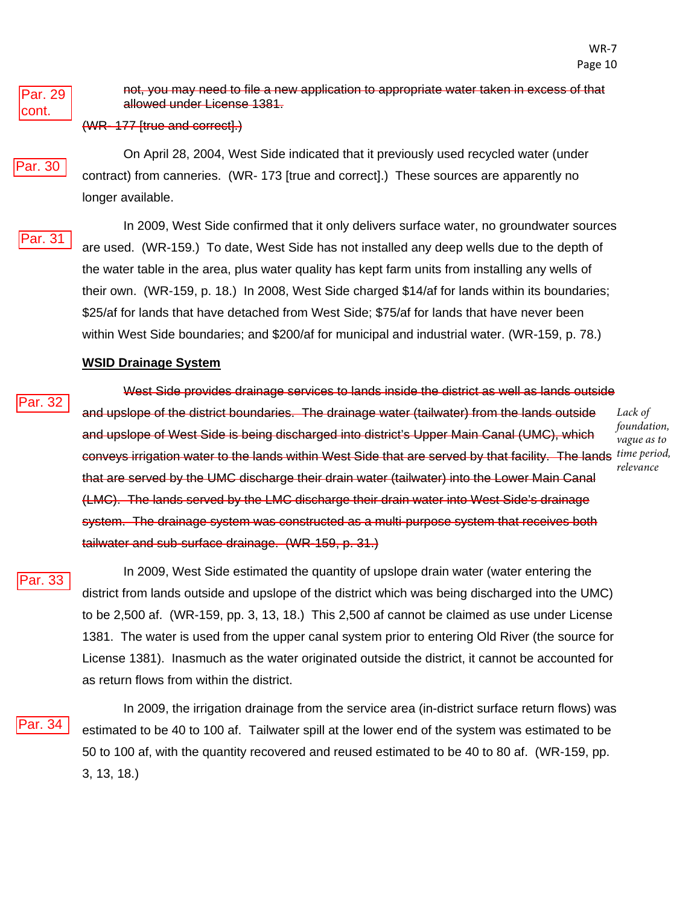Par. 29 cont.

~~not, you may need to file a new application to appropriate water taken in excess of that allowed under License 1381.~~

~~(WR- 177 [true and correct].)~~

Par. 30

On April 28, 2004, West Side indicated that it previously used recycled water (under contract) from canneries. (WR- 173 [true and correct].) These sources are apparently no longer available.

Par. 31

In 2009, West Side confirmed that it only delivers surface water, no groundwater sources are used. (WR-159.) To date, West Side has not installed any deep wells due to the depth of the water table in the area, plus water quality has kept farm units from installing any wells of their own. (WR-159, p. 18.) In 2008, West Side charged \$14/af for lands within its boundaries; \$25/af for lands that have detached from West Side; \$75/af for lands that have never been within West Side boundaries; and \$200/af for municipal and industrial water. (WR-159, p. 78.)

**WSID Drainage System**

Par. 32

~~West Side provides drainage services to lands inside the district as well as lands outside and upslope of the district boundaries. The drainage water (tailwater) from the lands outside and upslope of West Side is being discharged into district's Upper Main Canal (UMC), which conveys irrigation water to the lands within West Side that are served by that facility. The lands that are served by the UMC discharge their drain water (tailwater) into the Lower Main Canal (LMC). The lands served by the LMC discharge their drain water into West Side's drainage system. The drainage system was constructed as a multi-purpose system that receives both tailwater and sub-surface drainage. (WR-159, p. 31.)~~

*Lack of foundation, vague as to time period, relevance*

Par. 33

In 2009, West Side estimated the quantity of upslope drain water (water entering the district from lands outside and upslope of the district which was being discharged into the UMC) to be 2,500 af. (WR-159, pp. 3, 13, 18.) This 2,500 af cannot be claimed as use under License 1381. The water is used from the upper canal system prior to entering Old River (the source for License 1381). Inasmuch as the water originated outside the district, it cannot be accounted for as return flows from within the district.

Par. 34

In 2009, the irrigation drainage from the service area (in-district surface return flows) was estimated to be 40 to 100 af. Tailwater spill at the lower end of the system was estimated to be 50 to 100 af, with the quantity recovered and reused estimated to be 40 to 80 af. (WR-159, pp. 3, 13, 18.)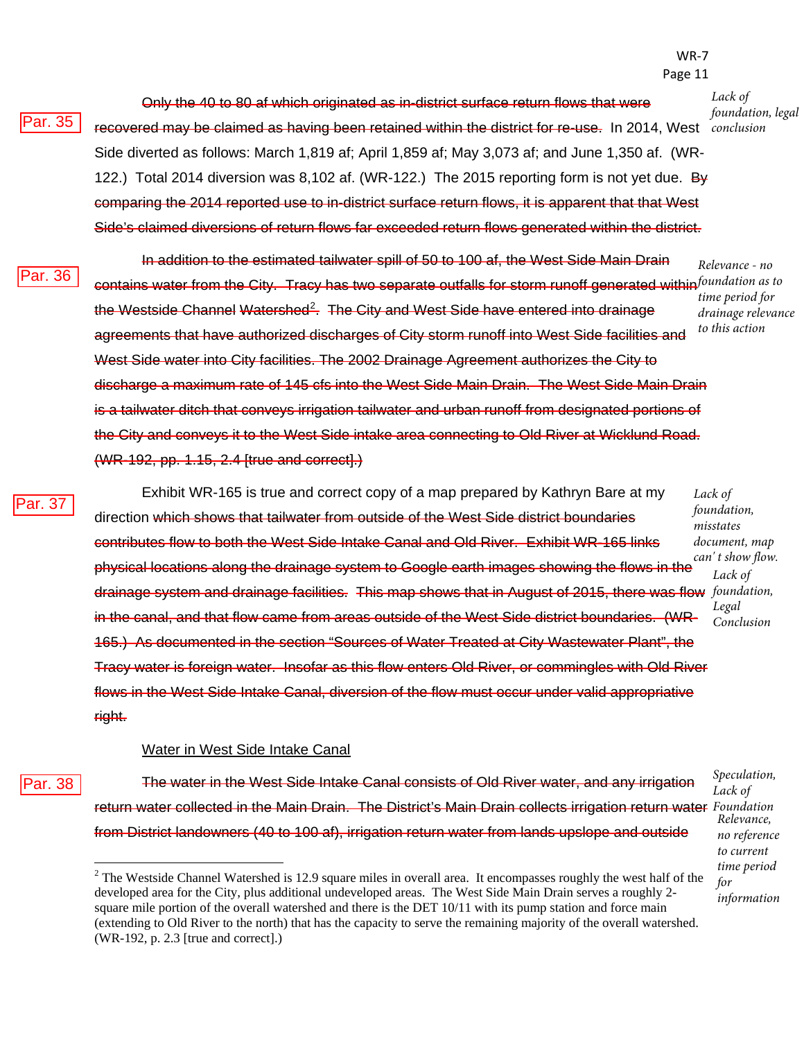Par. 35

~~Only the 40 to 80 af which originated as in-district surface return flows that were recovered may be claimed as having been retained within the district for re-use.~~ In 2014, West Side diverted as follows: March 1,819 af; April 1,859 af; May 3,073 af; and June 1,350 af. (WR-122.) Total 2014 diversion was 8,102 af. (WR-122.) The 2015 reporting form is not yet due. ~~By comparing the 2014 reported use to in-district surface return flows, it is apparent that that West Side's claimed diversions of return flows far exceeded return flows generated within the district.~~

*Lack of foundation, legal conclusion*

Par. 36

~~In addition to the estimated tailwater spill of 50 to 100 af, the West Side Main Drain contains water from the City. Tracy has two separate outfalls for storm runoff generated within the Westside Channel Watershed[2]. The City and West Side have entered into drainage agreements that have authorized discharges of City storm runoff into West Side facilities and West Side water into City facilities. The 2002 Drainage Agreement authorizes the City to discharge a maximum rate of 145 cfs into the West Side Main Drain. The West Side Main Drain is a tailwater ditch that conveys irrigation tailwater and urban runoff from designated portions of the City and conveys it to the West Side intake area connecting to Old River at Wicklund Road. (WR-192, pp. 1.15, 2.4 [true and correct].)~~

*Relevance - no foundation as to time period for drainage relevance to this action*

Par. 37

Exhibit WR-165 is true and correct copy of a map prepared by Kathryn Bare at my direction ~~which shows that tailwater from outside of the West Side district boundaries contributes flow to both the West Side Intake Canal and Old River. Exhibit WR-165 links physical locations along the drainage system to Google earth images showing the flows in the drainage system and drainage facilities. This map shows that in August of 2015, there was flow in the canal, and that flow came from areas outside of the West Side district boundaries. (WR-165.) As documented in the section "Sources of Water Treated at City Wastewater Plant", the Tracy water is foreign water. Insofar as this flow enters Old River, or commingles with Old River flows in the West Side Intake Canal, diversion of the flow must occur under valid appropriative right.~~

*Lack of foundation, misstates document, map can't show flow.*

*Lack of foundation, Legal Conclusion*

<u>Water in West Side Intake Canal</u>

Par. 38

~~The water in the West Side Intake Canal consists of Old River water, and any irrigation return water collected in the Main Drain. The District's Main Drain collects irrigation return water from District landowners (40 to 100 af), irrigation return water from lands upslope and outside~~

*Speculation, Lack of Foundation*

*Relevance, no reference to current time period for information*

---

[2] The Westside Channel Watershed is 12.9 square miles in overall area. It encompasses roughly the west half of the developed area for the City, plus additional undeveloped areas. The West Side Main Drain serves a roughly 2-square mile portion of the overall watershed and there is the DET 10/11 with its pump station and force main (extending to Old River to the north) that has the capacity to serve the remaining majority of the overall watershed. (WR-192, p. 2.3 [true and correct].)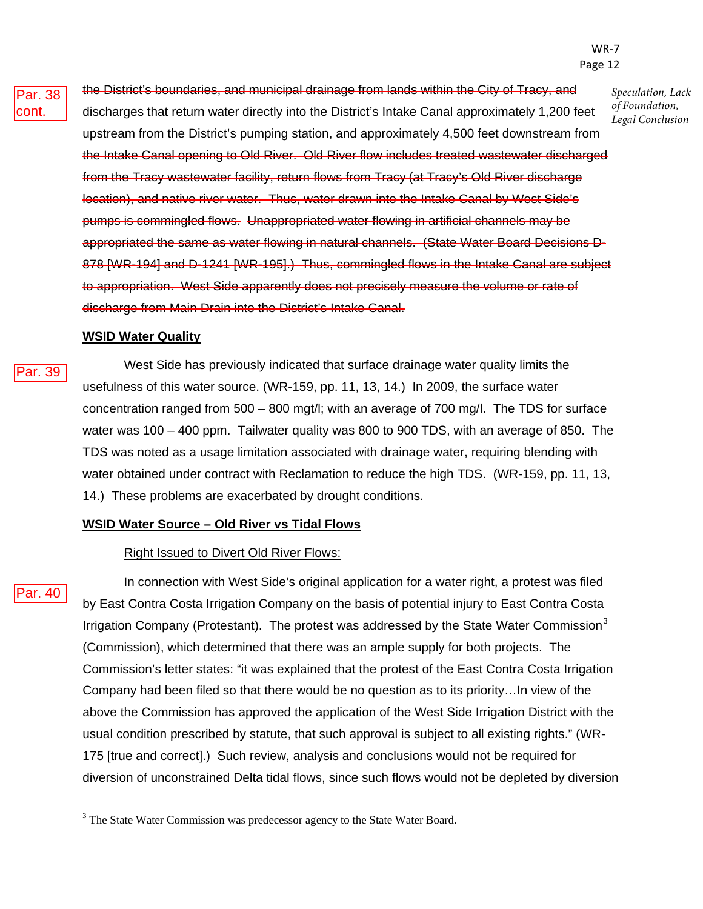Par. 38 cont.

~~the District's boundaries, and municipal drainage from lands within the City of Tracy, and discharges that return water directly into the District's Intake Canal approximately 1,200 feet upstream from the District's pumping station, and approximately 4,500 feet downstream from the Intake Canal opening to Old River. Old River flow includes treated wastewater discharged from the Tracy wastewater facility, return flows from Tracy (at Tracy's Old River discharge location), and native river water. Thus, water drawn into the Intake Canal by West Side's pumps is commingled flows. Unappropriated water flowing in artificial channels may be appropriated the same as water flowing in natural channels. (State Water Board Decisions D-878 [WR-194] and D-1241 [WR-195].) Thus, commingled flows in the Intake Canal are subject to appropriation. West Side apparently does not precisely measure the volume or rate of discharge from Main Drain into the District's Intake Canal.~~

*Speculation, Lack of Foundation, Legal Conclusion*

**WSID Water Quality**

Par. 39

West Side has previously indicated that surface drainage water quality limits the usefulness of this water source. (WR-159, pp. 11, 13, 14.) In 2009, the surface water concentration ranged from 500 – 800 mgt/l; with an average of 700 mg/l. The TDS for surface water was 100 – 400 ppm. Tailwater quality was 800 to 900 TDS, with an average of 850. The TDS was noted as a usage limitation associated with drainage water, requiring blending with water obtained under contract with Reclamation to reduce the high TDS. (WR-159, pp. 11, 13, 14.) These problems are exacerbated by drought conditions.

**WSID Water Source – Old River vs Tidal Flows**

Right Issued to Divert Old River Flows:

Par. 40

In connection with West Side's original application for a water right, a protest was filed by East Contra Costa Irrigation Company on the basis of potential injury to East Contra Costa Irrigation Company (Protestant). The protest was addressed by the State Water Commission[3] (Commission), which determined that there was an ample supply for both projects. The Commission's letter states: "it was explained that the protest of the East Contra Costa Irrigation Company had been filed so that there would be no question as to its priority…In view of the above the Commission has approved the application of the West Side Irrigation District with the usual condition prescribed by statute, that such approval is subject to all existing rights." (WR-175 [true and correct].) Such review, analysis and conclusions would not be required for diversion of unconstrained Delta tidal flows, since such flows would not be depleted by diversion

[3] The State Water Commission was predecessor agency to the State Water Board.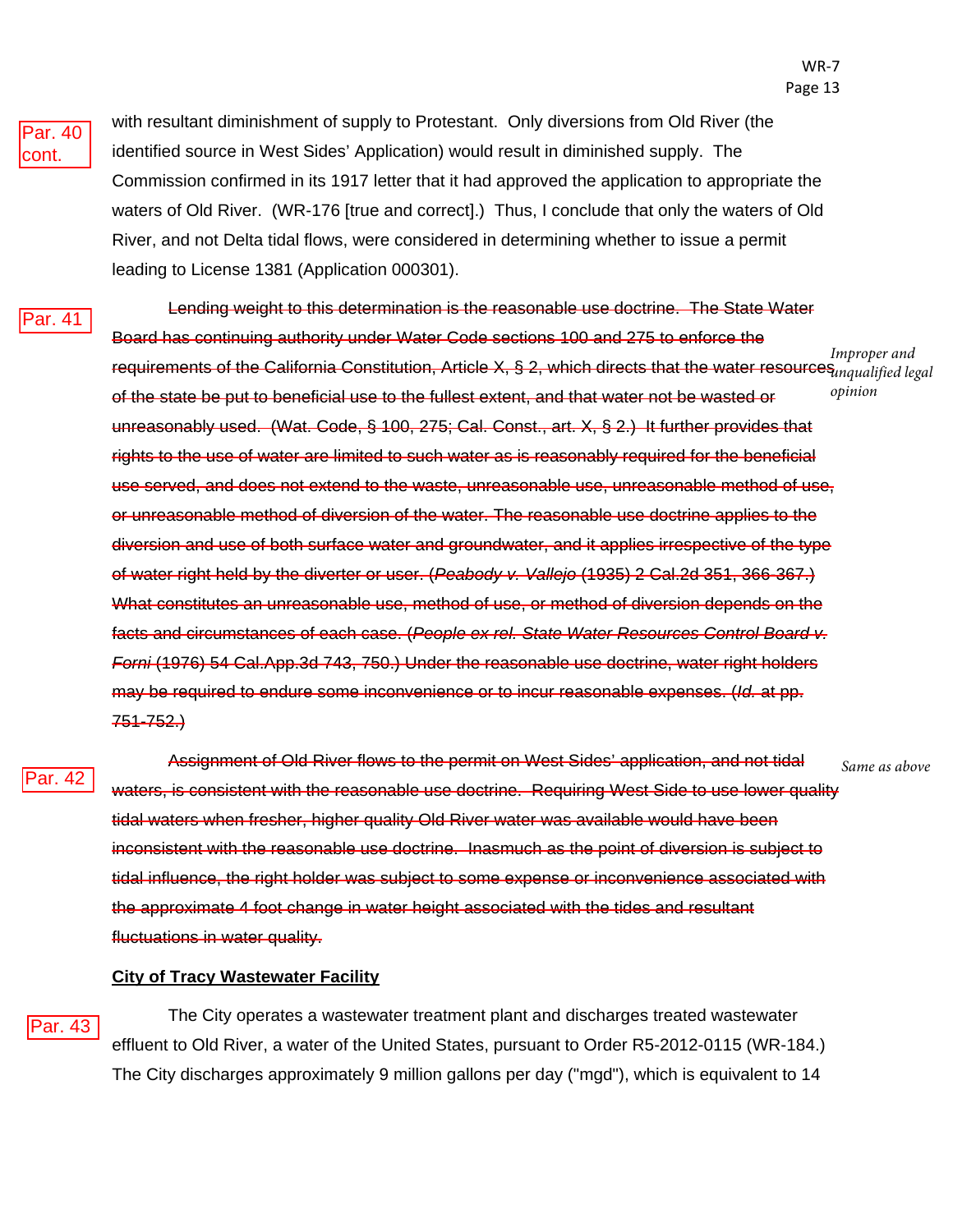Par. 40 cont.

with resultant diminishment of supply to Protestant. Only diversions from Old River (the identified source in West Sides' Application) would result in diminished supply. The Commission confirmed in its 1917 letter that it had approved the application to appropriate the waters of Old River. (WR-176 [true and correct].) Thus, I conclude that only the waters of Old River, and not Delta tidal flows, were considered in determining whether to issue a permit leading to License 1381 (Application 000301).

Par. 41

~~Lending weight to this determination is the reasonable use doctrine. The State Water Board has continuing authority under Water Code sections 100 and 275 to enforce the requirements of the California Constitution, Article X, § 2, which directs that the water resources of the state be put to beneficial use to the fullest extent, and that water not be wasted or unreasonably used. (Wat. Code, § 100, 275; Cal. Const., art. X, § 2.) It further provides that rights to the use of water are limited to such water as is reasonably required for the beneficial use served, and does not extend to the waste, unreasonable use, unreasonable method of use, or unreasonable method of diversion of the water. The reasonable use doctrine applies to the diversion and use of both surface water and groundwater, and it applies irrespective of the type of water right held by the diverter or user. (*Peabody v. Vallejo* (1935) 2 Cal.2d 351, 366-367.) What constitutes an unreasonable use, method of use, or method of diversion depends on the facts and circumstances of each case. (*People ex rel. State Water Resources Control Board v. Forni* (1976) 54 Cal.App.3d 743, 750.) Under the reasonable use doctrine, water right holders may be required to endure some inconvenience or to incur reasonable expenses. (*Id.* at pp. 751-752.)~~

*Improper and unqualified legal opinion*

Par. 42

~~Assignment of Old River flows to the permit on West Sides' application, and not tidal waters, is consistent with the reasonable use doctrine. Requiring West Side to use lower quality tidal waters when fresher, higher quality Old River water was available would have been inconsistent with the reasonable use doctrine. Inasmuch as the point of diversion is subject to tidal influence, the right holder was subject to some expense or inconvenience associated with the approximate 4 foot change in water height associated with the tides and resultant fluctuations in water quality.~~

*Same as above*

**City of Tracy Wastewater Facility**

Par. 43

The City operates a wastewater treatment plant and discharges treated wastewater effluent to Old River, a water of the United States, pursuant to Order R5-2012-0115 (WR-184.) The City discharges approximately 9 million gallons per day ("mgd"), which is equivalent to 14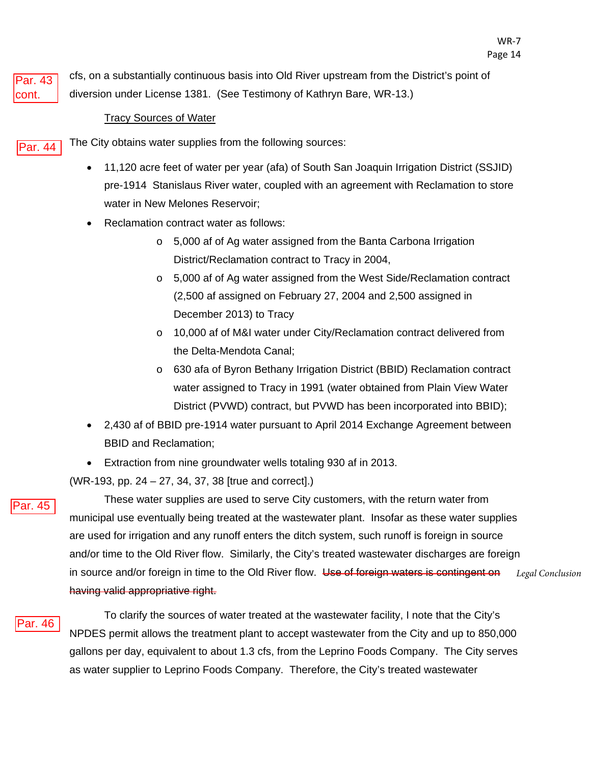Par. 43 cont.

cfs, on a substantially continuous basis into Old River upstream from the District's point of diversion under License 1381. (See Testimony of Kathryn Bare, WR-13.)

Tracy Sources of Water

Par. 44

The City obtains water supplies from the following sources:

- 11,120 acre feet of water per year (afa) of South San Joaquin Irrigation District (SSJID) pre-1914 Stanislaus River water, coupled with an agreement with Reclamation to store water in New Melones Reservoir;
- Reclamation contract water as follows:
  - 5,000 af of Ag water assigned from the Banta Carbona Irrigation District/Reclamation contract to Tracy in 2004,
  - 5,000 af of Ag water assigned from the West Side/Reclamation contract (2,500 af assigned on February 27, 2004 and 2,500 assigned in December 2013) to Tracy
  - 10,000 af of M&I water under City/Reclamation contract delivered from the Delta-Mendota Canal;
  - 630 afa of Byron Bethany Irrigation District (BBID) Reclamation contract water assigned to Tracy in 1991 (water obtained from Plain View Water District (PVWD) contract, but PVWD has been incorporated into BBID);
- 2,430 af of BBID pre-1914 water pursuant to April 2014 Exchange Agreement between BBID and Reclamation;
- Extraction from nine groundwater wells totaling 930 af in 2013.

(WR-193, pp. 24 – 27, 34, 37, 38 [true and correct].)

Par. 45

These water supplies are used to serve City customers, with the return water from municipal use eventually being treated at the wastewater plant. Insofar as these water supplies are used for irrigation and any runoff enters the ditch system, such runoff is foreign in source and/or time to the Old River flow. Similarly, the City's treated wastewater discharges are foreign in source and/or foreign in time to the Old River flow. ~~Use of foreign waters is contingent on having valid appropriative right.~~ *Legal Conclusion*

Par. 46

To clarify the sources of water treated at the wastewater facility, I note that the City's NPDES permit allows the treatment plant to accept wastewater from the City and up to 850,000 gallons per day, equivalent to about 1.3 cfs, from the Leprino Foods Company. The City serves as water supplier to Leprino Foods Company. Therefore, the City's treated wastewater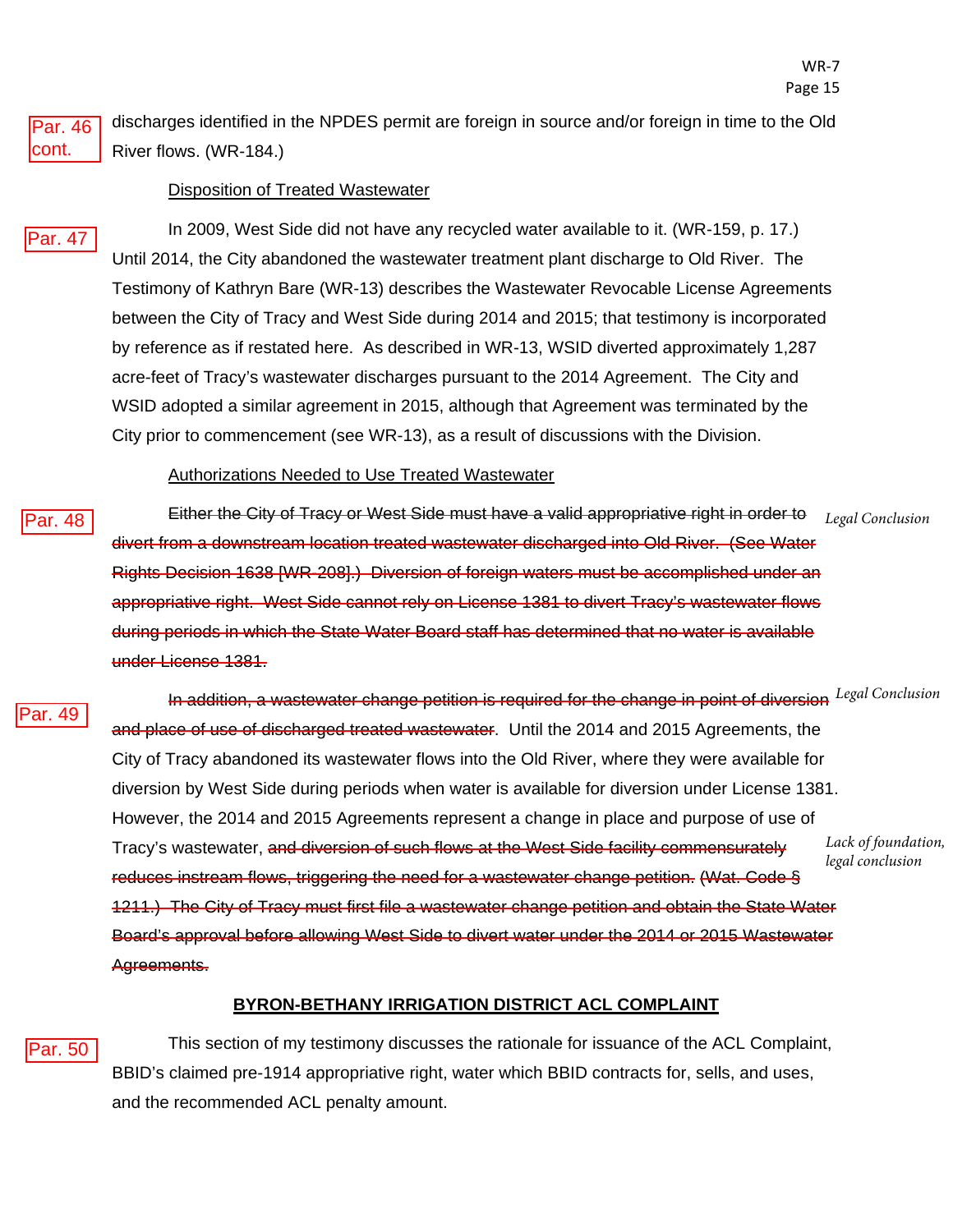Par. 46 cont.

discharges identified in the NPDES permit are foreign in source and/or foreign in time to the Old River flows. (WR-184.)

Disposition of Treated Wastewater

Par. 47

In 2009, West Side did not have any recycled water available to it. (WR-159, p. 17.) Until 2014, the City abandoned the wastewater treatment plant discharge to Old River. The Testimony of Kathryn Bare (WR-13) describes the Wastewater Revocable License Agreements between the City of Tracy and West Side during 2014 and 2015; that testimony is incorporated by reference as if restated here. As described in WR-13, WSID diverted approximately 1,287 acre-feet of Tracy's wastewater discharges pursuant to the 2014 Agreement. The City and WSID adopted a similar agreement in 2015, although that Agreement was terminated by the City prior to commencement (see WR-13), as a result of discussions with the Division.

Authorizations Needed to Use Treated Wastewater

Par. 48

~~Either the City of Tracy or West Side must have a valid appropriative right in order to divert from a downstream location treated wastewater discharged into Old River. (See Water Rights Decision 1638 [WR-208].) Diversion of foreign waters must be accomplished under an appropriative right. West Side cannot rely on License 1381 to divert Tracy's wastewater flows during periods in which the State Water Board staff has determined that no water is available under License 1381.~~

*Legal Conclusion*

Par. 49

~~In addition, a wastewater change petition is required for the change in point of diversion and place of use of discharged treated wastewater.~~ Until the 2014 and 2015 Agreements, the City of Tracy abandoned its wastewater flows into the Old River, where they were available for diversion by West Side during periods when water is available for diversion under License 1381. However, the 2014 and 2015 Agreements represent a change in place and purpose of use of Tracy's wastewater, ~~and diversion of such flows at the West Side facility commensurately reduces instream flows, triggering the need for a wastewater change petition. (Wat. Code § 1211.) The City of Tracy must first file a wastewater change petition and obtain the State Water Board's approval before allowing West Side to divert water under the 2014 or 2015 Wastewater Agreements.~~

*Legal Conclusion*

*Lack of foundation, legal conclusion*

## BYRON-BETHANY IRRIGATION DISTRICT ACL COMPLAINT

Par. 50

This section of my testimony discusses the rationale for issuance of the ACL Complaint, BBID's claimed pre-1914 appropriative right, water which BBID contracts for, sells, and uses, and the recommended ACL penalty amount.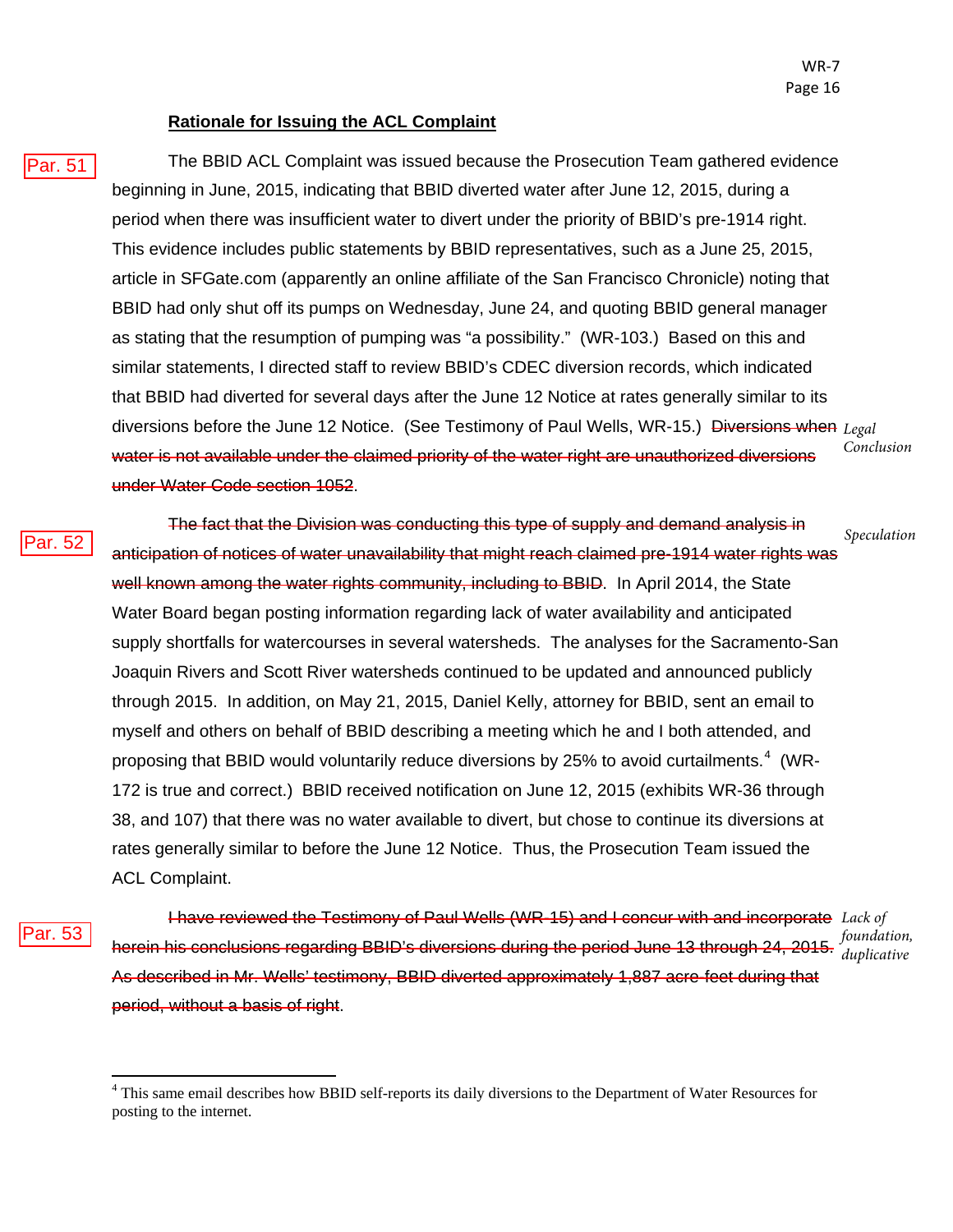## Rationale for Issuing the ACL Complaint

Par. 51 The BBID ACL Complaint was issued because the Prosecution Team gathered evidence beginning in June, 2015, indicating that BBID diverted water after June 12, 2015, during a period when there was insufficient water to divert under the priority of BBID's pre-1914 right. This evidence includes public statements by BBID representatives, such as a June 25, 2015, article in SFGate.com (apparently an online affiliate of the San Francisco Chronicle) noting that BBID had only shut off its pumps on Wednesday, June 24, and quoting BBID general manager as stating that the resumption of pumping was "a possibility." (WR-103.) Based on this and similar statements, I directed staff to review BBID's CDEC diversion records, which indicated that BBID had diverted for several days after the June 12 Notice at rates generally similar to its diversions before the June 12 Notice. (See Testimony of Paul Wells, WR-15.) ~~Diversions when water is not available under the claimed priority of the water right are unauthorized diversions under Water Code section 1052~~. *Legal Conclusion*

Par. 52 ~~The fact that the Division was conducting this type of supply and demand analysis in anticipation of notices of water unavailability that might reach claimed pre-1914 water rights was well known among the water rights community, including to BBID~~. In April 2014, the State Water Board began posting information regarding lack of water availability and anticipated supply shortfalls for watercourses in several watersheds. The analyses for the Sacramento-San Joaquin Rivers and Scott River watersheds continued to be updated and announced publicly through 2015. In addition, on May 21, 2015, Daniel Kelly, attorney for BBID, sent an email to myself and others on behalf of BBID describing a meeting which he and I both attended, and proposing that BBID would voluntarily reduce diversions by 25% to avoid curtailments.[4] (WR-172 is true and correct.) BBID received notification on June 12, 2015 (exhibits WR-36 through 38, and 107) that there was no water available to divert, but chose to continue its diversions at rates generally similar to before the June 12 Notice. Thus, the Prosecution Team issued the ACL Complaint. *Speculation*

Par. 53 ~~I have reviewed the Testimony of Paul Wells (WR-15) and I concur with and incorporate herein his conclusions regarding BBID's diversions during the period June 13 through 24, 2015. As described in Mr. Wells' testimony, BBID diverted approximately 1,887 acre-feet during that period, without a basis of right~~. *Lack of foundation, duplicative*

[4] This same email describes how BBID self-reports its daily diversions to the Department of Water Resources for posting to the internet.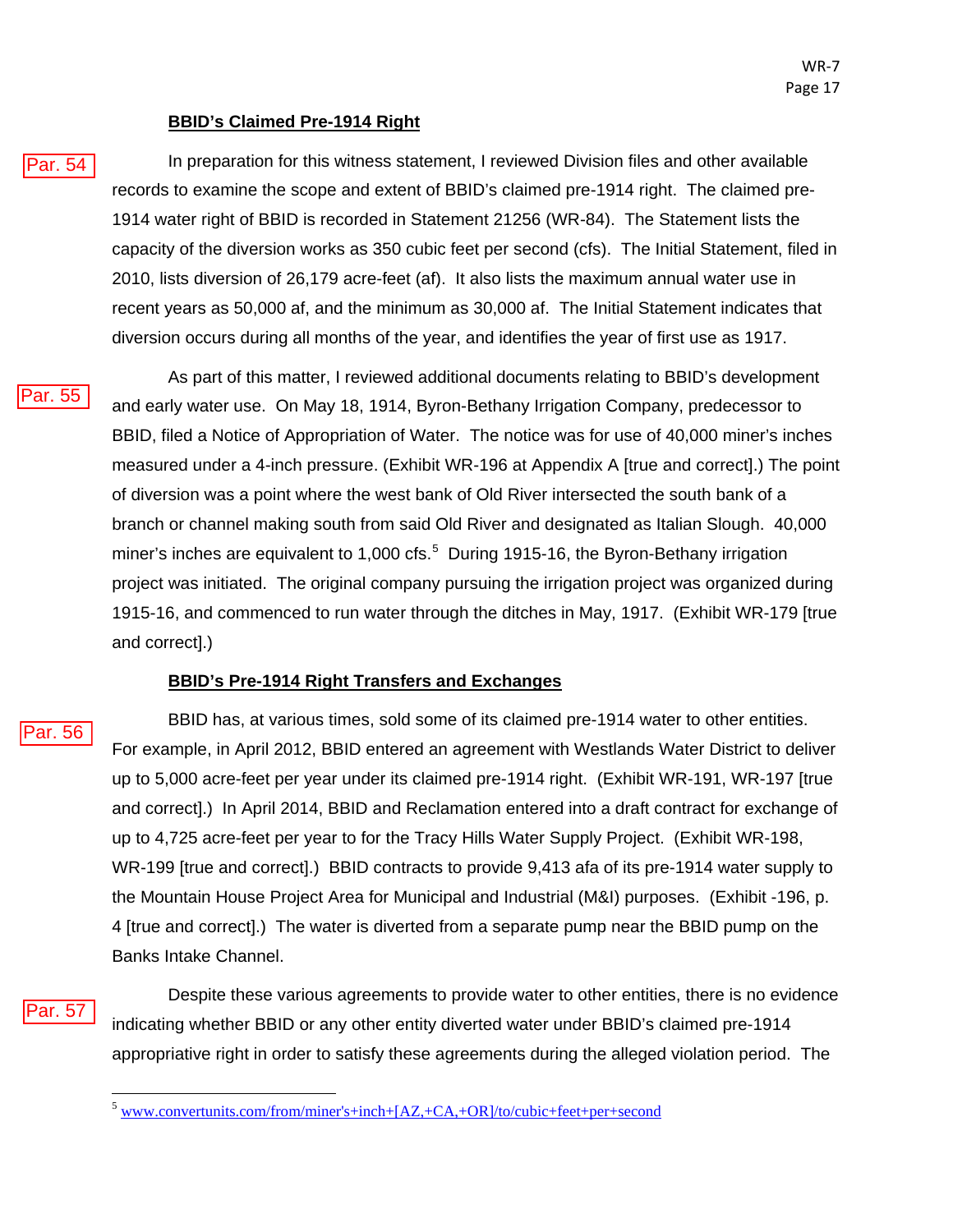**BBID's Claimed Pre-1914 Right**

Par. 54 In preparation for this witness statement, I reviewed Division files and other available records to examine the scope and extent of BBID's claimed pre-1914 right. The claimed pre-1914 water right of BBID is recorded in Statement 21256 (WR-84). The Statement lists the capacity of the diversion works as 350 cubic feet per second (cfs). The Initial Statement, filed in 2010, lists diversion of 26,179 acre-feet (af). It also lists the maximum annual water use in recent years as 50,000 af, and the minimum as 30,000 af. The Initial Statement indicates that diversion occurs during all months of the year, and identifies the year of first use as 1917.

Par. 55 As part of this matter, I reviewed additional documents relating to BBID's development and early water use. On May 18, 1914, Byron-Bethany Irrigation Company, predecessor to BBID, filed a Notice of Appropriation of Water. The notice was for use of 40,000 miner's inches measured under a 4-inch pressure. (Exhibit WR-196 at Appendix A [true and correct].) The point of diversion was a point where the west bank of Old River intersected the south bank of a branch or channel making south from said Old River and designated as Italian Slough. 40,000 miner's inches are equivalent to 1,000 cfs.[5] During 1915-16, the Byron-Bethany irrigation project was initiated. The original company pursuing the irrigation project was organized during 1915-16, and commenced to run water through the ditches in May, 1917. (Exhibit WR-179 [true and correct].)

**BBID's Pre-1914 Right Transfers and Exchanges**

Par. 56 BBID has, at various times, sold some of its claimed pre-1914 water to other entities. For example, in April 2012, BBID entered an agreement with Westlands Water District to deliver up to 5,000 acre-feet per year under its claimed pre-1914 right. (Exhibit WR-191, WR-197 [true and correct].) In April 2014, BBID and Reclamation entered into a draft contract for exchange of up to 4,725 acre-feet per year to for the Tracy Hills Water Supply Project. (Exhibit WR-198, WR-199 [true and correct].) BBID contracts to provide 9,413 afa of its pre-1914 water supply to the Mountain House Project Area for Municipal and Industrial (M&I) purposes. (Exhibit -196, p. 4 [true and correct].) The water is diverted from a separate pump near the BBID pump on the Banks Intake Channel.

Par. 57 Despite these various agreements to provide water to other entities, there is no evidence indicating whether BBID or any other entity diverted water under BBID's claimed pre-1914 appropriative right in order to satisfy these agreements during the alleged violation period. The

[5] www.convertunits.com/from/miner's+inch+[AZ,+CA,+OR]/to/cubic+feet+per+second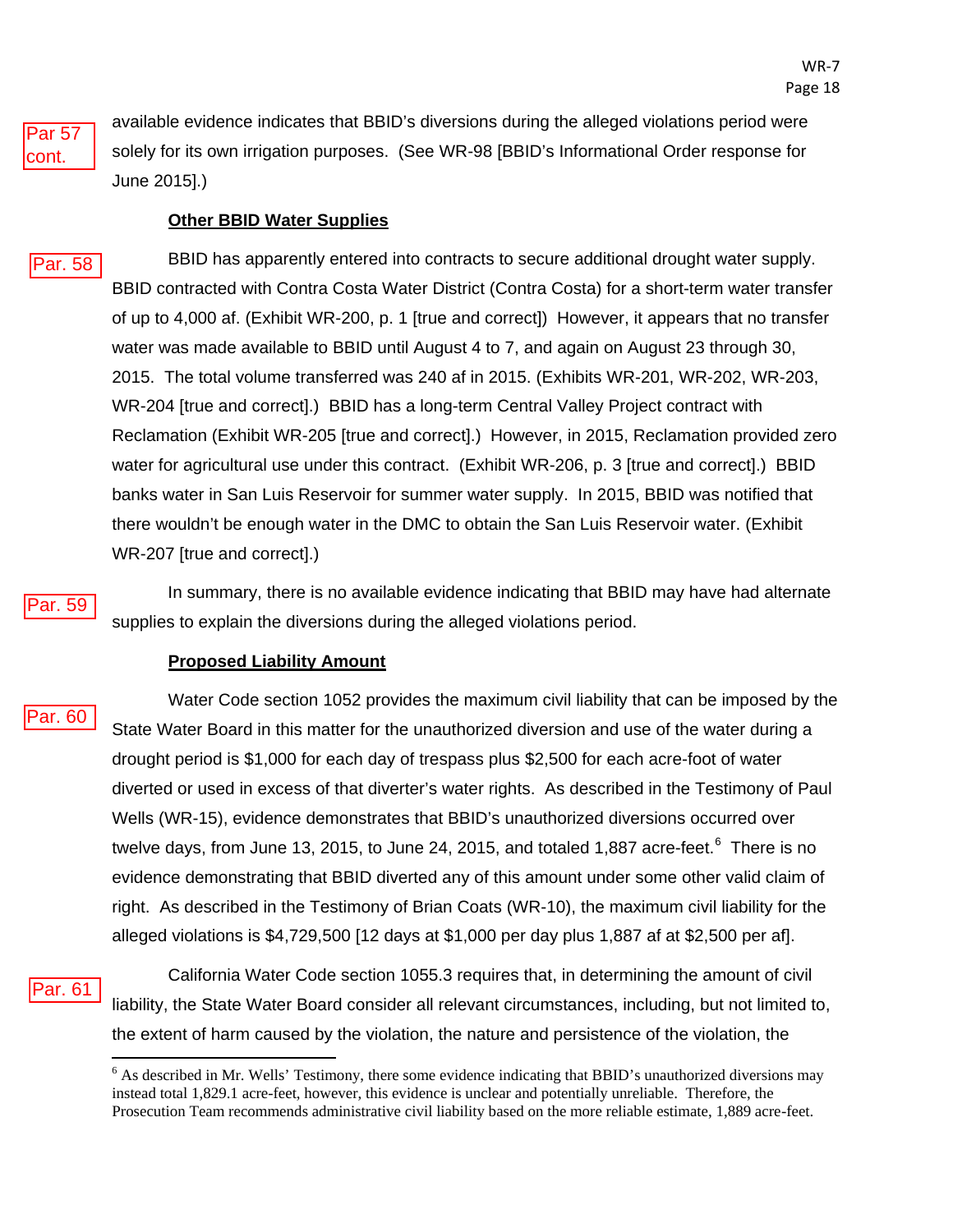Par 57 cont. available evidence indicates that BBID's diversions during the alleged violations period were solely for its own irrigation purposes. (See WR-98 [BBID's Informational Order response for June 2015].)

**Other BBID Water Supplies**

Par. 58 BBID has apparently entered into contracts to secure additional drought water supply. BBID contracted with Contra Costa Water District (Contra Costa) for a short-term water transfer of up to 4,000 af. (Exhibit WR-200, p. 1 [true and correct]) However, it appears that no transfer water was made available to BBID until August 4 to 7, and again on August 23 through 30, 2015. The total volume transferred was 240 af in 2015. (Exhibits WR-201, WR-202, WR-203, WR-204 [true and correct].) BBID has a long-term Central Valley Project contract with Reclamation (Exhibit WR-205 [true and correct].) However, in 2015, Reclamation provided zero water for agricultural use under this contract. (Exhibit WR-206, p. 3 [true and correct].) BBID banks water in San Luis Reservoir for summer water supply. In 2015, BBID was notified that there wouldn't be enough water in the DMC to obtain the San Luis Reservoir water. (Exhibit WR-207 [true and correct].)

Par. 59 In summary, there is no available evidence indicating that BBID may have had alternate supplies to explain the diversions during the alleged violations period.

**Proposed Liability Amount**

Par. 60 Water Code section 1052 provides the maximum civil liability that can be imposed by the State Water Board in this matter for the unauthorized diversion and use of the water during a drought period is $1,000 for each day of trespass plus $2,500 for each acre-foot of water diverted or used in excess of that diverter's water rights. As described in the Testimony of Paul Wells (WR-15), evidence demonstrates that BBID's unauthorized diversions occurred over twelve days, from June 13, 2015, to June 24, 2015, and totaled 1,887 acre-feet.[6] There is no evidence demonstrating that BBID diverted any of this amount under some other valid claim of right. As described in the Testimony of Brian Coats (WR-10), the maximum civil liability for the alleged violations is $4,729,500 [12 days at $1,000 per day plus 1,887 af at $2,500 per af].

Par. 61 California Water Code section 1055.3 requires that, in determining the amount of civil liability, the State Water Board consider all relevant circumstances, including, but not limited to, the extent of harm caused by the violation, the nature and persistence of the violation, the

---

[6] As described in Mr. Wells' Testimony, there some evidence indicating that BBID's unauthorized diversions may instead total 1,829.1 acre-feet, however, this evidence is unclear and potentially unreliable. Therefore, the Prosecution Team recommends administrative civil liability based on the more reliable estimate, 1,889 acre-feet.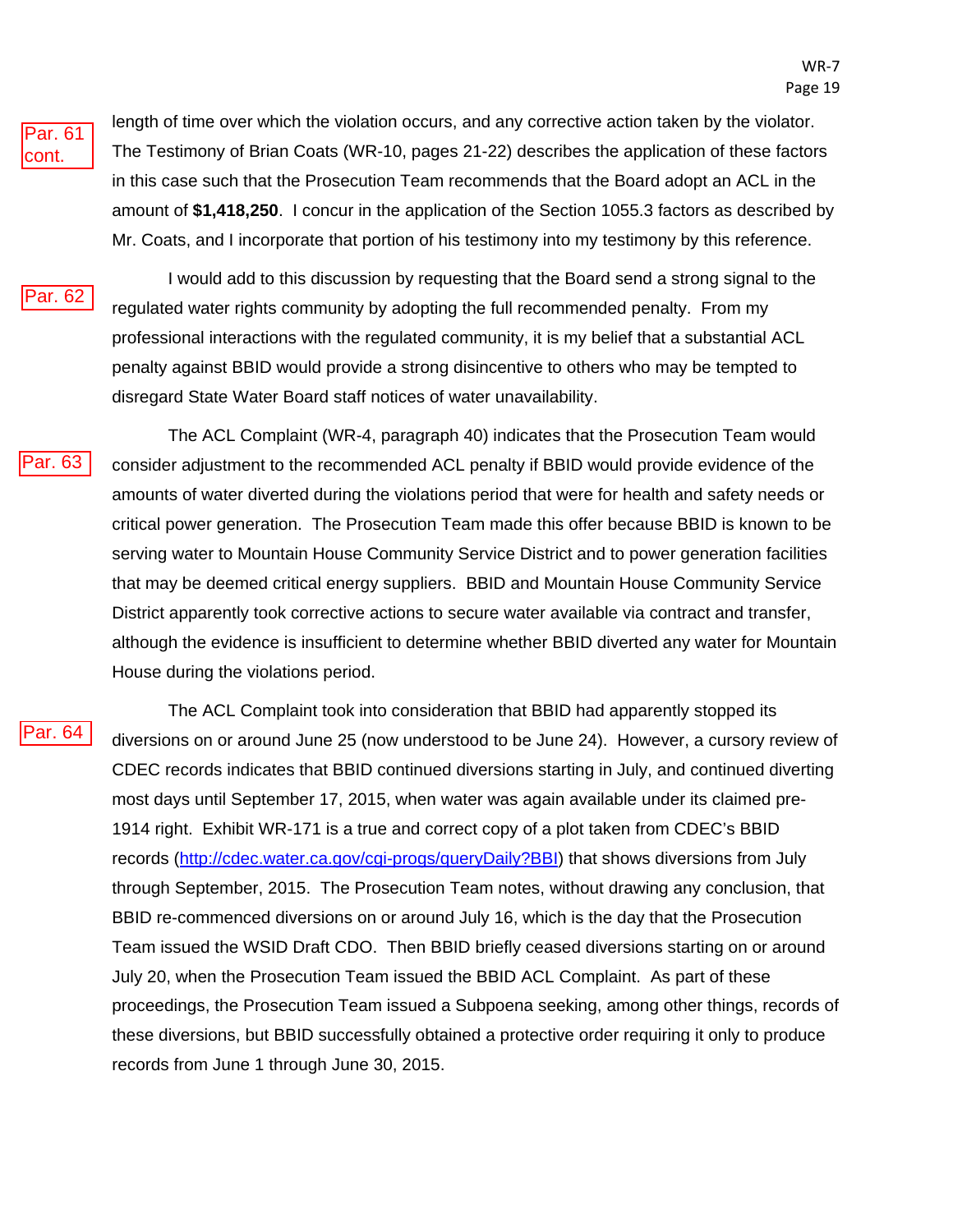Par. 61 cont.

length of time over which the violation occurs, and any corrective action taken by the violator. The Testimony of Brian Coats (WR-10, pages 21-22) describes the application of these factors in this case such that the Prosecution Team recommends that the Board adopt an ACL in the amount of **$1,418,250**. I concur in the application of the Section 1055.3 factors as described by Mr. Coats, and I incorporate that portion of his testimony into my testimony by this reference.

Par. 62

I would add to this discussion by requesting that the Board send a strong signal to the regulated water rights community by adopting the full recommended penalty. From my professional interactions with the regulated community, it is my belief that a substantial ACL penalty against BBID would provide a strong disincentive to others who may be tempted to disregard State Water Board staff notices of water unavailability.

Par. 63

The ACL Complaint (WR-4, paragraph 40) indicates that the Prosecution Team would consider adjustment to the recommended ACL penalty if BBID would provide evidence of the amounts of water diverted during the violations period that were for health and safety needs or critical power generation. The Prosecution Team made this offer because BBID is known to be serving water to Mountain House Community Service District and to power generation facilities that may be deemed critical energy suppliers. BBID and Mountain House Community Service District apparently took corrective actions to secure water available via contract and transfer, although the evidence is insufficient to determine whether BBID diverted any water for Mountain House during the violations period.

Par. 64

The ACL Complaint took into consideration that BBID had apparently stopped its diversions on or around June 25 (now understood to be June 24). However, a cursory review of CDEC records indicates that BBID continued diversions starting in July, and continued diverting most days until September 17, 2015, when water was again available under its claimed pre-1914 right. Exhibit WR-171 is a true and correct copy of a plot taken from CDEC's BBID records (http://cdec.water.ca.gov/cgi-progs/queryDaily?BBI) that shows diversions from July through September, 2015. The Prosecution Team notes, without drawing any conclusion, that BBID re-commenced diversions on or around July 16, which is the day that the Prosecution Team issued the WSID Draft CDO. Then BBID briefly ceased diversions starting on or around July 20, when the Prosecution Team issued the BBID ACL Complaint. As part of these proceedings, the Prosecution Team issued a Subpoena seeking, among other things, records of these diversions, but BBID successfully obtained a protective order requiring it only to produce records from June 1 through June 30, 2015.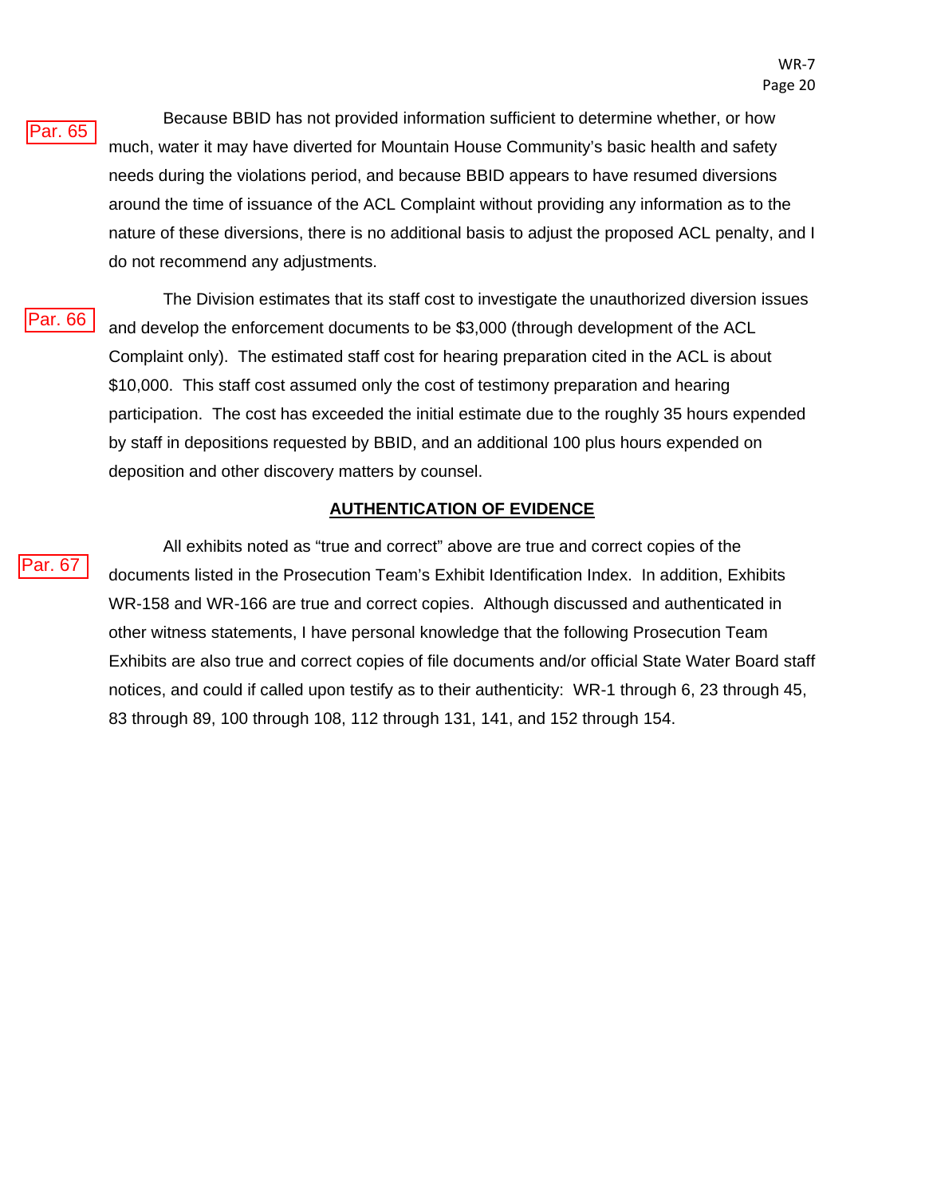Par. 65 Because BBID has not provided information sufficient to determine whether, or how much, water it may have diverted for Mountain House Community's basic health and safety needs during the violations period, and because BBID appears to have resumed diversions around the time of issuance of the ACL Complaint without providing any information as to the nature of these diversions, there is no additional basis to adjust the proposed ACL penalty, and I do not recommend any adjustments.

Par. 66 The Division estimates that its staff cost to investigate the unauthorized diversion issues and develop the enforcement documents to be $3,000 (through development of the ACL Complaint only). The estimated staff cost for hearing preparation cited in the ACL is about $10,000. This staff cost assumed only the cost of testimony preparation and hearing participation. The cost has exceeded the initial estimate due to the roughly 35 hours expended by staff in depositions requested by BBID, and an additional 100 plus hours expended on deposition and other discovery matters by counsel.

## AUTHENTICATION OF EVIDENCE

Par. 67 All exhibits noted as "true and correct" above are true and correct copies of the documents listed in the Prosecution Team's Exhibit Identification Index. In addition, Exhibits WR-158 and WR-166 are true and correct copies. Although discussed and authenticated in other witness statements, I have personal knowledge that the following Prosecution Team Exhibits are also true and correct copies of file documents and/or official State Water Board staff notices, and could if called upon testify as to their authenticity: WR-1 through 6, 23 through 45, 83 through 89, 100 through 108, 112 through 131, 141, and 152 through 154.